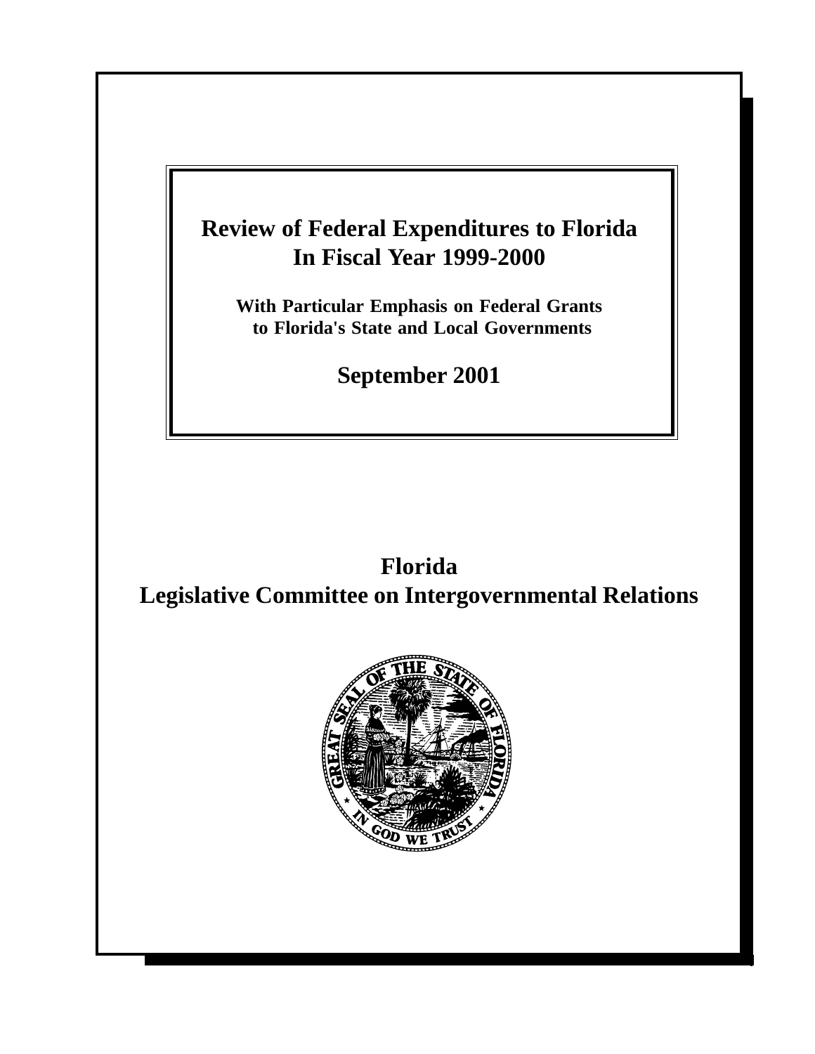# Review of Federal Expenditures to Florida In Fiscal Year 1999-2000

**With Particular Emphasis on Federal Grants to Florida's State and Local Governments**

**September 2001**

## Florida
## Legislative Committee on Intergovernmental Relations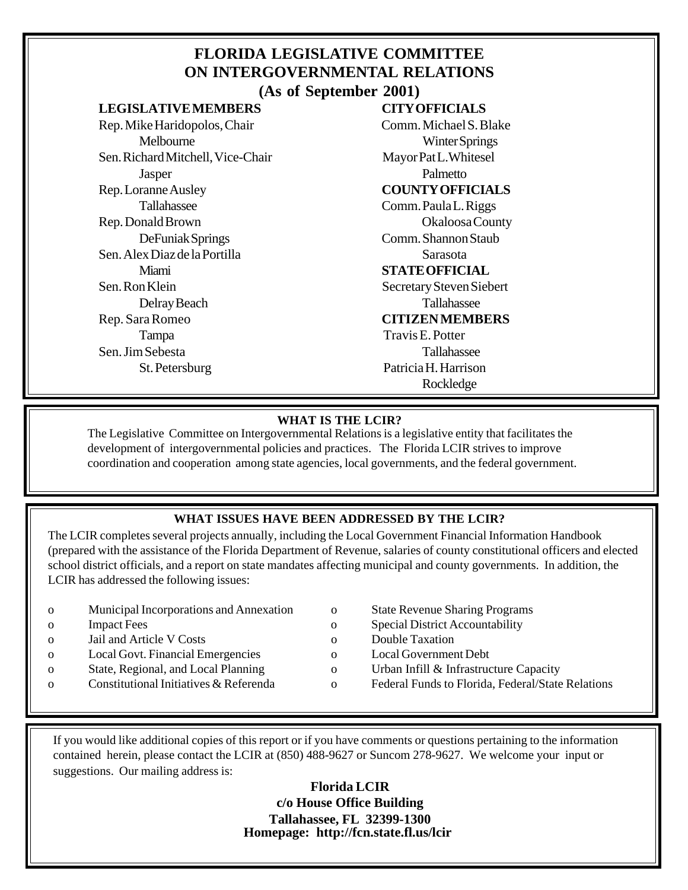# FLORIDA LEGISLATIVE COMMITTEE ON INTERGOVERNMENTAL RELATIONS

## (As of September 2001)

**LEGISLATIVE MEMBERS**

Rep. Mike Haridopolos, Chair
Melbourne

Sen. Richard Mitchell, Vice-Chair
Jasper

Rep. Loranne Ausley
Tallahassee

Rep. Donald Brown
DeFuniak Springs

Sen. Alex Diaz de la Portilla
Miami

Sen. Ron Klein
Delray Beach

Rep. Sara Romeo
Tampa

Sen. Jim Sebesta
St. Petersburg

**CITY OFFICIALS**

Comm. Michael S. Blake
Winter Springs

Mayor Pat L. Whitesel
Palmetto

**COUNTY OFFICIALS**

Comm. Paula L. Riggs
Okaloosa County

Comm. Shannon Staub
Sarasota

**STATE OFFICIAL**

Secretary Steven Siebert
Tallahassee

**CITIZEN MEMBERS**

Travis E. Potter
Tallahassee

Patricia H. Harrison
Rockledge

---

**WHAT IS THE LCIR?**

The Legislative Committee on Intergovernmental Relations is a legislative entity that facilitates the development of intergovernmental policies and practices. The Florida LCIR strives to improve coordination and cooperation among state agencies, local governments, and the federal government.

---

**WHAT ISSUES HAVE BEEN ADDRESSED BY THE LCIR?**

The LCIR completes several projects annually, including the Local Government Financial Information Handbook (prepared with the assistance of the Florida Department of Revenue, salaries of county constitutional officers and elected school district officials, and a report on state mandates affecting municipal and county governments. In addition, the LCIR has addressed the following issues:

- Municipal Incorporations and Annexation
- Impact Fees
- Jail and Article V Costs
- Local Govt. Financial Emergencies
- State, Regional, and Local Planning
- Constitutional Initiatives & Referenda
- State Revenue Sharing Programs
- Special District Accountability
- Double Taxation
- Local Government Debt
- Urban Infill & Infrastructure Capacity
- Federal Funds to Florida, Federal/State Relations

---

If you would like additional copies of this report or if you have comments or questions pertaining to the information contained herein, please contact the LCIR at (850) 488-9627 or Suncom 278-9627. We welcome your input or suggestions. Our mailing address is:

**Florida LCIR**
**c/o House Office Building**
**Tallahassee, FL 32399-1300**
**Homepage: http://fcn.state.fl.us/lcir**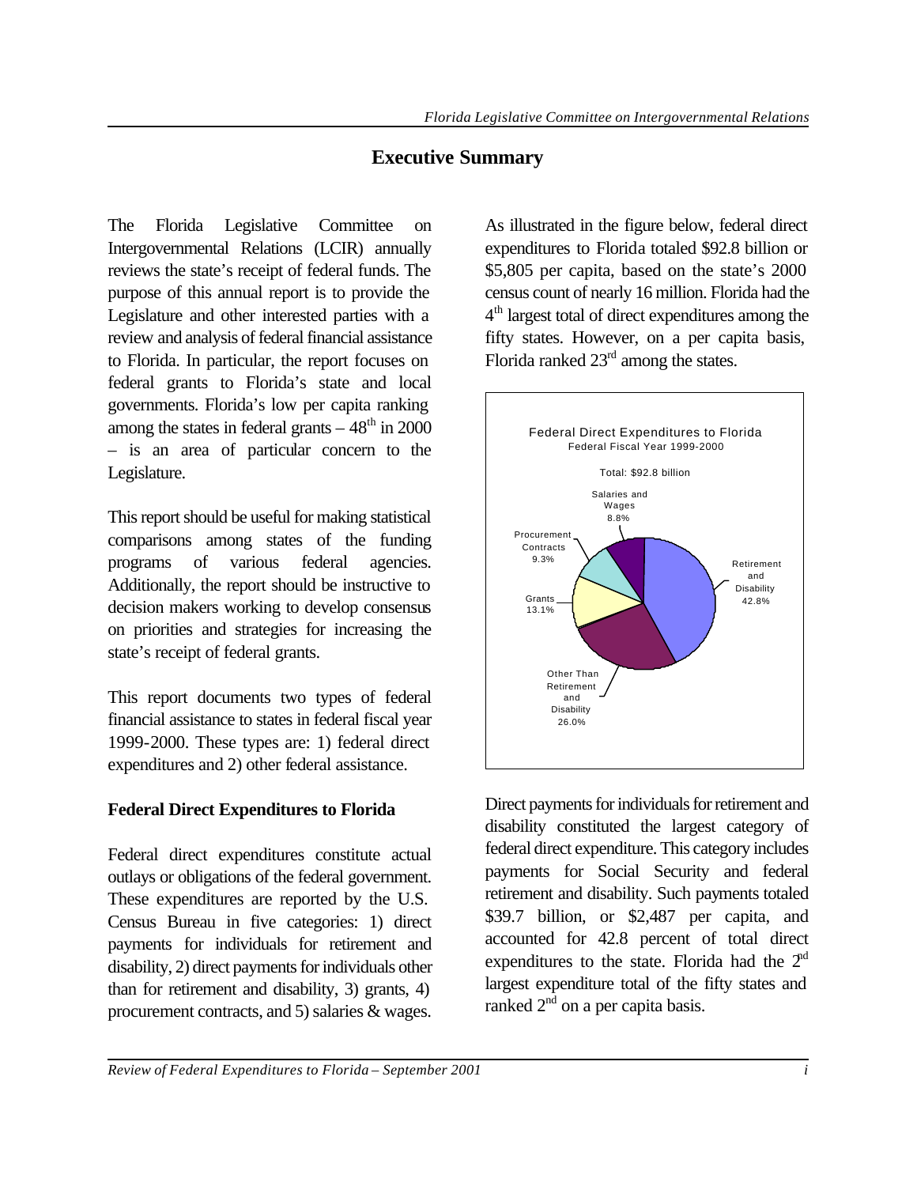# Executive Summary

The Florida Legislative Committee on Intergovernmental Relations (LCIR) annually reviews the state's receipt of federal funds. The purpose of this annual report is to provide the Legislature and other interested parties with a review and analysis of federal financial assistance to Florida. In particular, the report focuses on federal grants to Florida's state and local governments. Florida's low per capita ranking among the states in federal grants – 48th in 2000 – is an area of particular concern to the Legislature.

This report should be useful for making statistical comparisons among states of the funding programs of various federal agencies. Additionally, the report should be instructive to decision makers working to develop consensus on priorities and strategies for increasing the state's receipt of federal grants.

This report documents two types of federal financial assistance to states in federal fiscal year 1999-2000. These types are: 1) federal direct expenditures and 2) other federal assistance.

## Federal Direct Expenditures to Florida

Federal direct expenditures constitute actual outlays or obligations of the federal government. These expenditures are reported by the U.S. Census Bureau in five categories: 1) direct payments for individuals for retirement and disability, 2) direct payments for individuals other than for retirement and disability, 3) grants, 4) procurement contracts, and 5) salaries & wages.

As illustrated in the figure below, federal direct expenditures to Florida totaled $92.8 billion or $5,805 per capita, based on the state's 2000 census count of nearly 16 million. Florida had the 4th largest total of direct expenditures among the fifty states. However, on a per capita basis, Florida ranked 23rd among the states.

Federal Direct Expenditures to Florida
Federal Fiscal Year 1999-2000

Total: $92.8 billion

| Category | Percent |
|---|---|
| Retirement and Disability | 42.8% |
| Other Than Retirement and Disability | 26.0% |
| Grants | 13.1% |
| Procurement Contracts | 9.3% |
| Salaries and Wages | 8.8% |

Direct payments for individuals for retirement and disability constituted the largest category of federal direct expenditure. This category includes payments for Social Security and federal retirement and disability. Such payments totaled $39.7 billion, or $2,487 per capita, and accounted for 42.8 percent of total direct expenditures to the state. Florida had the 2nd largest expenditure total of the fifty states and ranked 2nd on a per capita basis.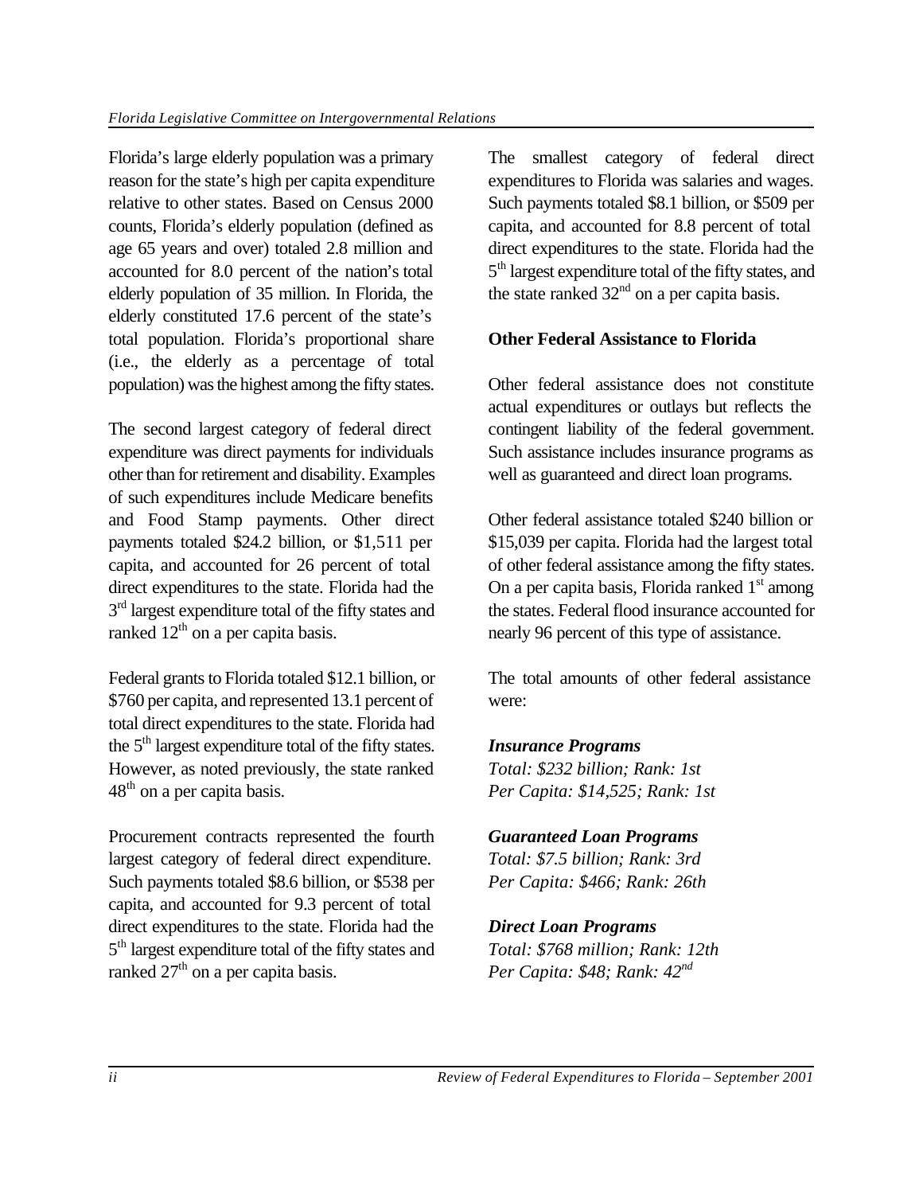Florida's large elderly population was a primary reason for the state's high per capita expenditure relative to other states. Based on Census 2000 counts, Florida's elderly population (defined as age 65 years and over) totaled 2.8 million and accounted for 8.0 percent of the nation's total elderly population of 35 million. In Florida, the elderly constituted 17.6 percent of the state's total population. Florida's proportional share (i.e., the elderly as a percentage of total population) was the highest among the fifty states.

The second largest category of federal direct expenditure was direct payments for individuals other than for retirement and disability. Examples of such expenditures include Medicare benefits and Food Stamp payments. Other direct payments totaled $24.2 billion, or $1,511 per capita, and accounted for 26 percent of total direct expenditures to the state. Florida had the 3rd largest expenditure total of the fifty states and ranked 12th on a per capita basis.

Federal grants to Florida totaled $12.1 billion, or $760 per capita, and represented 13.1 percent of total direct expenditures to the state. Florida had the 5th largest expenditure total of the fifty states. However, as noted previously, the state ranked 48th on a per capita basis.

Procurement contracts represented the fourth largest category of federal direct expenditure. Such payments totaled $8.6 billion, or $538 per capita, and accounted for 9.3 percent of total direct expenditures to the state. Florida had the 5th largest expenditure total of the fifty states and ranked 27th on a per capita basis.

The smallest category of federal direct expenditures to Florida was salaries and wages. Such payments totaled $8.1 billion, or $509 per capita, and accounted for 8.8 percent of total direct expenditures to the state. Florida had the 5th largest expenditure total of the fifty states, and the state ranked 32nd on a per capita basis.

**Other Federal Assistance to Florida**

Other federal assistance does not constitute actual expenditures or outlays but reflects the contingent liability of the federal government. Such assistance includes insurance programs as well as guaranteed and direct loan programs.

Other federal assistance totaled $240 billion or $15,039 per capita. Florida had the largest total of other federal assistance among the fifty states. On a per capita basis, Florida ranked 1st among the states. Federal flood insurance accounted for nearly 96 percent of this type of assistance.

The total amounts of other federal assistance were:

***Insurance Programs***
*Total: $232 billion; Rank: 1st*
*Per Capita: $14,525; Rank: 1st*

***Guaranteed Loan Programs***
*Total: $7.5 billion; Rank: 3rd*
*Per Capita: $466; Rank: 26th*

***Direct Loan Programs***
*Total: $768 million; Rank: 12th*
*Per Capita: $48; Rank: 42nd*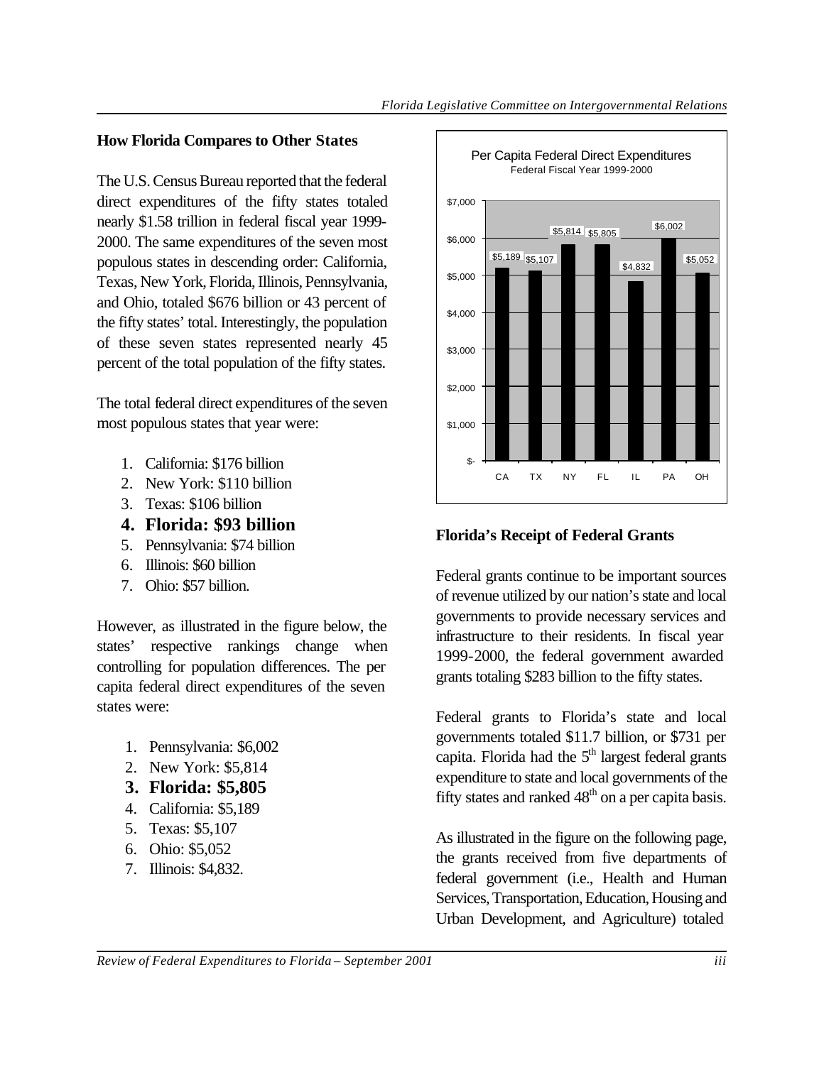## How Florida Compares to Other States

The U.S. Census Bureau reported that the federal direct expenditures of the fifty states totaled nearly $1.58 trillion in federal fiscal year 1999-2000. The same expenditures of the seven most populous states in descending order: California, Texas, New York, Florida, Illinois, Pennsylvania, and Ohio, totaled $676 billion or 43 percent of the fifty states' total. Interestingly, the population of these seven states represented nearly 45 percent of the total population of the fifty states.

The total federal direct expenditures of the seven most populous states that year were:

1. California: $176 billion
2. New York: $110 billion
3. Texas: $106 billion
4. **Florida: $93 billion**
5. Pennsylvania: $74 billion
6. Illinois: $60 billion
7. Ohio: $57 billion.

However, as illustrated in the figure below, the states' respective rankings change when controlling for population differences. The per capita federal direct expenditures of the seven states were:

1. Pennsylvania: $6,002
2. New York: $5,814
3. **Florida: $5,805**
4. California: $5,189
5. Texas: $5,107
6. Ohio: $5,052
7. Illinois: $4,832.

**Per Capita Federal Direct Expenditures**
Federal Fiscal Year 1999-2000

| State | Per Capita |
|---|---|
| CA | $5,189 |
| TX | $5,107 |
| NY | $5,814 |
| FL | $5,805 |
| IL | $4,832 |
| PA | $6,002 |
| OH | $5,052 |

## Florida's Receipt of Federal Grants

Federal grants continue to be important sources of revenue utilized by our nation's state and local governments to provide necessary services and infrastructure to their residents. In fiscal year 1999-2000, the federal government awarded grants totaling $283 billion to the fifty states.

Federal grants to Florida's state and local governments totaled $11.7 billion, or $731 per capita. Florida had the 5th largest federal grants expenditure to state and local governments of the fifty states and ranked 48th on a per capita basis.

As illustrated in the figure on the following page, the grants received from five departments of federal government (i.e., Health and Human Services, Transportation, Education, Housing and Urban Development, and Agriculture) totaled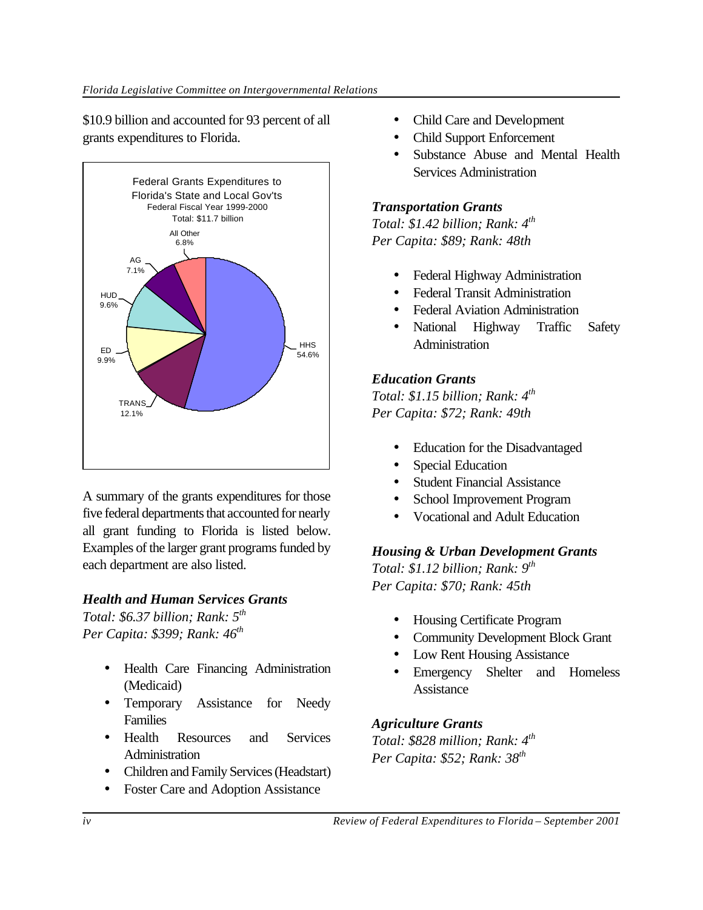$10.9 billion and accounted for 93 percent of all grants expenditures to Florida.

Federal Grants Expenditures to Florida's State and Local Gov'ts
Federal Fiscal Year 1999-2000
Total: $11.7 billion

| Department | Share |
|---|---|
| HHS | 54.6% |
| TRANS | 12.1% |
| ED | 9.9% |
| HUD | 9.6% |
| AG | 7.1% |
| All Other | 6.8% |

A summary of the grants expenditures for those five federal departments that accounted for nearly all grant funding to Florida is listed below. Examples of the larger grant programs funded by each department are also listed.

### Health and Human Services Grants

*Total: $6.37 billion; Rank: 5th*
*Per Capita: $399; Rank: 46th*

- Health Care Financing Administration (Medicaid)
- Temporary Assistance for Needy Families
- Health Resources and Services Administration
- Children and Family Services (Headstart)
- Foster Care and Adoption Assistance
- Child Care and Development
- Child Support Enforcement
- Substance Abuse and Mental Health Services Administration

### Transportation Grants

*Total: $1.42 billion; Rank: 4th*
*Per Capita: $89; Rank: 48th*

- Federal Highway Administration
- Federal Transit Administration
- Federal Aviation Administration
- National Highway Traffic Safety Administration

### Education Grants

*Total: $1.15 billion; Rank: 4th*
*Per Capita: $72; Rank: 49th*

- Education for the Disadvantaged
- Special Education
- Student Financial Assistance
- School Improvement Program
- Vocational and Adult Education

### Housing & Urban Development Grants

*Total: $1.12 billion; Rank: 9th*
*Per Capita: $70; Rank: 45th*

- Housing Certificate Program
- Community Development Block Grant
- Low Rent Housing Assistance
- Emergency Shelter and Homeless Assistance

### Agriculture Grants

*Total: $828 million; Rank: 4th*
*Per Capita: $52; Rank: 38th*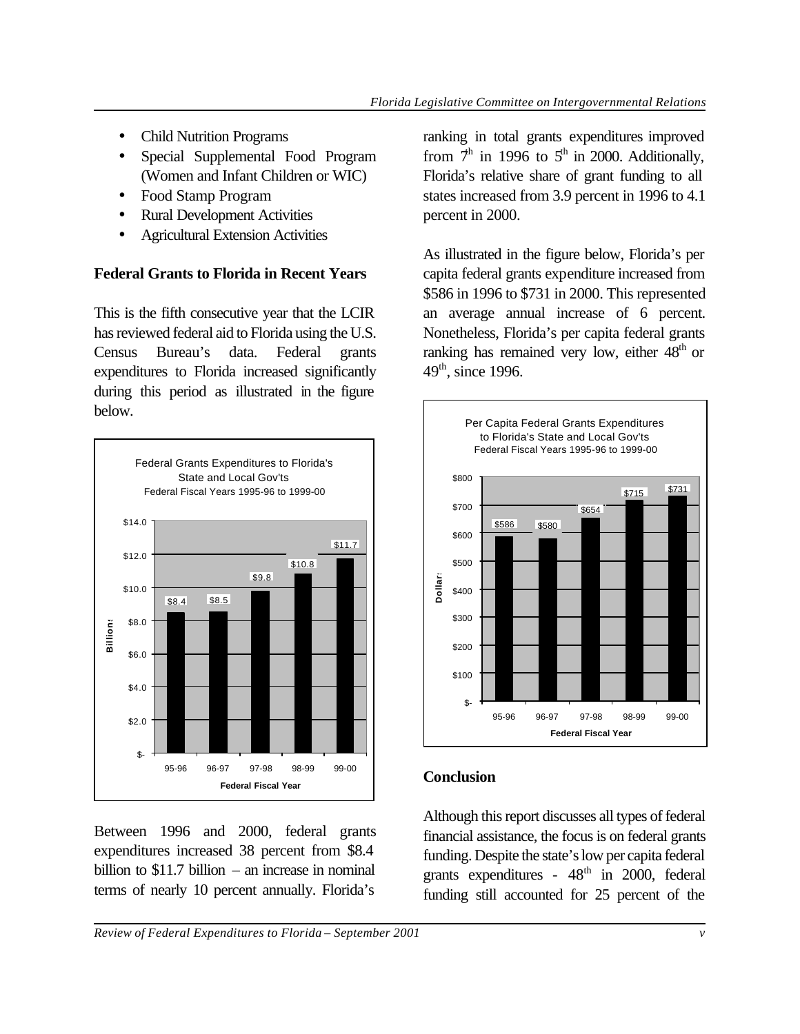- Child Nutrition Programs
- Special Supplemental Food Program (Women and Infant Children or WIC)
- Food Stamp Program
- Rural Development Activities
- Agricultural Extension Activities

### Federal Grants to Florida in Recent Years

This is the fifth consecutive year that the LCIR has reviewed federal aid to Florida using the U.S. Census Bureau's data. Federal grants expenditures to Florida increased significantly during this period as illustrated in the figure below.

**Federal Grants Expenditures to Florida's State and Local Gov'ts**
Federal Fiscal Years 1995-96 to 1999-00

| Federal Fiscal Year | Billions |
|---|---|
| 95-96 | $8.4 |
| 96-97 | $8.5 |
| 97-98 | $9.8 |
| 98-99 | $10.8 |
| 99-00 | $11.7 |

Between 1996 and 2000, federal grants expenditures increased 38 percent from $8.4 billion to $11.7 billion – an increase in nominal terms of nearly 10 percent annually. Florida's ranking in total grants expenditures improved from 7th in 1996 to 5th in 2000. Additionally, Florida's relative share of grant funding to all states increased from 3.9 percent in 1996 to 4.1 percent in 2000.

As illustrated in the figure below, Florida's per capita federal grants expenditure increased from $586 in 1996 to $731 in 2000. This represented an average annual increase of 6 percent. Nonetheless, Florida's per capita federal grants ranking has remained very low, either 48th or 49th, since 1996.

**Per Capita Federal Grants Expenditures to Florida's State and Local Gov'ts**
Federal Fiscal Years 1995-96 to 1999-00

| Federal Fiscal Year | Dollars |
|---|---|
| 95-96 | $586 |
| 96-97 | $580 |
| 97-98 | $654 |
| 98-99 | $715 |
| 99-00 | $731 |

### Conclusion

Although this report discusses all types of federal financial assistance, the focus is on federal grants funding. Despite the state's low per capita federal grants expenditures - 48th in 2000, federal funding still accounted for 25 percent of the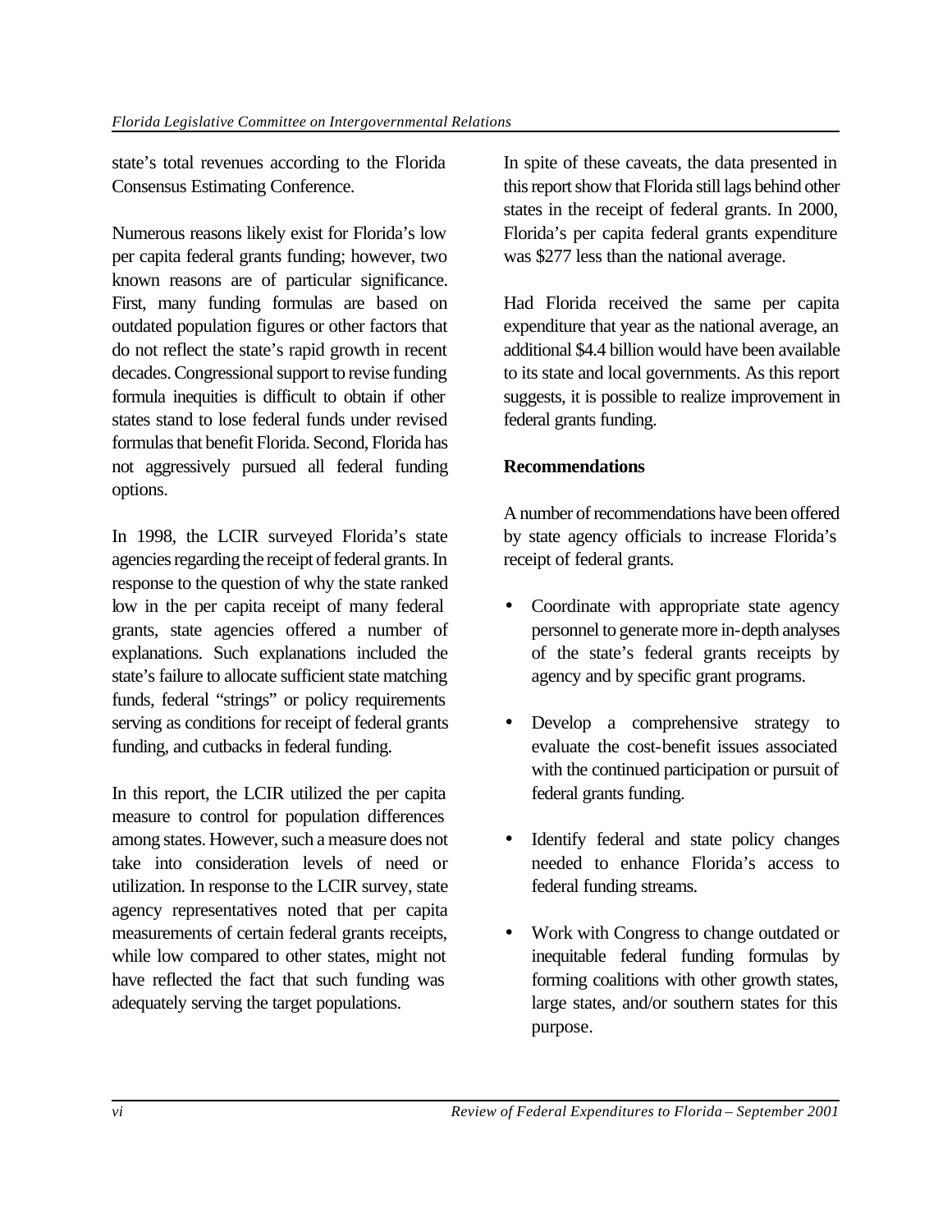state's total revenues according to the Florida Consensus Estimating Conference.

Numerous reasons likely exist for Florida's low per capita federal grants funding; however, two known reasons are of particular significance. First, many funding formulas are based on outdated population figures or other factors that do not reflect the state's rapid growth in recent decades. Congressional support to revise funding formula inequities is difficult to obtain if other states stand to lose federal funds under revised formulas that benefit Florida. Second, Florida has not aggressively pursued all federal funding options.

In 1998, the LCIR surveyed Florida's state agencies regarding the receipt of federal grants. In response to the question of why the state ranked low in the per capita receipt of many federal grants, state agencies offered a number of explanations. Such explanations included the state's failure to allocate sufficient state matching funds, federal "strings" or policy requirements serving as conditions for receipt of federal grants funding, and cutbacks in federal funding.

In this report, the LCIR utilized the per capita measure to control for population differences among states. However, such a measure does not take into consideration levels of need or utilization. In response to the LCIR survey, state agency representatives noted that per capita measurements of certain federal grants receipts, while low compared to other states, might not have reflected the fact that such funding was adequately serving the target populations.

In spite of these caveats, the data presented in this report show that Florida still lags behind other states in the receipt of federal grants. In 2000, Florida's per capita federal grants expenditure was $277 less than the national average.

Had Florida received the same per capita expenditure that year as the national average, an additional $4.4 billion would have been available to its state and local governments. As this report suggests, it is possible to realize improvement in federal grants funding.

**Recommendations**

A number of recommendations have been offered by state agency officials to increase Florida's receipt of federal grants.

- Coordinate with appropriate state agency personnel to generate more in-depth analyses of the state's federal grants receipts by agency and by specific grant programs.
- Develop a comprehensive strategy to evaluate the cost-benefit issues associated with the continued participation or pursuit of federal grants funding.
- Identify federal and state policy changes needed to enhance Florida's access to federal funding streams.
- Work with Congress to change outdated or inequitable federal funding formulas by forming coalitions with other growth states, large states, and/or southern states for this purpose.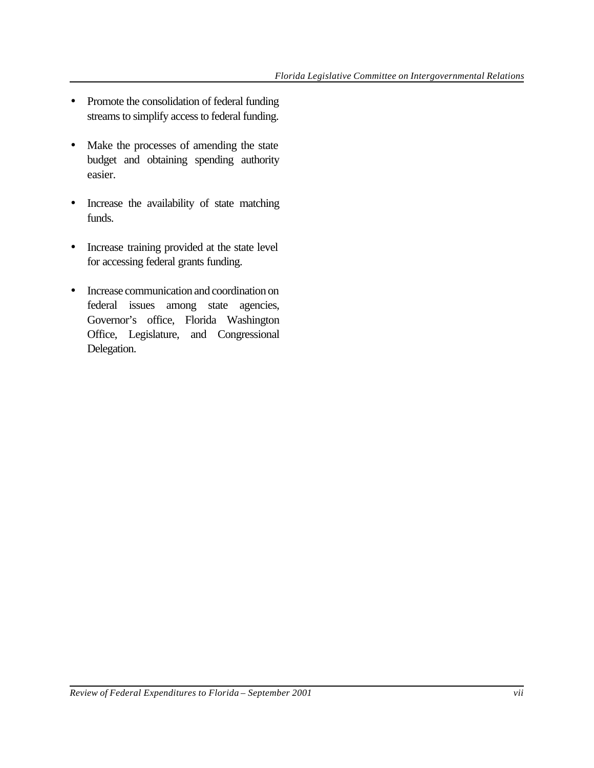- Promote the consolidation of federal funding streams to simplify access to federal funding.
- Make the processes of amending the state budget and obtaining spending authority easier.
- Increase the availability of state matching funds.
- Increase training provided at the state level for accessing federal grants funding.
- Increase communication and coordination on federal issues among state agencies, Governor's office, Florida Washington Office, Legislature, and Congressional Delegation.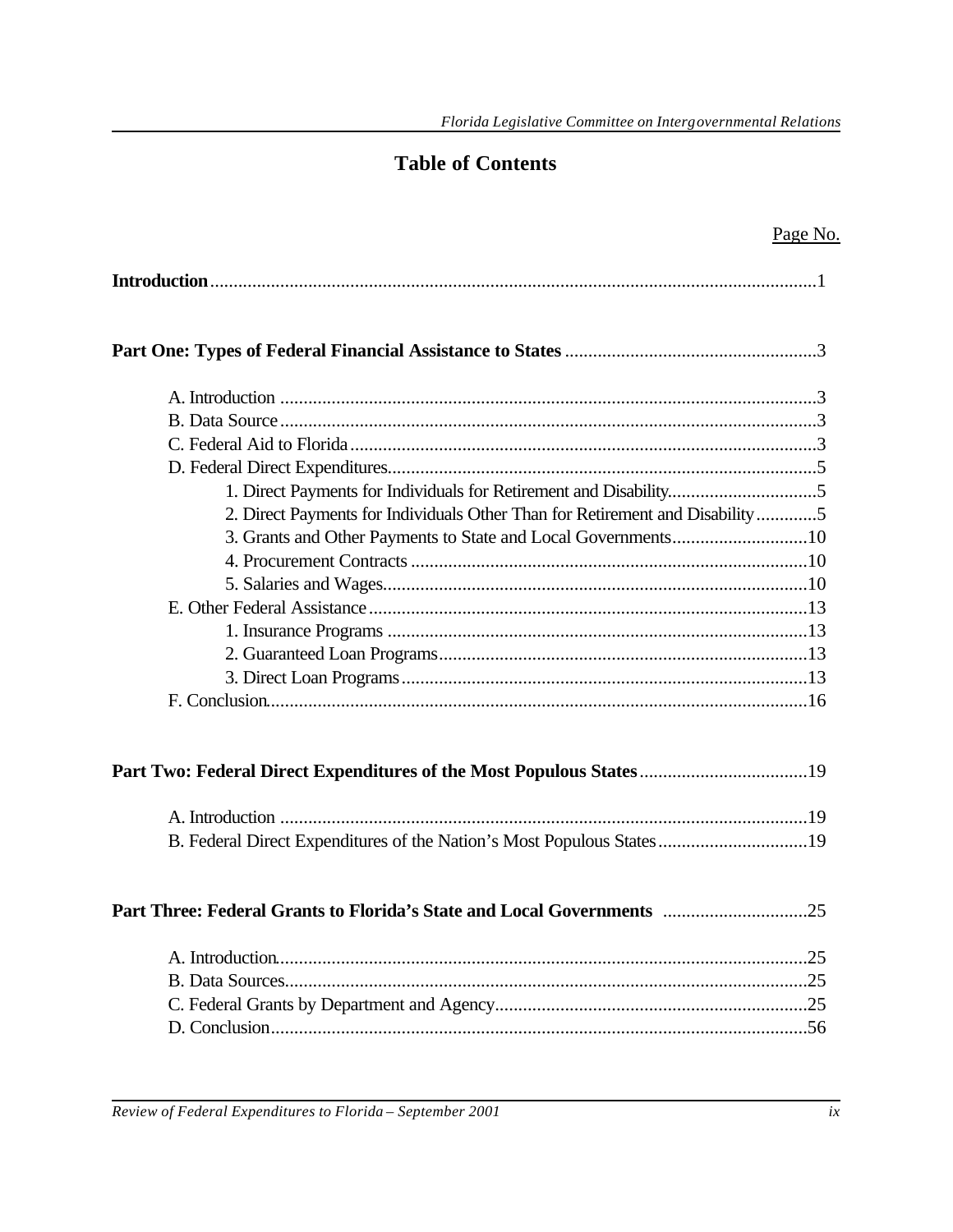# Table of Contents

Page No.

**Introduction** .......................................................................................................................1

**Part One: Types of Federal Financial Assistance to States** .....................................................3

A. Introduction ..................................................................................................................3
B. Data Source ..................................................................................................................3
C. Federal Aid to Florida ...................................................................................................3
D. Federal Direct Expenditures...........................................................................................5
- 1. Direct Payments for Individuals for Retirement and Disability................................5
- 2. Direct Payments for Individuals Other Than for Retirement and Disability .............5
- 3. Grants and Other Payments to State and Local Governments.............................10
- 4. Procurement Contracts ....................................................................................10
- 5. Salaries and Wages.........................................................................................10

E. Other Federal Assistance .............................................................................................13
- 1. Insurance Programs .........................................................................................13
- 2. Guaranteed Loan Programs..............................................................................13
- 3. Direct Loan Programs......................................................................................13

F. Conclusion...................................................................................................................16

**Part Two: Federal Direct Expenditures of the Most Populous States** ....................................19

A. Introduction ................................................................................................................19
B. Federal Direct Expenditures of the Nation's Most Populous States ................................19

**Part Three: Federal Grants to Florida's State and Local Governments** ...............................25

A. Introduction.................................................................................................................25
B. Data Sources...............................................................................................................25
C. Federal Grants by Department and Agency...................................................................25
D. Conclusion..................................................................................................................56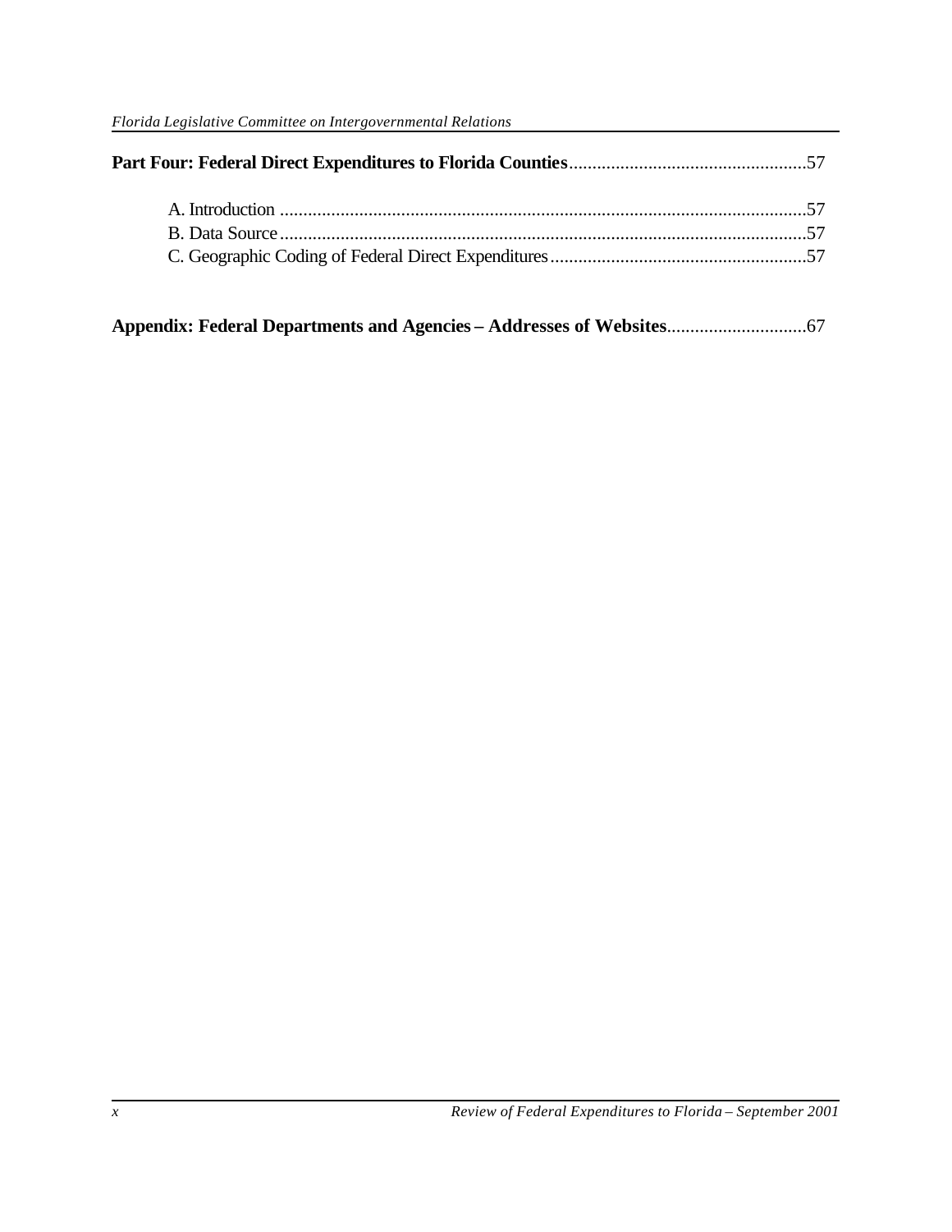**Part Four: Federal Direct Expenditures to Florida Counties**...................................................57

A. Introduction .................................................................................................................57
B. Data Source.................................................................................................................57
C. Geographic Coding of Federal Direct Expenditures.......................................................57

**Appendix: Federal Departments and Agencies – Addresses of Websites**.............................67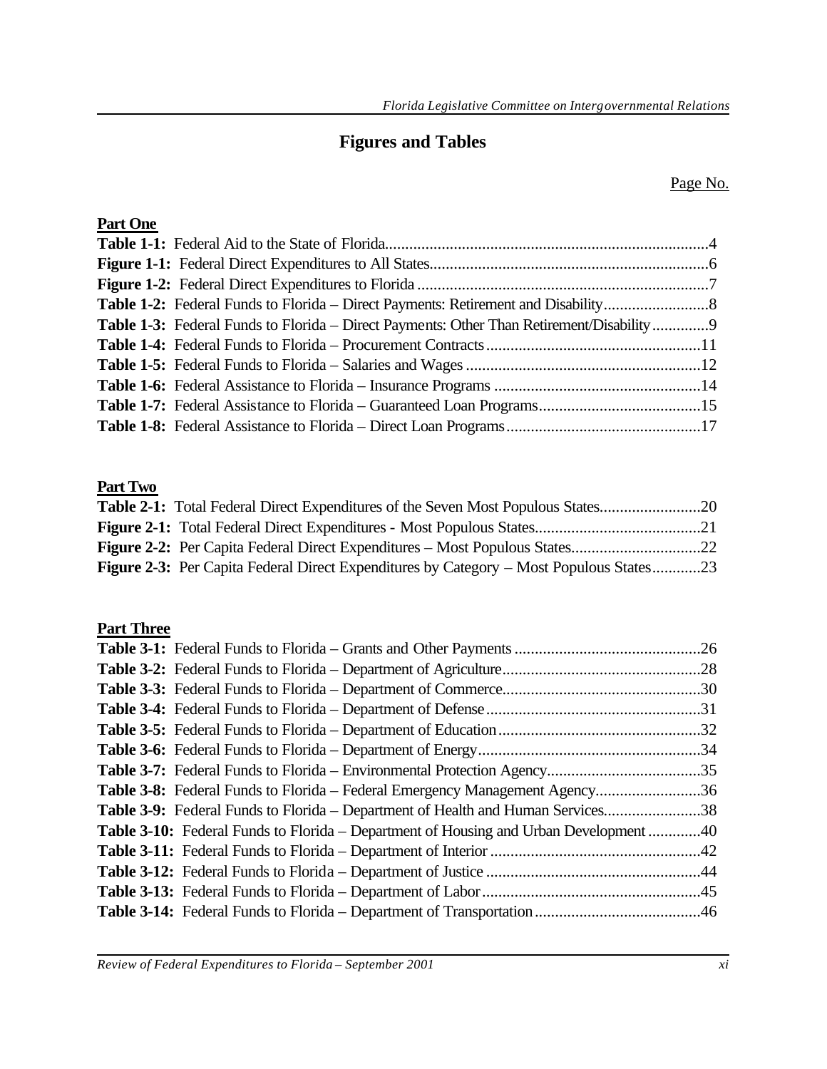# Figures and Tables

Page No.

**Part One**

**Table 1-1:** Federal Aid to the State of Florida....................................................................................4
**Figure 1-1:** Federal Direct Expenditures to All States....................................................................6
**Figure 1-2:** Federal Direct Expenditures to Florida .......................................................................7
**Table 1-2:** Federal Funds to Florida – Direct Payments: Retirement and Disability..........................8
**Table 1-3:** Federal Funds to Florida – Direct Payments: Other Than Retirement/Disability..............9
**Table 1-4:** Federal Funds to Florida – Procurement Contracts.....................................................11
**Table 1-5:** Federal Funds to Florida – Salaries and Wages ..........................................................12
**Table 1-6:** Federal Assistance to Florida – Insurance Programs ...................................................14
**Table 1-7:** Federal Assistance to Florida – Guaranteed Loan Programs........................................15
**Table 1-8:** Federal Assistance to Florida – Direct Loan Programs................................................17

**Part Two**

**Table 2-1:** Total Federal Direct Expenditures of the Seven Most Populous States.........................20
**Figure 2-1:** Total Federal Direct Expenditures - Most Populous States.........................................21
**Figure 2-2:** Per Capita Federal Direct Expenditures – Most Populous States................................22
**Figure 2-3:** Per Capita Federal Direct Expenditures by Category – Most Populous States............23

**Part Three**

**Table 3-1:** Federal Funds to Florida – Grants and Other Payments ..............................................26
**Table 3-2:** Federal Funds to Florida – Department of Agriculture.................................................28
**Table 3-3:** Federal Funds to Florida – Department of Commerce.................................................30
**Table 3-4:** Federal Funds to Florida – Department of Defense.....................................................31
**Table 3-5:** Federal Funds to Florida – Department of Education..................................................32
**Table 3-6:** Federal Funds to Florida – Department of Energy.......................................................34
**Table 3-7:** Federal Funds to Florida – Environmental Protection Agency......................................35
**Table 3-8:** Federal Funds to Florida – Federal Emergency Management Agency..........................36
**Table 3-9:** Federal Funds to Florida – Department of Health and Human Services........................38
**Table 3-10:** Federal Funds to Florida – Department of Housing and Urban Development .............40
**Table 3-11:** Federal Funds to Florida – Department of Interior ....................................................42
**Table 3-12:** Federal Funds to Florida – Department of Justice .....................................................44
**Table 3-13:** Federal Funds to Florida – Department of Labor......................................................45
**Table 3-14:** Federal Funds to Florida – Department of Transportation.........................................46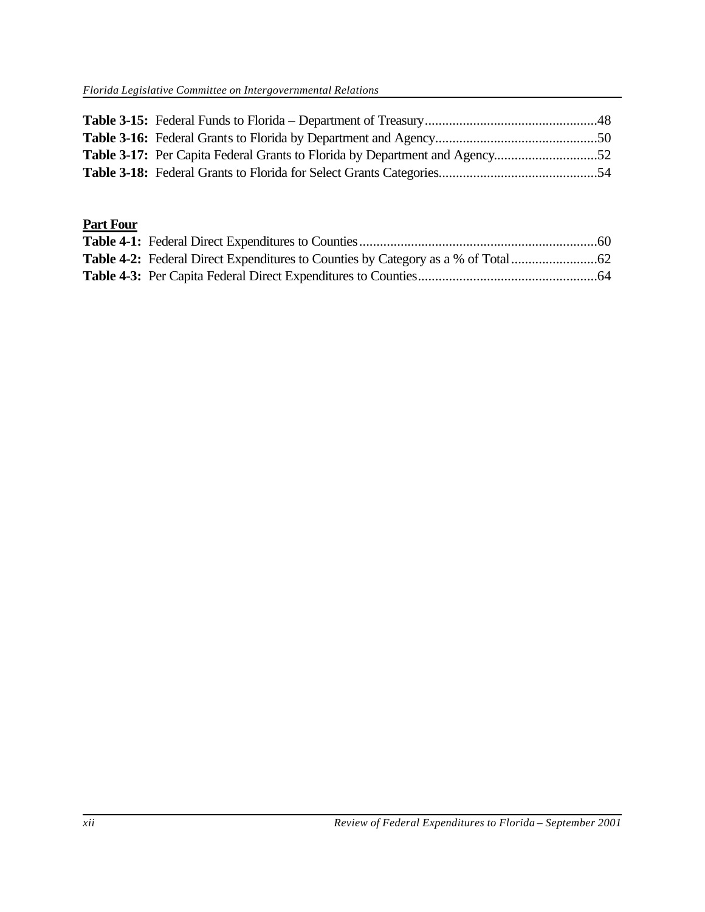**Table 3-15:** Federal Funds to Florida – Department of Treasury..................................................48
**Table 3-16:** Federal Grants to Florida by Department and Agency..............................................50
**Table 3-17:** Per Capita Federal Grants to Florida by Department and Agency.............................52
**Table 3-18:** Federal Grants to Florida for Select Grants Categories.............................................54

**Part Four**

**Table 4-1:** Federal Direct Expenditures to Counties....................................................................60
**Table 4-2:** Federal Direct Expenditures to Counties by Category as a % of Total.........................62
**Table 4-3:** Per Capita Federal Direct Expenditures to Counties...................................................64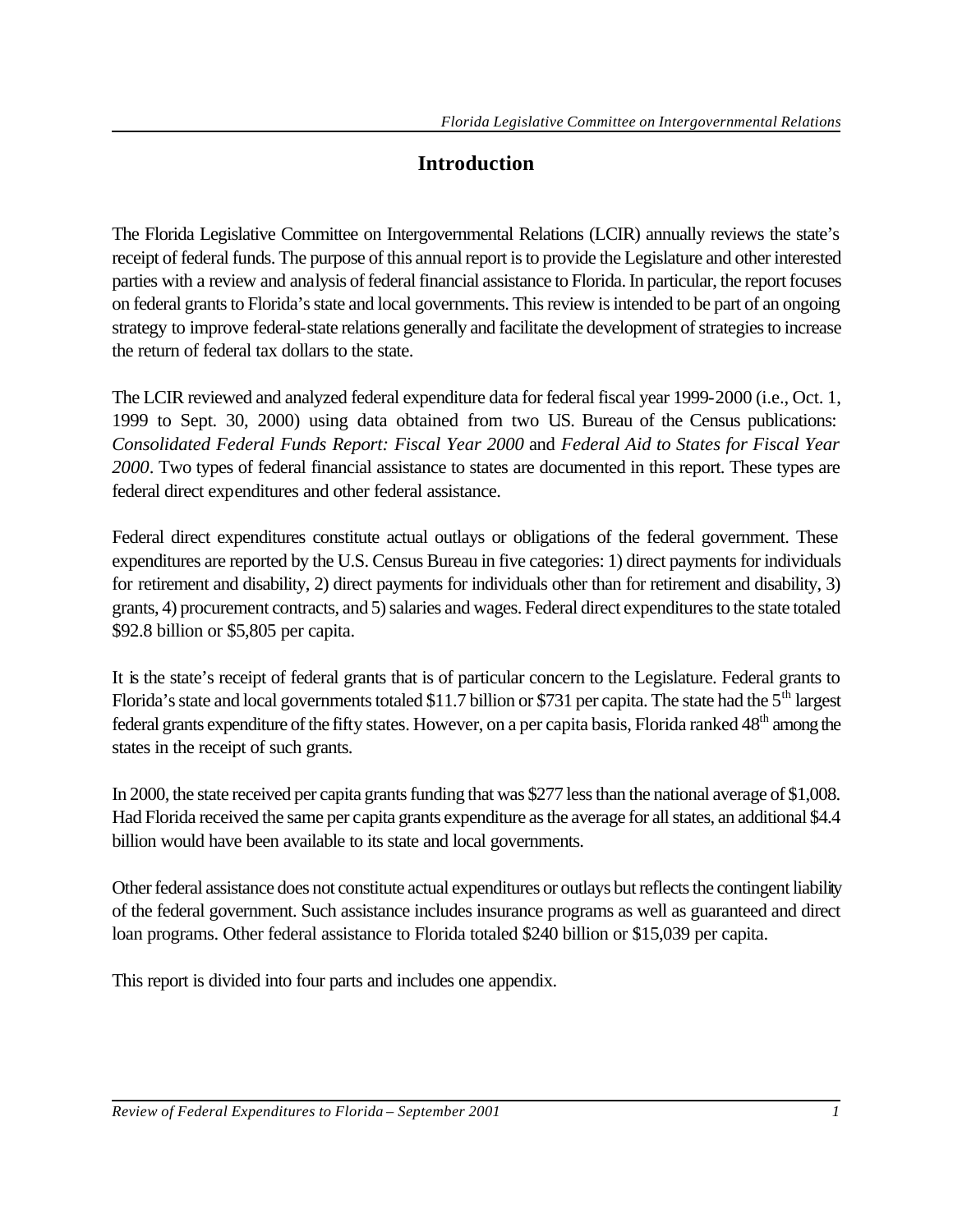# Introduction

The Florida Legislative Committee on Intergovernmental Relations (LCIR) annually reviews the state's receipt of federal funds. The purpose of this annual report is to provide the Legislature and other interested parties with a review and analysis of federal financial assistance to Florida. In particular, the report focuses on federal grants to Florida's state and local governments. This review is intended to be part of an ongoing strategy to improve federal-state relations generally and facilitate the development of strategies to increase the return of federal tax dollars to the state.

The LCIR reviewed and analyzed federal expenditure data for federal fiscal year 1999-2000 (i.e., Oct. 1, 1999 to Sept. 30, 2000) using data obtained from two US. Bureau of the Census publications: *Consolidated Federal Funds Report: Fiscal Year 2000* and *Federal Aid to States for Fiscal Year 2000*. Two types of federal financial assistance to states are documented in this report. These types are federal direct expenditures and other federal assistance.

Federal direct expenditures constitute actual outlays or obligations of the federal government. These expenditures are reported by the U.S. Census Bureau in five categories: 1) direct payments for individuals for retirement and disability, 2) direct payments for individuals other than for retirement and disability, 3) grants, 4) procurement contracts, and 5) salaries and wages. Federal direct expenditures to the state totaled $92.8 billion or $5,805 per capita.

It is the state's receipt of federal grants that is of particular concern to the Legislature. Federal grants to Florida's state and local governments totaled $11.7 billion or $731 per capita. The state had the 5th largest federal grants expenditure of the fifty states. However, on a per capita basis, Florida ranked 48th among the states in the receipt of such grants.

In 2000, the state received per capita grants funding that was $277 less than the national average of $1,008. Had Florida received the same per capita grants expenditure as the average for all states, an additional $4.4 billion would have been available to its state and local governments.

Other federal assistance does not constitute actual expenditures or outlays but reflects the contingent liability of the federal government. Such assistance includes insurance programs as well as guaranteed and direct loan programs. Other federal assistance to Florida totaled $240 billion or $15,039 per capita.

This report is divided into four parts and includes one appendix.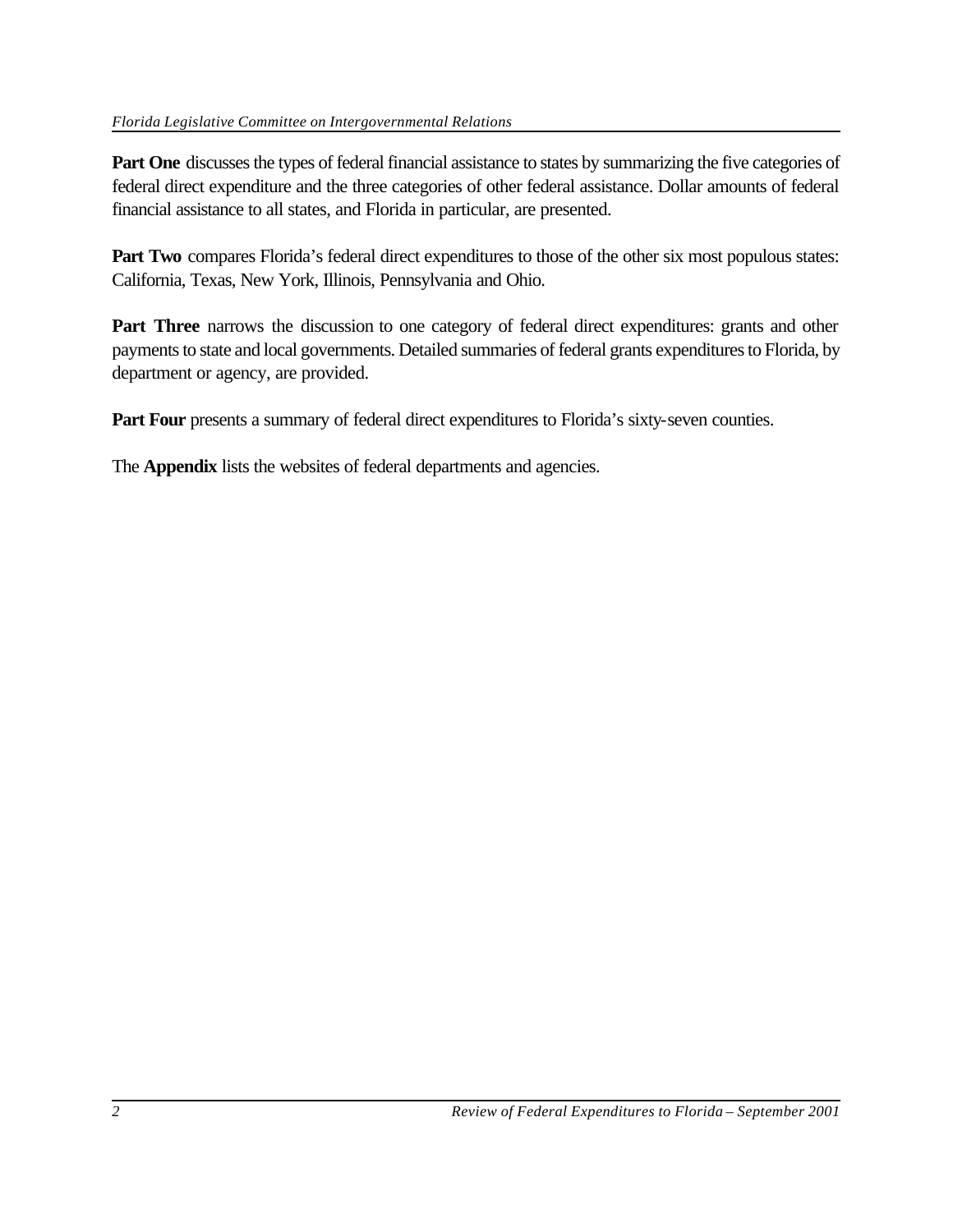**Part One** discusses the types of federal financial assistance to states by summarizing the five categories of federal direct expenditure and the three categories of other federal assistance. Dollar amounts of federal financial assistance to all states, and Florida in particular, are presented.

**Part Two** compares Florida's federal direct expenditures to those of the other six most populous states: California, Texas, New York, Illinois, Pennsylvania and Ohio.

**Part Three** narrows the discussion to one category of federal direct expenditures: grants and other payments to state and local governments. Detailed summaries of federal grants expenditures to Florida, by department or agency, are provided.

**Part Four** presents a summary of federal direct expenditures to Florida's sixty-seven counties.

The **Appendix** lists the websites of federal departments and agencies.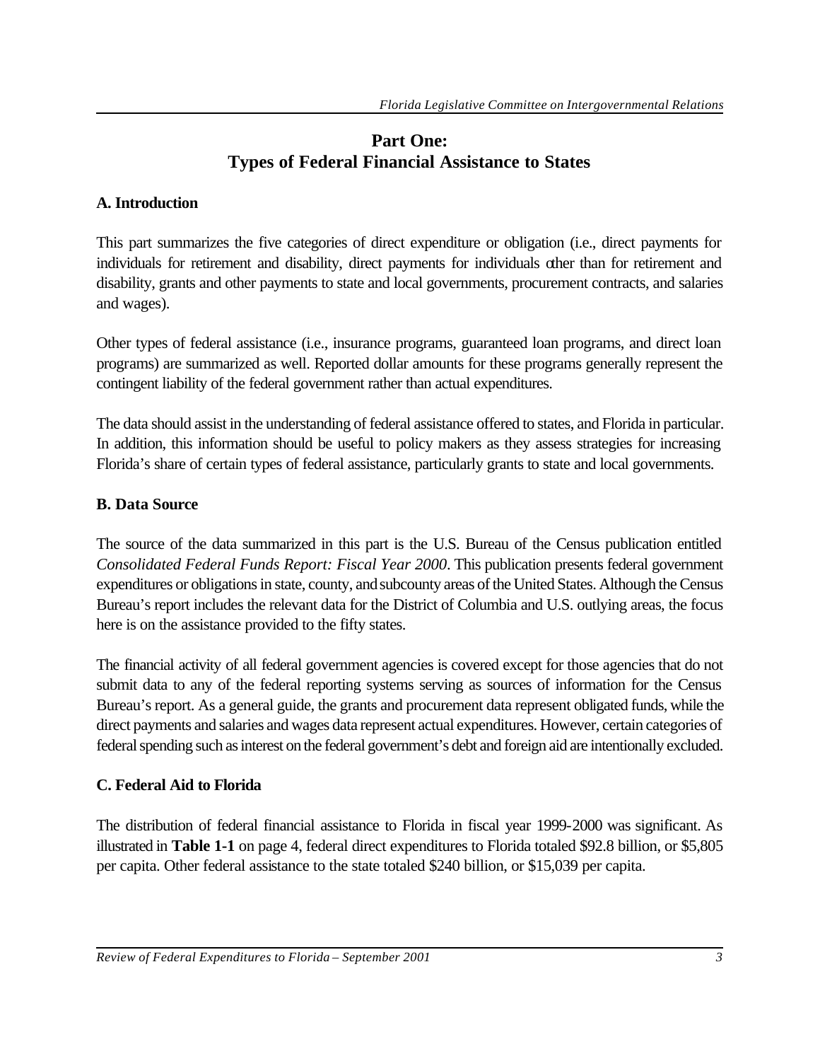# Part One:
# Types of Federal Financial Assistance to States

## A. Introduction

This part summarizes the five categories of direct expenditure or obligation (i.e., direct payments for individuals for retirement and disability, direct payments for individuals other than for retirement and disability, grants and other payments to state and local governments, procurement contracts, and salaries and wages).

Other types of federal assistance (i.e., insurance programs, guaranteed loan programs, and direct loan programs) are summarized as well. Reported dollar amounts for these programs generally represent the contingent liability of the federal government rather than actual expenditures.

The data should assist in the understanding of federal assistance offered to states, and Florida in particular. In addition, this information should be useful to policy makers as they assess strategies for increasing Florida's share of certain types of federal assistance, particularly grants to state and local governments.

## B. Data Source

The source of the data summarized in this part is the U.S. Bureau of the Census publication entitled *Consolidated Federal Funds Report: Fiscal Year 2000*. This publication presents federal government expenditures or obligations in state, county, and subcounty areas of the United States. Although the Census Bureau's report includes the relevant data for the District of Columbia and U.S. outlying areas, the focus here is on the assistance provided to the fifty states.

The financial activity of all federal government agencies is covered except for those agencies that do not submit data to any of the federal reporting systems serving as sources of information for the Census Bureau's report. As a general guide, the grants and procurement data represent obligated funds, while the direct payments and salaries and wages data represent actual expenditures. However, certain categories of federal spending such as interest on the federal government's debt and foreign aid are intentionally excluded.

## C. Federal Aid to Florida

The distribution of federal financial assistance to Florida in fiscal year 1999-2000 was significant. As illustrated in **Table 1-1** on page 4, federal direct expenditures to Florida totaled $92.8 billion, or $5,805 per capita. Other federal assistance to the state totaled $240 billion, or $15,039 per capita.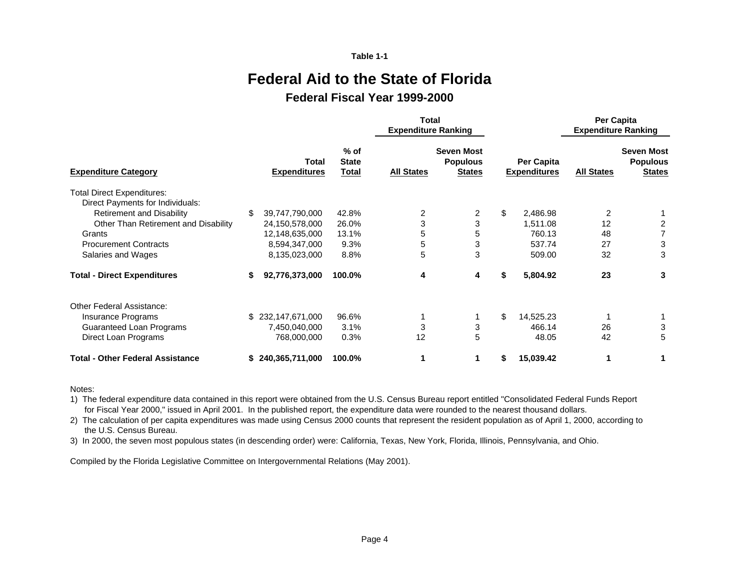Table 1-1

# Federal Aid to the State of Florida

## Federal Fiscal Year 1999-2000

| | | | Total Expenditure Ranking | | | Per Capita Expenditure Ranking | |
|---|---|---|---|---|---|---|---|
| **Expenditure Category** | **Total Expenditures** | **% of State Total** | **All States** | **Seven Most Populous States** | **Per Capita Expenditures** | **All States** | **Seven Most Populous States** |
| Total Direct Expenditures: | | | | | | | |
| Direct Payments for Individuals: | | | | | | | |
| Retirement and Disability | $ 39,747,790,000 | 42.8% | 2 | 2 | $ 2,486.98 | 2 | 1 |
| Other Than Retirement and Disability | 24,150,578,000 | 26.0% | 3 | 3 | 1,511.08 | 12 | 2 |
| Grants | 12,148,635,000 | 13.1% | 5 | 5 | 760.13 | 48 | 7 |
| Procurement Contracts | 8,594,347,000 | 9.3% | 5 | 3 | 537.74 | 27 | 3 |
| Salaries and Wages | 8,135,023,000 | 8.8% | 5 | 3 | 509.00 | 32 | 3 |
| **Total - Direct Expenditures** | **$ 92,776,373,000** | **100.0%** | **4** | **4** | **$ 5,804.92** | **23** | **3** |
| Other Federal Assistance: | | | | | | | |
| Insurance Programs | $ 232,147,671,000 | 96.6% | 1 | 1 | $ 14,525.23 | 1 | 1 |
| Guaranteed Loan Programs | 7,450,040,000 | 3.1% | 3 | 3 | 466.14 | 26 | 3 |
| Direct Loan Programs | 768,000,000 | 0.3% | 12 | 5 | 48.05 | 42 | 5 |
| **Total - Other Federal Assistance** | **$ 240,365,711,000** | **100.0%** | **1** | **1** | **$ 15,039.42** | **1** | **1** |

Notes:

1) The federal expenditure data contained in this report were obtained from the U.S. Census Bureau report entitled "Consolidated Federal Funds Report for Fiscal Year 2000," issued in April 2001. In the published report, the expenditure data were rounded to the nearest thousand dollars.
2) The calculation of per capita expenditures was made using Census 2000 counts that represent the resident population as of April 1, 2000, according to the U.S. Census Bureau.
3) In 2000, the seven most populous states (in descending order) were: California, Texas, New York, Florida, Illinois, Pennsylvania, and Ohio.

Compiled by the Florida Legislative Committee on Intergovernmental Relations (May 2001).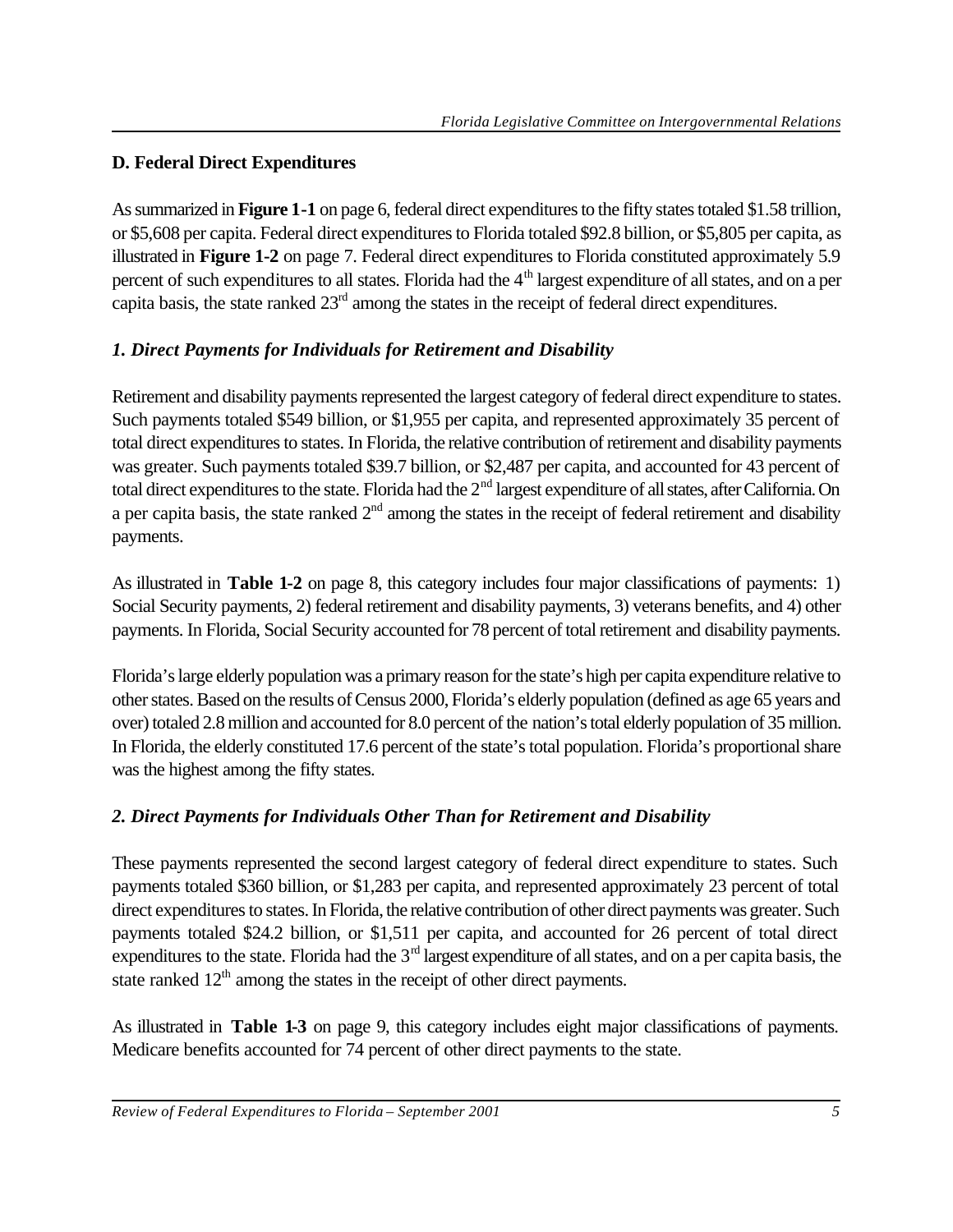## D. Federal Direct Expenditures

As summarized in **Figure 1-1** on page 6, federal direct expenditures to the fifty states totaled \$1.58 trillion, or \$5,608 per capita. Federal direct expenditures to Florida totaled \$92.8 billion, or \$5,805 per capita, as illustrated in **Figure 1-2** on page 7. Federal direct expenditures to Florida constituted approximately 5.9 percent of such expenditures to all states. Florida had the 4th largest expenditure of all states, and on a per capita basis, the state ranked 23rd among the states in the receipt of federal direct expenditures.

### *1. Direct Payments for Individuals for Retirement and Disability*

Retirement and disability payments represented the largest category of federal direct expenditure to states. Such payments totaled \$549 billion, or \$1,955 per capita, and represented approximately 35 percent of total direct expenditures to states. In Florida, the relative contribution of retirement and disability payments was greater. Such payments totaled \$39.7 billion, or \$2,487 per capita, and accounted for 43 percent of total direct expenditures to the state. Florida had the 2nd largest expenditure of all states, after California. On a per capita basis, the state ranked 2nd among the states in the receipt of federal retirement and disability payments.

As illustrated in **Table 1-2** on page 8, this category includes four major classifications of payments: 1) Social Security payments, 2) federal retirement and disability payments, 3) veterans benefits, and 4) other payments. In Florida, Social Security accounted for 78 percent of total retirement and disability payments.

Florida's large elderly population was a primary reason for the state's high per capita expenditure relative to other states. Based on the results of Census 2000, Florida's elderly population (defined as age 65 years and over) totaled 2.8 million and accounted for 8.0 percent of the nation's total elderly population of 35 million. In Florida, the elderly constituted 17.6 percent of the state's total population. Florida's proportional share was the highest among the fifty states.

### *2. Direct Payments for Individuals Other Than for Retirement and Disability*

These payments represented the second largest category of federal direct expenditure to states. Such payments totaled \$360 billion, or \$1,283 per capita, and represented approximately 23 percent of total direct expenditures to states. In Florida, the relative contribution of other direct payments was greater. Such payments totaled \$24.2 billion, or \$1,511 per capita, and accounted for 26 percent of total direct expenditures to the state. Florida had the 3rd largest expenditure of all states, and on a per capita basis, the state ranked 12th among the states in the receipt of other direct payments.

As illustrated in **Table 1-3** on page 9, this category includes eight major classifications of payments. Medicare benefits accounted for 74 percent of other direct payments to the state.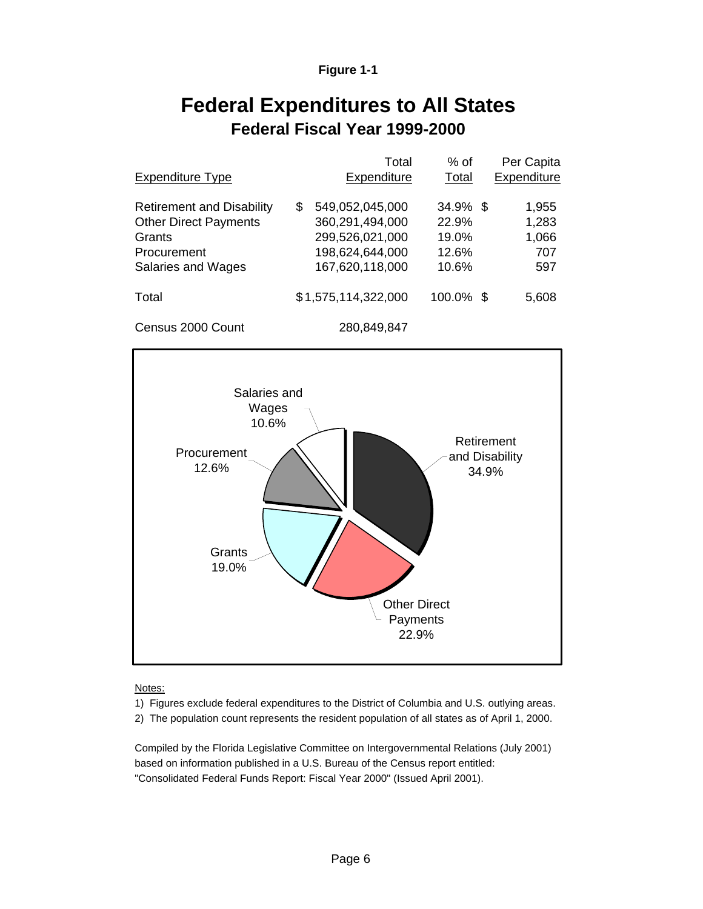**Figure 1-1**

# Federal Expenditures to All States

## Federal Fiscal Year 1999-2000

| Expenditure Type | Total Expenditure | % of Total | Per Capita Expenditure |
|---|---|---|---|
| Retirement and Disability | $ 549,052,045,000 | 34.9% | $ 1,955 |
| Other Direct Payments | 360,291,494,000 | 22.9% | 1,283 |
| Grants | 299,526,021,000 | 19.0% | 1,066 |
| Procurement | 198,624,644,000 | 12.6% | 707 |
| Salaries and Wages | 167,620,118,000 | 10.6% | 597 |
| Total | $1,575,114,322,000 | 100.0% | $ 5,608 |
| Census 2000 Count | 280,849,847 | | |

Notes:

1) Figures exclude federal expenditures to the District of Columbia and U.S. outlying areas.

2) The population count represents the resident population of all states as of April 1, 2000.

Compiled by the Florida Legislative Committee on Intergovernmental Relations (July 2001) based on information published in a U.S. Bureau of the Census report entitled: "Consolidated Federal Funds Report: Fiscal Year 2000" (Issued April 2001).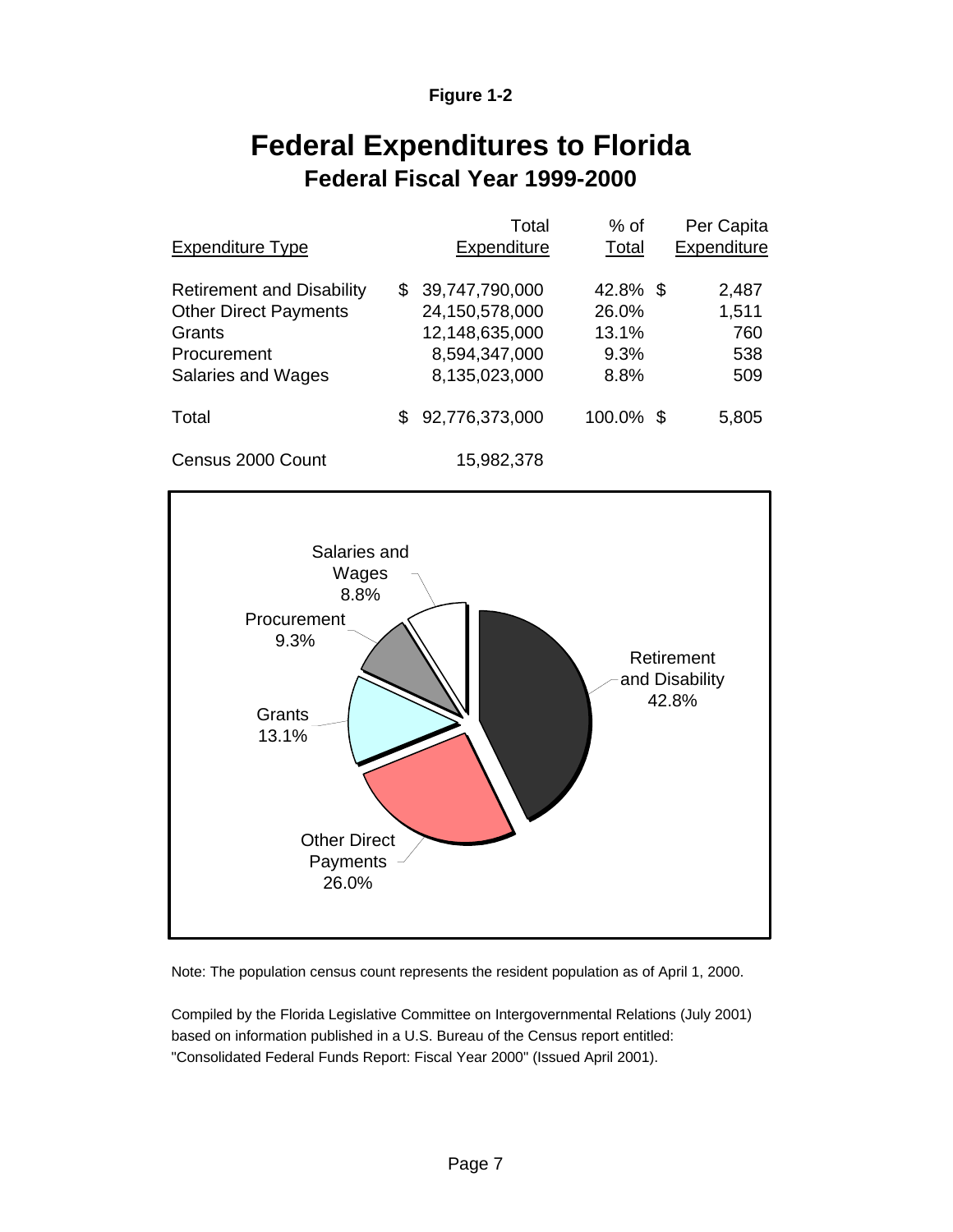**Figure 1-2**

# Federal Expenditures to Florida

## Federal Fiscal Year 1999-2000

| Expenditure Type | Total Expenditure | % of Total | Per Capita Expenditure |
|---|---|---|---|
| Retirement and Disability | $ 39,747,790,000 | 42.8% | $ 2,487 |
| Other Direct Payments | 24,150,578,000 | 26.0% | 1,511 |
| Grants | 12,148,635,000 | 13.1% | 760 |
| Procurement | 8,594,347,000 | 9.3% | 538 |
| Salaries and Wages | 8,135,023,000 | 8.8% | 509 |
| Total | $ 92,776,373,000 | 100.0% | $ 5,805 |
| Census 2000 Count | 15,982,378 | | |

Note: The population census count represents the resident population as of April 1, 2000.

Compiled by the Florida Legislative Committee on Intergovernmental Relations (July 2001) based on information published in a U.S. Bureau of the Census report entitled: "Consolidated Federal Funds Report: Fiscal Year 2000" (Issued April 2001).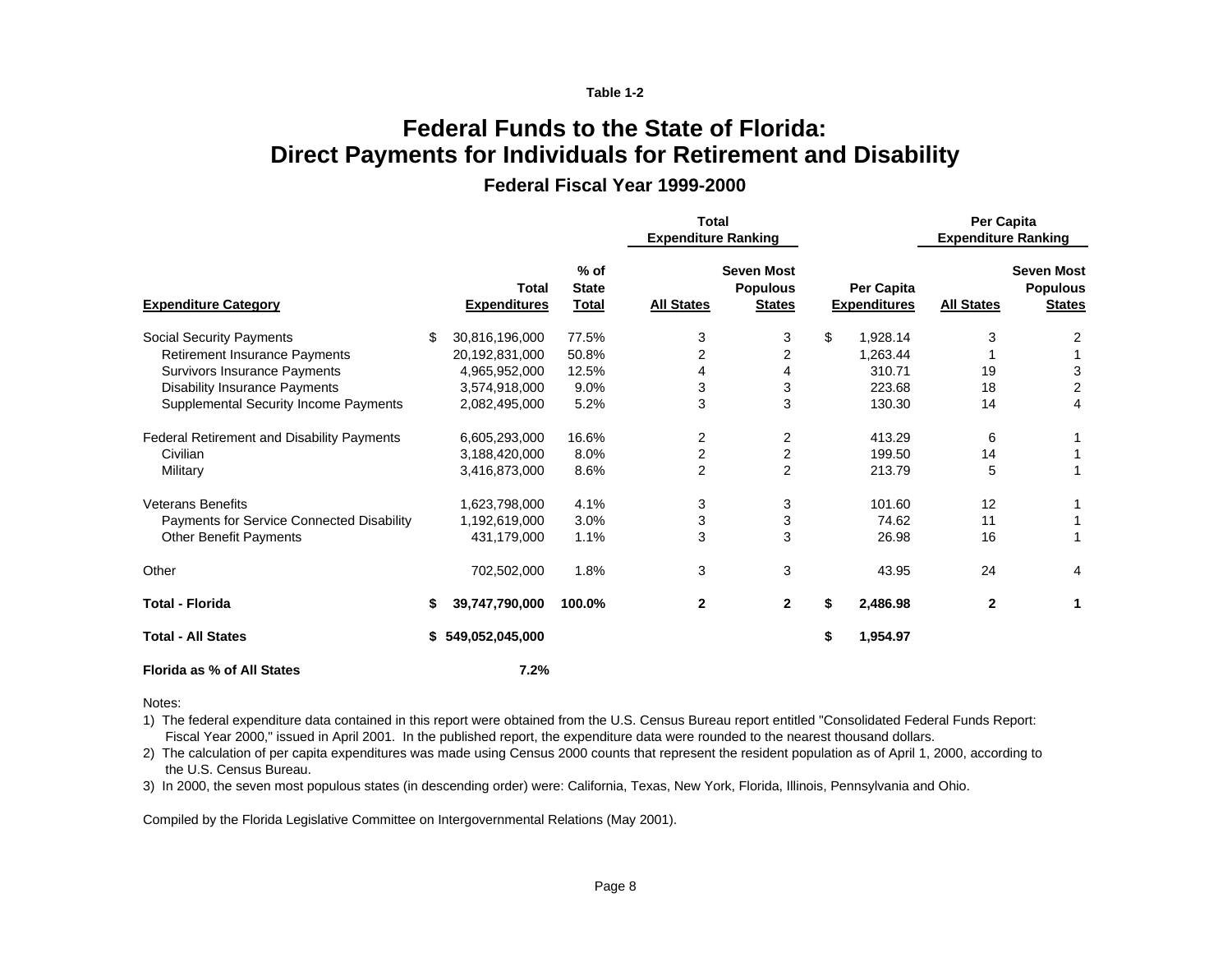Table 1-2

# Federal Funds to the State of Florida: Direct Payments for Individuals for Retirement and Disability

## Federal Fiscal Year 1999-2000

| Expenditure Category | Total Expenditures | % of State Total | Total Expenditure Ranking: All States | Total Expenditure Ranking: Seven Most Populous States | Per Capita Expenditures | Per Capita Expenditure Ranking: All States | Per Capita Expenditure Ranking: Seven Most Populous States |
|---|---|---|---|---|---|---|---|
| Social Security Payments | $ 30,816,196,000 | 77.5% | 3 | 3 | $ 1,928.14 | 3 | 2 |
| Retirement Insurance Payments | 20,192,831,000 | 50.8% | 2 | 2 | 1,263.44 | 1 | 1 |
| Survivors Insurance Payments | 4,965,952,000 | 12.5% | 4 | 4 | 310.71 | 19 | 3 |
| Disability Insurance Payments | 3,574,918,000 | 9.0% | 3 | 3 | 223.68 | 18 | 2 |
| Supplemental Security Income Payments | 2,082,495,000 | 5.2% | 3 | 3 | 130.30 | 14 | 4 |
| Federal Retirement and Disability Payments | 6,605,293,000 | 16.6% | 2 | 2 | 413.29 | 6 | 1 |
| Civilian | 3,188,420,000 | 8.0% | 2 | 2 | 199.50 | 14 | 1 |
| Military | 3,416,873,000 | 8.6% | 2 | 2 | 213.79 | 5 | 1 |
| Veterans Benefits | 1,623,798,000 | 4.1% | 3 | 3 | 101.60 | 12 | 1 |
| Payments for Service Connected Disability | 1,192,619,000 | 3.0% | 3 | 3 | 74.62 | 11 | 1 |
| Other Benefit Payments | 431,179,000 | 1.1% | 3 | 3 | 26.98 | 16 | 1 |
| Other | 702,502,000 | 1.8% | 3 | 3 | 43.95 | 24 | 4 |
| **Total - Florida** | **$ 39,747,790,000** | **100.0%** | **2** | **2** | **$ 2,486.98** | **2** | **1** |
| **Total - All States** | **$ 549,052,045,000** | | | | **$ 1,954.97** | | |
| **Florida as % of All States** | **7.2%** | | | | | | |

Notes:

1) The federal expenditure data contained in this report were obtained from the U.S. Census Bureau report entitled "Consolidated Federal Funds Report: Fiscal Year 2000," issued in April 2001. In the published report, the expenditure data were rounded to the nearest thousand dollars.

2) The calculation of per capita expenditures was made using Census 2000 counts that represent the resident population as of April 1, 2000, according to the U.S. Census Bureau.

3) In 2000, the seven most populous states (in descending order) were: California, Texas, New York, Florida, Illinois, Pennsylvania and Ohio.

Compiled by the Florida Legislative Committee on Intergovernmental Relations (May 2001).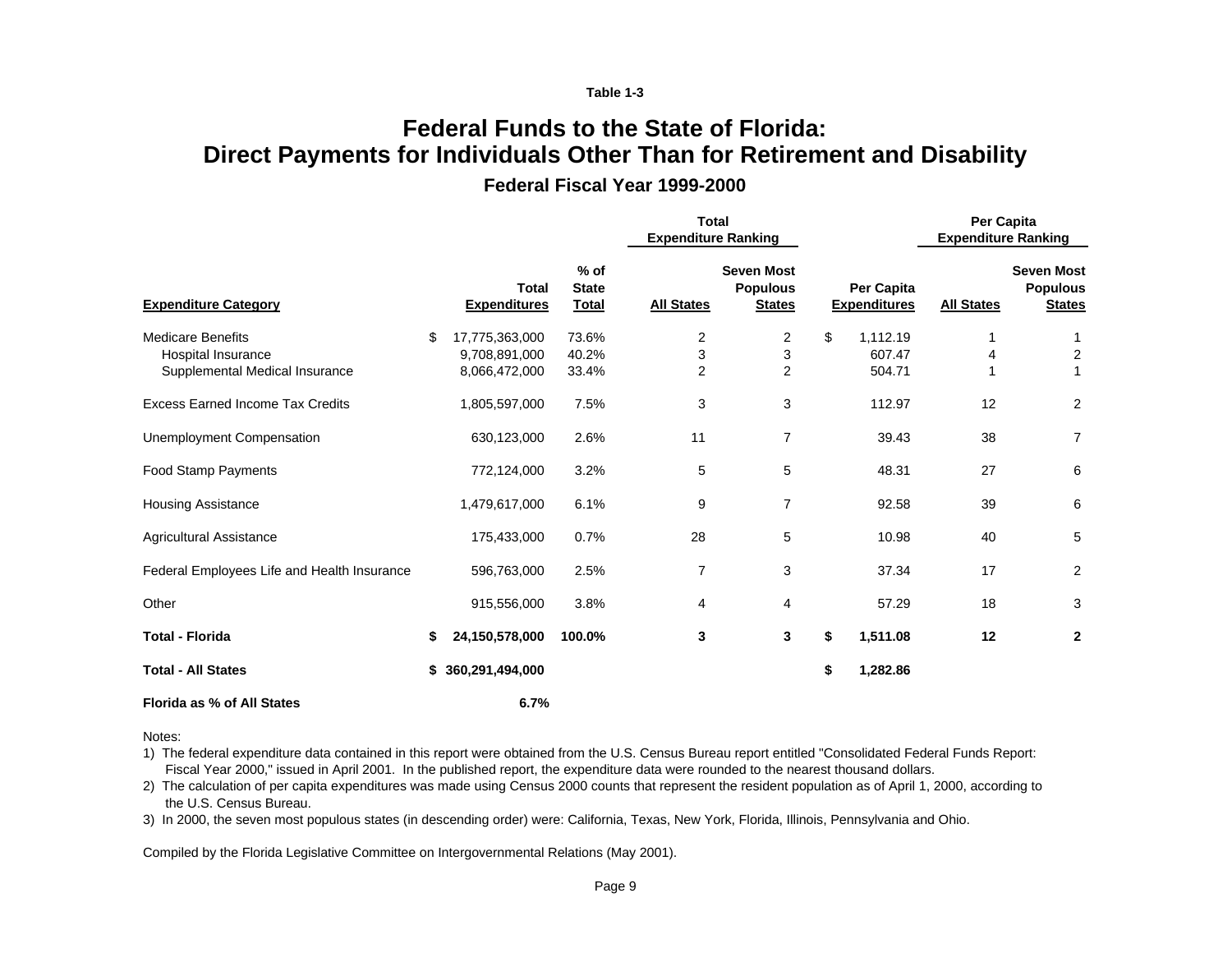**Table 1-3**

# Federal Funds to the State of Florida: Direct Payments for Individuals Other Than for Retirement and Disability

## Federal Fiscal Year 1999-2000

| | | | Total Expenditure Ranking | | | Per Capita Expenditure Ranking | |
|---|---|---|---|---|---|---|---|
| **Expenditure Category** | **Total Expenditures** | **% of State Total** | **All States** | **Seven Most Populous States** | **Per Capita Expenditures** | **All States** | **Seven Most Populous States** |
| Medicare Benefits | $ 17,775,363,000 | 73.6% | 2 | 2 | $ 1,112.19 | 1 | 1 |
| Hospital Insurance | 9,708,891,000 | 40.2% | 3 | 3 | 607.47 | 4 | 2 |
| Supplemental Medical Insurance | 8,066,472,000 | 33.4% | 2 | 2 | 504.71 | 1 | 1 |
| Excess Earned Income Tax Credits | 1,805,597,000 | 7.5% | 3 | 3 | 112.97 | 12 | 2 |
| Unemployment Compensation | 630,123,000 | 2.6% | 11 | 7 | 39.43 | 38 | 7 |
| Food Stamp Payments | 772,124,000 | 3.2% | 5 | 5 | 48.31 | 27 | 6 |
| Housing Assistance | 1,479,617,000 | 6.1% | 9 | 7 | 92.58 | 39 | 6 |
| Agricultural Assistance | 175,433,000 | 0.7% | 28 | 5 | 10.98 | 40 | 5 |
| Federal Employees Life and Health Insurance | 596,763,000 | 2.5% | 7 | 3 | 37.34 | 17 | 2 |
| Other | 915,556,000 | 3.8% | 4 | 4 | 57.29 | 18 | 3 |
| **Total - Florida** | **$ 24,150,578,000** | **100.0%** | **3** | **3** | **$ 1,511.08** | **12** | **2** |
| **Total - All States** | **$ 360,291,494,000** | | | | **$ 1,282.86** | | |
| **Florida as % of All States** | **6.7%** | | | | | | |

Notes:

1) The federal expenditure data contained in this report were obtained from the U.S. Census Bureau report entitled "Consolidated Federal Funds Report: Fiscal Year 2000," issued in April 2001. In the published report, the expenditure data were rounded to the nearest thousand dollars.

2) The calculation of per capita expenditures was made using Census 2000 counts that represent the resident population as of April 1, 2000, according to the U.S. Census Bureau.

3) In 2000, the seven most populous states (in descending order) were: California, Texas, New York, Florida, Illinois, Pennsylvania and Ohio.

Compiled by the Florida Legislative Committee on Intergovernmental Relations (May 2001).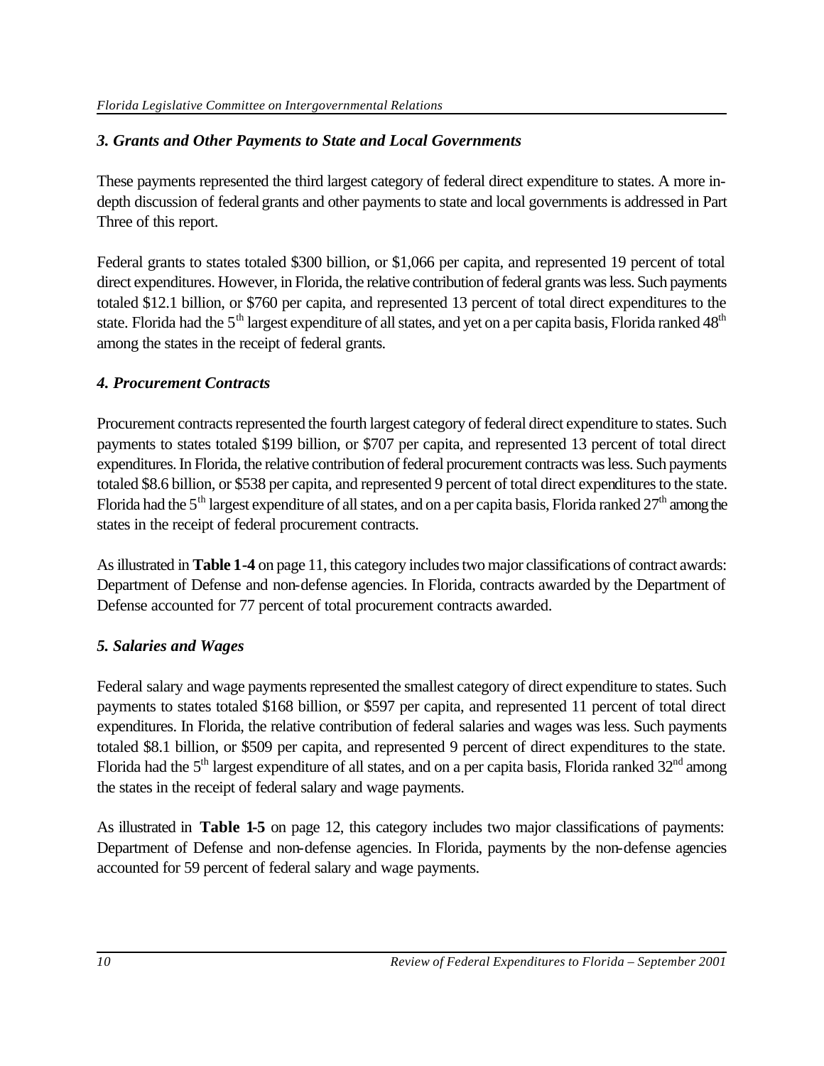### *3. Grants and Other Payments to State and Local Governments*

These payments represented the third largest category of federal direct expenditure to states. A more in-depth discussion of federal grants and other payments to state and local governments is addressed in Part Three of this report.

Federal grants to states totaled \$300 billion, or \$1,066 per capita, and represented 19 percent of total direct expenditures. However, in Florida, the relative contribution of federal grants was less. Such payments totaled \$12.1 billion, or \$760 per capita, and represented 13 percent of total direct expenditures to the state. Florida had the 5th largest expenditure of all states, and yet on a per capita basis, Florida ranked 48th among the states in the receipt of federal grants.

### *4. Procurement Contracts*

Procurement contracts represented the fourth largest category of federal direct expenditure to states. Such payments to states totaled \$199 billion, or \$707 per capita, and represented 13 percent of total direct expenditures. In Florida, the relative contribution of federal procurement contracts was less. Such payments totaled \$8.6 billion, or \$538 per capita, and represented 9 percent of total direct expenditures to the state. Florida had the 5th largest expenditure of all states, and on a per capita basis, Florida ranked 27th among the states in the receipt of federal procurement contracts.

As illustrated in **Table 1-4** on page 11, this category includes two major classifications of contract awards: Department of Defense and non-defense agencies. In Florida, contracts awarded by the Department of Defense accounted for 77 percent of total procurement contracts awarded.

### *5. Salaries and Wages*

Federal salary and wage payments represented the smallest category of direct expenditure to states. Such payments to states totaled \$168 billion, or \$597 per capita, and represented 11 percent of total direct expenditures. In Florida, the relative contribution of federal salaries and wages was less. Such payments totaled \$8.1 billion, or \$509 per capita, and represented 9 percent of direct expenditures to the state. Florida had the 5th largest expenditure of all states, and on a per capita basis, Florida ranked 32nd among the states in the receipt of federal salary and wage payments.

As illustrated in **Table 1-5** on page 12, this category includes two major classifications of payments: Department of Defense and non-defense agencies. In Florida, payments by the non-defense agencies accounted for 59 percent of federal salary and wage payments.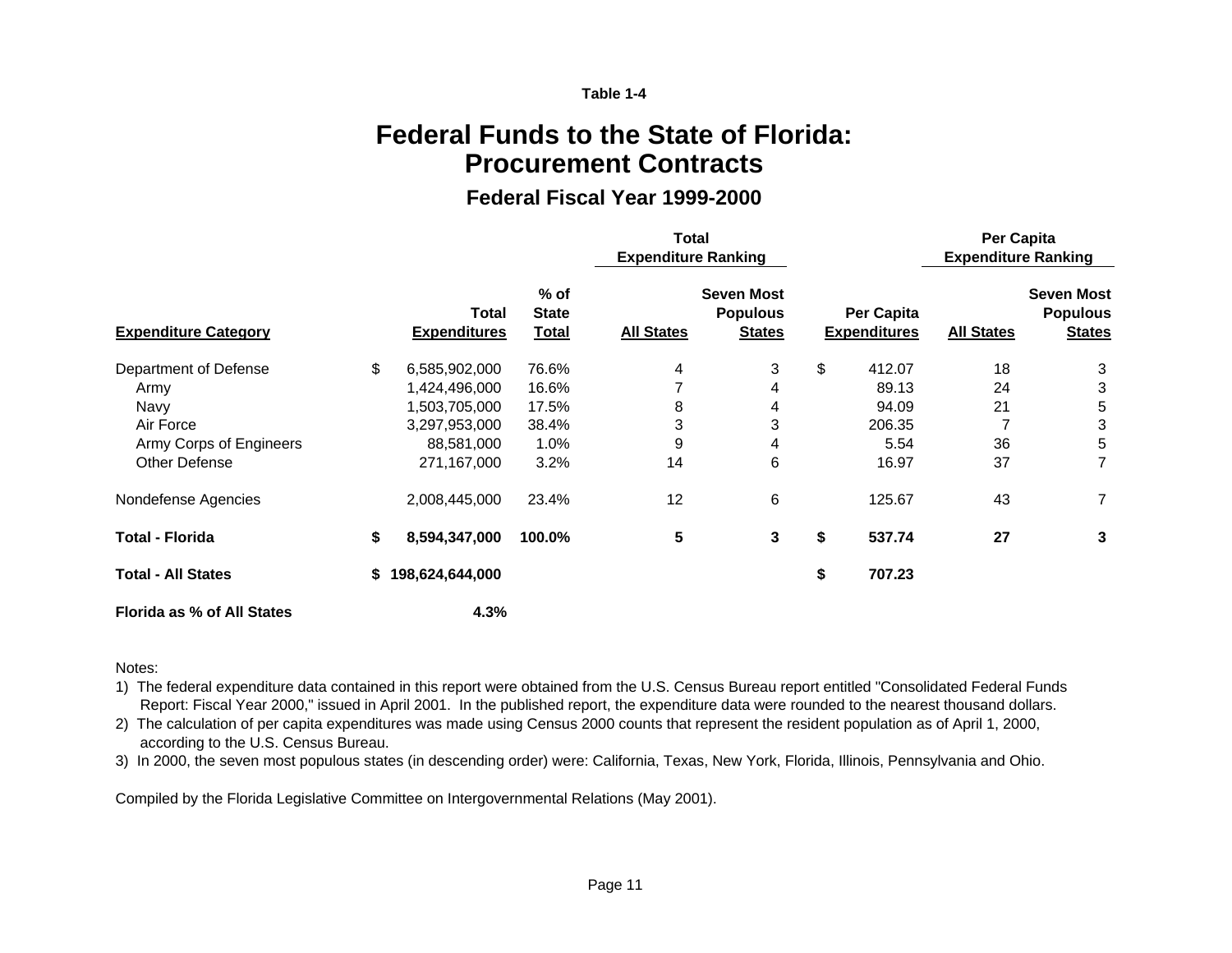Table 1-4

# Federal Funds to the State of Florida: Procurement Contracts

## Federal Fiscal Year 1999-2000

| | | | Total Expenditure Ranking | | | Per Capita Expenditure Ranking | |
|---|---|---|---|---|---|---|---|
| **Expenditure Category** | **Total Expenditures** | **% of State Total** | **All States** | **Seven Most Populous States** | **Per Capita Expenditures** | **All States** | **Seven Most Populous States** |
| Department of Defense | $ 6,585,902,000 | 76.6% | 4 | 3 | $ 412.07 | 18 | 3 |
| Army | 1,424,496,000 | 16.6% | 7 | 4 | 89.13 | 24 | 3 |
| Navy | 1,503,705,000 | 17.5% | 8 | 4 | 94.09 | 21 | 5 |
| Air Force | 3,297,953,000 | 38.4% | 3 | 3 | 206.35 | 7 | 3 |
| Army Corps of Engineers | 88,581,000 | 1.0% | 9 | 4 | 5.54 | 36 | 5 |
| Other Defense | 271,167,000 | 3.2% | 14 | 6 | 16.97 | 37 | 7 |
| Nondefense Agencies | 2,008,445,000 | 23.4% | 12 | 6 | 125.67 | 43 | 7 |
| **Total - Florida** | **$ 8,594,347,000** | **100.0%** | **5** | **3** | **$ 537.74** | **27** | **3** |
| **Total - All States** | **$ 198,624,644,000** | | | | **$ 707.23** | | |
| **Florida as % of All States** | **4.3%** | | | | | | |

Notes:

1) The federal expenditure data contained in this report were obtained from the U.S. Census Bureau report entitled "Consolidated Federal Funds Report: Fiscal Year 2000," issued in April 2001. In the published report, the expenditure data were rounded to the nearest thousand dollars.
2) The calculation of per capita expenditures was made using Census 2000 counts that represent the resident population as of April 1, 2000, according to the U.S. Census Bureau.
3) In 2000, the seven most populous states (in descending order) were: California, Texas, New York, Florida, Illinois, Pennsylvania and Ohio.

Compiled by the Florida Legislative Committee on Intergovernmental Relations (May 2001).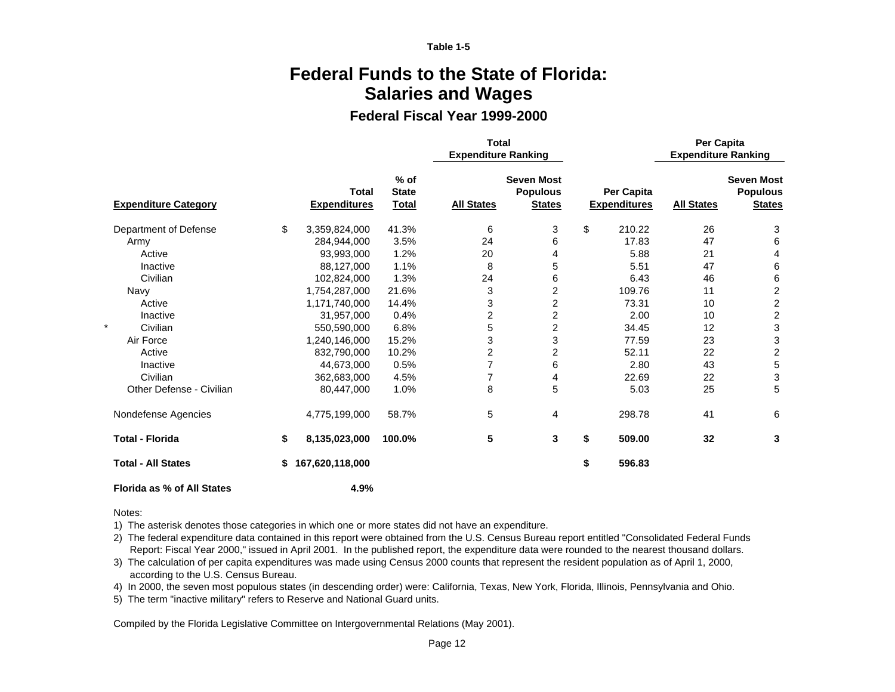Table 1-5

# Federal Funds to the State of Florida: Salaries and Wages

## Federal Fiscal Year 1999-2000

| Expenditure Category | Total Expenditures | % of State Total | Total Expenditure Ranking: All States | Total Expenditure Ranking: Seven Most Populous States | Per Capita Expenditures | Per Capita Expenditure Ranking: All States | Per Capita Expenditure Ranking: Seven Most Populous States |
|---|---|---|---|---|---|---|---|
| Department of Defense | $ 3,359,824,000 | 41.3% | 6 | 3 | $ 210.22 | 26 | 3 |
| Army | 284,944,000 | 3.5% | 24 | 6 | 17.83 | 47 | 6 |
| Active | 93,993,000 | 1.2% | 20 | 4 | 5.88 | 21 | 4 |
| Inactive | 88,127,000 | 1.1% | 8 | 5 | 5.51 | 47 | 6 |
| Civilian | 102,824,000 | 1.3% | 24 | 6 | 6.43 | 46 | 6 |
| Navy | 1,754,287,000 | 21.6% | 3 | 2 | 109.76 | 11 | 2 |
| Active | 1,171,740,000 | 14.4% | 3 | 2 | 73.31 | 10 | 2 |
| Inactive | 31,957,000 | 0.4% | 2 | 2 | 2.00 | 10 | 2 |
| * Civilian | 550,590,000 | 6.8% | 5 | 2 | 34.45 | 12 | 3 |
| Air Force | 1,240,146,000 | 15.2% | 3 | 3 | 77.59 | 23 | 3 |
| Active | 832,790,000 | 10.2% | 2 | 2 | 52.11 | 22 | 2 |
| Inactive | 44,673,000 | 0.5% | 7 | 6 | 2.80 | 43 | 5 |
| Civilian | 362,683,000 | 4.5% | 7 | 4 | 22.69 | 22 | 3 |
| Other Defense - Civilian | 80,447,000 | 1.0% | 8 | 5 | 5.03 | 25 | 5 |
| Nondefense Agencies | 4,775,199,000 | 58.7% | 5 | 4 | 298.78 | 41 | 6 |
| **Total - Florida** | **$ 8,135,023,000** | **100.0%** | **5** | **3** | **$ 509.00** | **32** | **3** |
| **Total - All States** | **$ 167,620,118,000** | | | | **$ 596.83** | | |
| **Florida as % of All States** | **4.9%** | | | | | | |

Notes:

1) The asterisk denotes those categories in which one or more states did not have an expenditure.
2) The federal expenditure data contained in this report were obtained from the U.S. Census Bureau report entitled "Consolidated Federal Funds Report: Fiscal Year 2000," issued in April 2001. In the published report, the expenditure data were rounded to the nearest thousand dollars.
3) The calculation of per capita expenditures was made using Census 2000 counts that represent the resident population as of April 1, 2000, according to the U.S. Census Bureau.
4) In 2000, the seven most populous states (in descending order) were: California, Texas, New York, Florida, Illinois, Pennsylvania and Ohio.
5) The term "inactive military" refers to Reserve and National Guard units.

Compiled by the Florida Legislative Committee on Intergovernmental Relations (May 2001).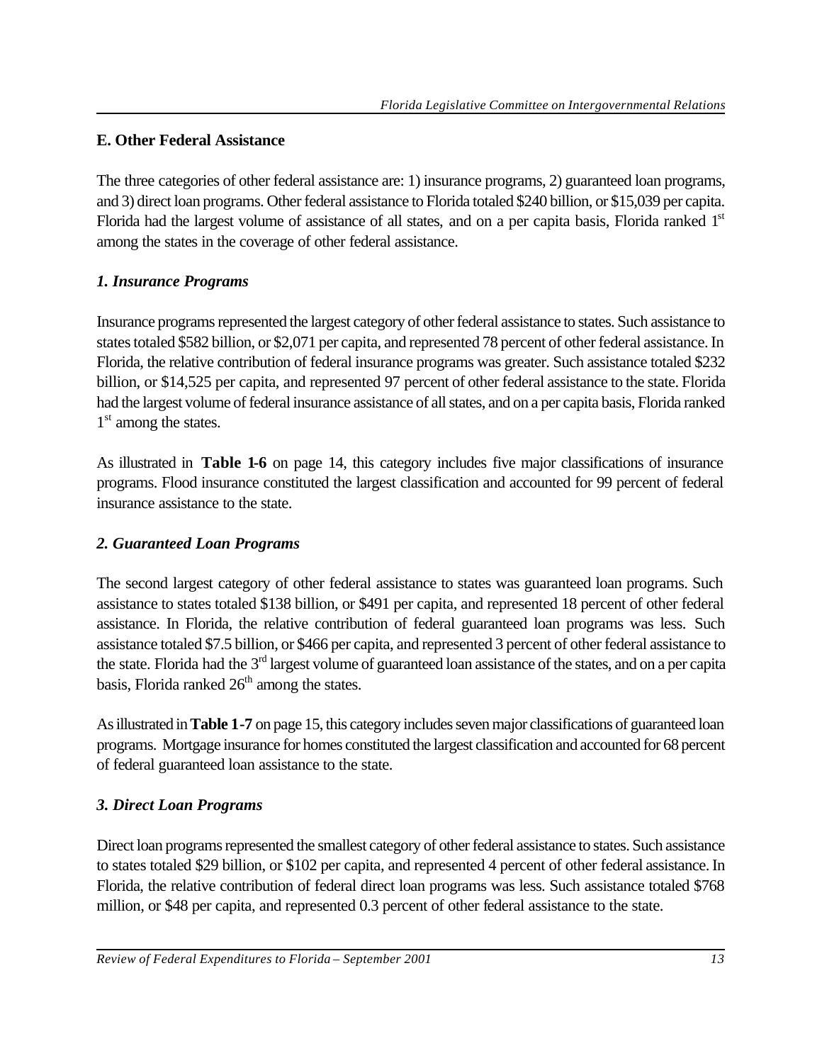## E. Other Federal Assistance

The three categories of other federal assistance are: 1) insurance programs, 2) guaranteed loan programs, and 3) direct loan programs. Other federal assistance to Florida totaled $240 billion, or $15,039 per capita. Florida had the largest volume of assistance of all states, and on a per capita basis, Florida ranked 1st among the states in the coverage of other federal assistance.

### *1. Insurance Programs*

Insurance programs represented the largest category of other federal assistance to states. Such assistance to states totaled $582 billion, or $2,071 per capita, and represented 78 percent of other federal assistance. In Florida, the relative contribution of federal insurance programs was greater. Such assistance totaled $232 billion, or $14,525 per capita, and represented 97 percent of other federal assistance to the state. Florida had the largest volume of federal insurance assistance of all states, and on a per capita basis, Florida ranked 1st among the states.

As illustrated in **Table 1-6** on page 14, this category includes five major classifications of insurance programs. Flood insurance constituted the largest classification and accounted for 99 percent of federal insurance assistance to the state.

### *2. Guaranteed Loan Programs*

The second largest category of other federal assistance to states was guaranteed loan programs. Such assistance to states totaled $138 billion, or $491 per capita, and represented 18 percent of other federal assistance. In Florida, the relative contribution of federal guaranteed loan programs was less. Such assistance totaled $7.5 billion, or $466 per capita, and represented 3 percent of other federal assistance to the state. Florida had the 3rd largest volume of guaranteed loan assistance of the states, and on a per capita basis, Florida ranked 26th among the states.

As illustrated in **Table 1-7** on page 15, this category includes seven major classifications of guaranteed loan programs. Mortgage insurance for homes constituted the largest classification and accounted for 68 percent of federal guaranteed loan assistance to the state.

### *3. Direct Loan Programs*

Direct loan programs represented the smallest category of other federal assistance to states. Such assistance to states totaled $29 billion, or $102 per capita, and represented 4 percent of other federal assistance. In Florida, the relative contribution of federal direct loan programs was less. Such assistance totaled $768 million, or $48 per capita, and represented 0.3 percent of other federal assistance to the state.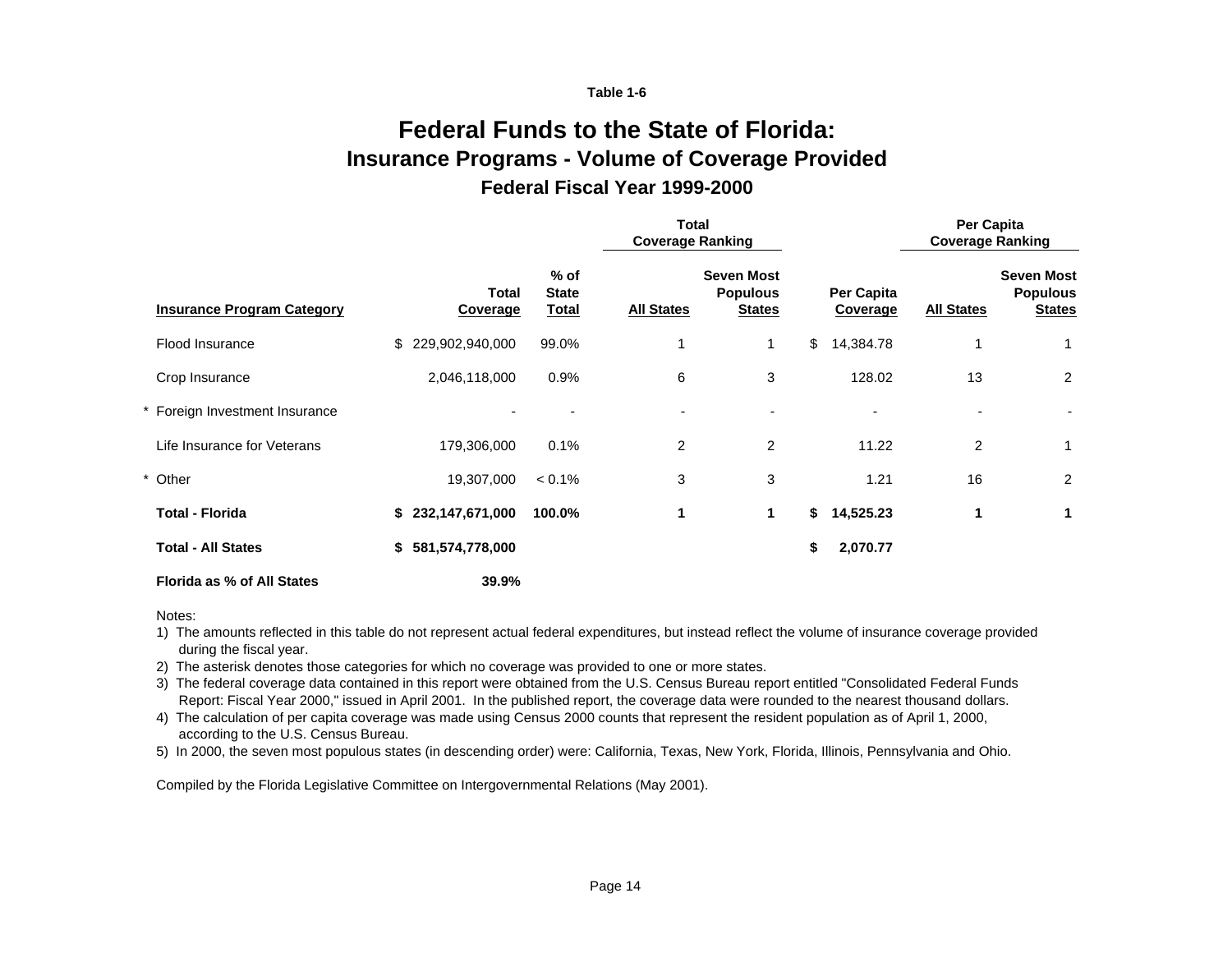Table 1-6

# Federal Funds to the State of Florida:

## Insurance Programs - Volume of Coverage Provided

### Federal Fiscal Year 1999-2000

| Insurance Program Category | Total Coverage | % of State Total | Total Coverage Ranking: All States | Total Coverage Ranking: Seven Most Populous States | Per Capita Coverage | Per Capita Coverage Ranking: All States | Per Capita Coverage Ranking: Seven Most Populous States |
|---|---|---|---|---|---|---|---|
| Flood Insurance | $ 229,902,940,000 | 99.0% | 1 | 1 | $ 14,384.78 | 1 | 1 |
| Crop Insurance | 2,046,118,000 | 0.9% | 6 | 3 | 128.02 | 13 | 2 |
| * Foreign Investment Insurance | - | - | - | - | - | - | - |
| Life Insurance for Veterans | 179,306,000 | 0.1% | 2 | 2 | 11.22 | 2 | 1 |
| * Other | 19,307,000 | < 0.1% | 3 | 3 | 1.21 | 16 | 2 |
| **Total - Florida** | **$ 232,147,671,000** | **100.0%** | **1** | **1** | **$ 14,525.23** | **1** | **1** |
| **Total - All States** | **$ 581,574,778,000** | | | | **$ 2,070.77** | | |
| **Florida as % of All States** | **39.9%** | | | | | | |

Notes:

1) The amounts reflected in this table do not represent actual federal expenditures, but instead reflect the volume of insurance coverage provided during the fiscal year.
2) The asterisk denotes those categories for which no coverage was provided to one or more states.
3) The federal coverage data contained in this report were obtained from the U.S. Census Bureau report entitled "Consolidated Federal Funds Report: Fiscal Year 2000," issued in April 2001. In the published report, the coverage data were rounded to the nearest thousand dollars.
4) The calculation of per capita coverage was made using Census 2000 counts that represent the resident population as of April 1, 2000, according to the U.S. Census Bureau.
5) In 2000, the seven most populous states (in descending order) were: California, Texas, New York, Florida, Illinois, Pennsylvania and Ohio.

Compiled by the Florida Legislative Committee on Intergovernmental Relations (May 2001).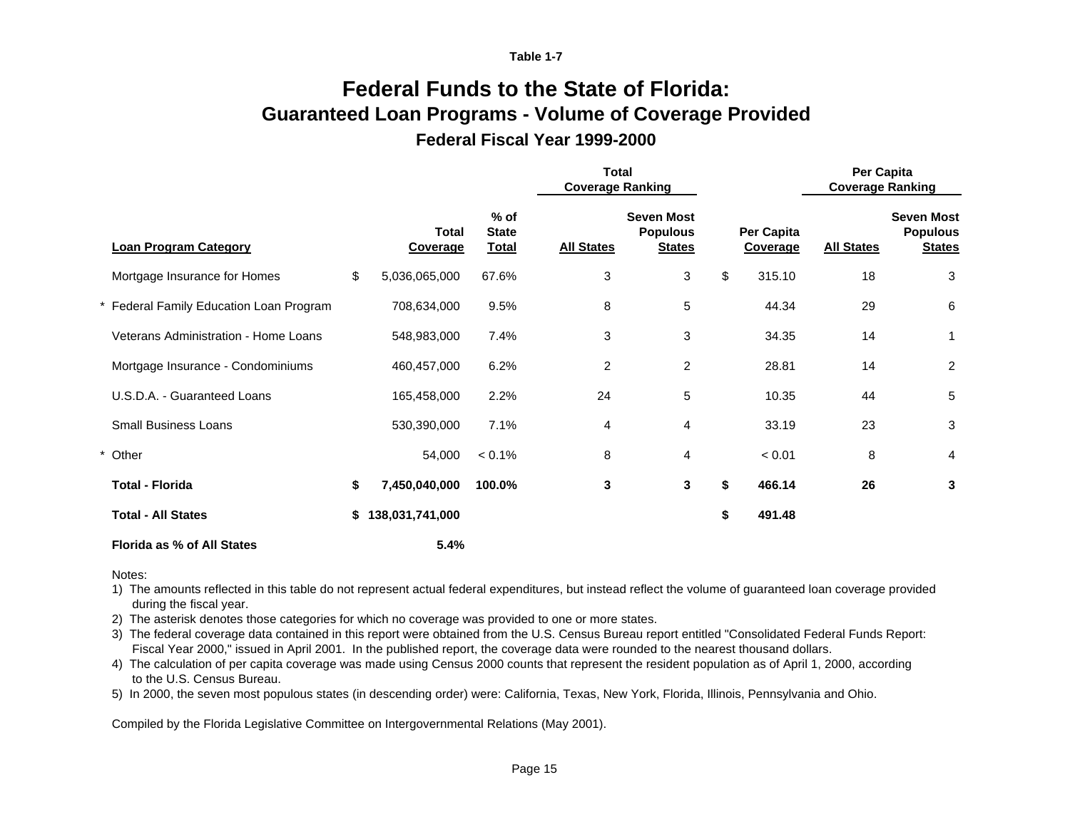Table 1-7

# Federal Funds to the State of Florida:
## Guaranteed Loan Programs - Volume of Coverage Provided
### Federal Fiscal Year 1999-2000

| | | | Total Coverage Ranking | | | Per Capita Coverage Ranking | |
|---|---|---|---|---|---|---|---|
| **Loan Program Category** | **Total Coverage** | **% of State Total** | **All States** | **Seven Most Populous States** | **Per Capita Coverage** | **All States** | **Seven Most Populous States** |
| Mortgage Insurance for Homes | $ 5,036,065,000 | 67.6% | 3 | 3 | $ 315.10 | 18 | 3 |
| * Federal Family Education Loan Program | 708,634,000 | 9.5% | 8 | 5 | 44.34 | 29 | 6 |
| Veterans Administration - Home Loans | 548,983,000 | 7.4% | 3 | 3 | 34.35 | 14 | 1 |
| Mortgage Insurance - Condominiums | 460,457,000 | 6.2% | 2 | 2 | 28.81 | 14 | 2 |
| U.S.D.A. - Guaranteed Loans | 165,458,000 | 2.2% | 24 | 5 | 10.35 | 44 | 5 |
| Small Business Loans | 530,390,000 | 7.1% | 4 | 4 | 33.19 | 23 | 3 |
| * Other | 54,000 | < 0.1% | 8 | 4 | < 0.01 | 8 | 4 |
| **Total - Florida** | **$ 7,450,040,000** | **100.0%** | **3** | **3** | **$ 466.14** | **26** | **3** |
| **Total - All States** | **$ 138,031,741,000** | | | | **$ 491.48** | | |
| **Florida as % of All States** | **5.4%** | | | | | | |

Notes:

1) The amounts reflected in this table do not represent actual federal expenditures, but instead reflect the volume of guaranteed loan coverage provided during the fiscal year.
2) The asterisk denotes those categories for which no coverage was provided to one or more states.
3) The federal coverage data contained in this report were obtained from the U.S. Census Bureau report entitled "Consolidated Federal Funds Report: Fiscal Year 2000," issued in April 2001. In the published report, the coverage data were rounded to the nearest thousand dollars.
4) The calculation of per capita coverage was made using Census 2000 counts that represent the resident population as of April 1, 2000, according to the U.S. Census Bureau.
5) In 2000, the seven most populous states (in descending order) were: California, Texas, New York, Florida, Illinois, Pennsylvania and Ohio.

Compiled by the Florida Legislative Committee on Intergovernmental Relations (May 2001).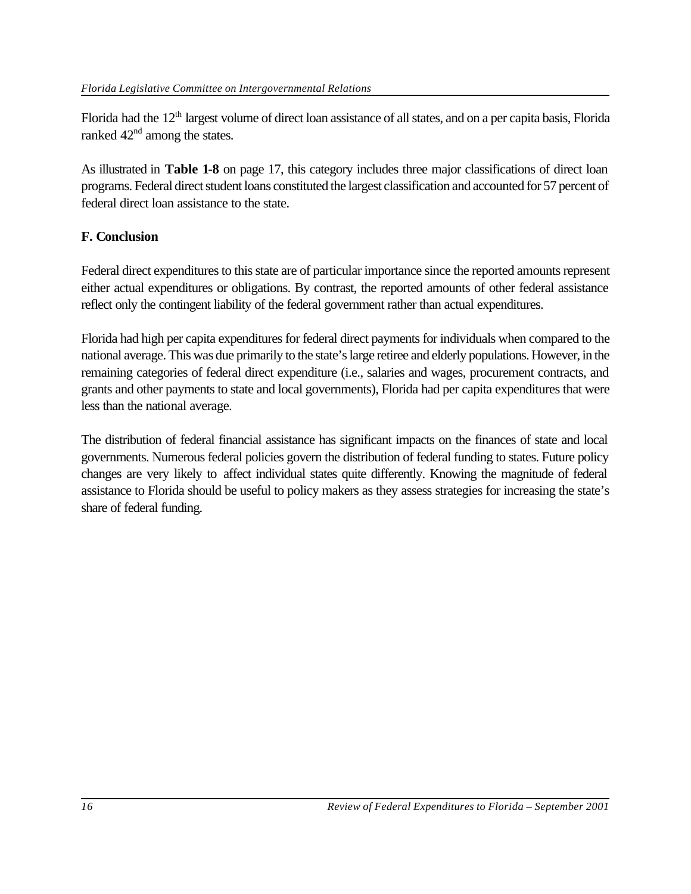Florida had the 12th largest volume of direct loan assistance of all states, and on a per capita basis, Florida ranked 42nd among the states.

As illustrated in **Table 1-8** on page 17, this category includes three major classifications of direct loan programs. Federal direct student loans constituted the largest classification and accounted for 57 percent of federal direct loan assistance to the state.

## F. Conclusion

Federal direct expenditures to this state are of particular importance since the reported amounts represent either actual expenditures or obligations. By contrast, the reported amounts of other federal assistance reflect only the contingent liability of the federal government rather than actual expenditures.

Florida had high per capita expenditures for federal direct payments for individuals when compared to the national average. This was due primarily to the state's large retiree and elderly populations. However, in the remaining categories of federal direct expenditure (i.e., salaries and wages, procurement contracts, and grants and other payments to state and local governments), Florida had per capita expenditures that were less than the national average.

The distribution of federal financial assistance has significant impacts on the finances of state and local governments. Numerous federal policies govern the distribution of federal funding to states. Future policy changes are very likely to affect individual states quite differently. Knowing the magnitude of federal assistance to Florida should be useful to policy makers as they assess strategies for increasing the state's share of federal funding.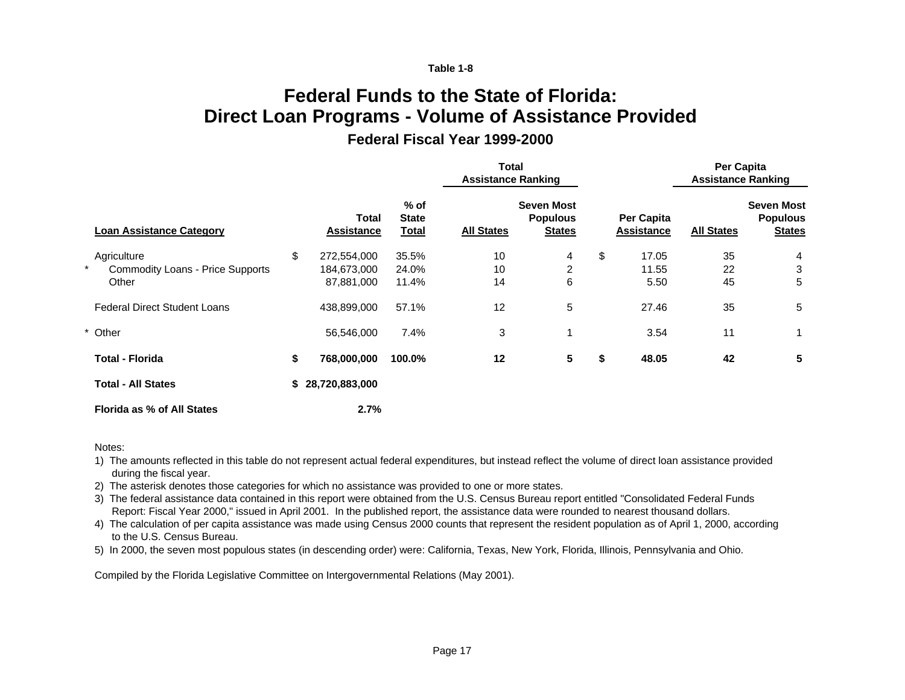Table 1-8

# Federal Funds to the State of Florida: Direct Loan Programs - Volume of Assistance Provided

## Federal Fiscal Year 1999-2000

| Loan Assistance Category | Total Assistance | % of State Total | Total Assistance Ranking: All States | Total Assistance Ranking: Seven Most Populous States | Per Capita Assistance | Per Capita Assistance Ranking: All States | Per Capita Assistance Ranking: Seven Most Populous States |
|---|---|---|---|---|---|---|---|
| Agriculture | $ 272,554,000 | 35.5% | 10 | 4 | $ 17.05 | 35 | 4 |
| * Commodity Loans - Price Supports | 184,673,000 | 24.0% | 10 | 2 | 11.55 | 22 | 3 |
| Other | 87,881,000 | 11.4% | 14 | 6 | 5.50 | 45 | 5 |
| Federal Direct Student Loans | 438,899,000 | 57.1% | 12 | 5 | 27.46 | 35 | 5 |
| * Other | 56,546,000 | 7.4% | 3 | 1 | 3.54 | 11 | 1 |
| **Total - Florida** | **$ 768,000,000** | **100.0%** | **12** | **5** | **$ 48.05** | **42** | **5** |
| **Total - All States** | **$ 28,720,883,000** | | | | | | |
| **Florida as % of All States** | **2.7%** | | | | | | |

Notes:

1) The amounts reflected in this table do not represent actual federal expenditures, but instead reflect the volume of direct loan assistance provided during the fiscal year.
2) The asterisk denotes those categories for which no assistance was provided to one or more states.
3) The federal assistance data contained in this report were obtained from the U.S. Census Bureau report entitled "Consolidated Federal Funds Report: Fiscal Year 2000," issued in April 2001. In the published report, the assistance data were rounded to nearest thousand dollars.
4) The calculation of per capita assistance was made using Census 2000 counts that represent the resident population as of April 1, 2000, according to the U.S. Census Bureau.
5) In 2000, the seven most populous states (in descending order) were: California, Texas, New York, Florida, Illinois, Pennsylvania and Ohio.

Compiled by the Florida Legislative Committee on Intergovernmental Relations (May 2001).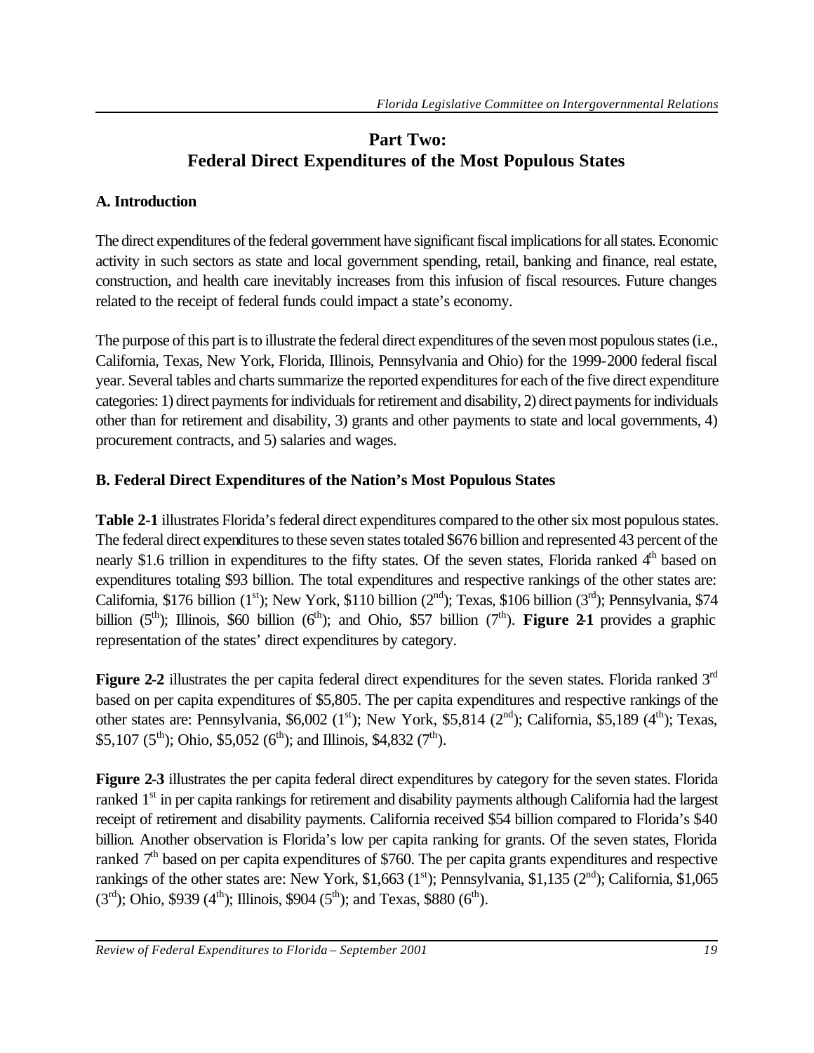# Part Two: Federal Direct Expenditures of the Most Populous States

## A. Introduction

The direct expenditures of the federal government have significant fiscal implications for all states. Economic activity in such sectors as state and local government spending, retail, banking and finance, real estate, construction, and health care inevitably increases from this infusion of fiscal resources. Future changes related to the receipt of federal funds could impact a state's economy.

The purpose of this part is to illustrate the federal direct expenditures of the seven most populous states (i.e., California, Texas, New York, Florida, Illinois, Pennsylvania and Ohio) for the 1999-2000 federal fiscal year. Several tables and charts summarize the reported expenditures for each of the five direct expenditure categories: 1) direct payments for individuals for retirement and disability, 2) direct payments for individuals other than for retirement and disability, 3) grants and other payments to state and local governments, 4) procurement contracts, and 5) salaries and wages.

## B. Federal Direct Expenditures of the Nation's Most Populous States

**Table 2-1** illustrates Florida's federal direct expenditures compared to the other six most populous states. The federal direct expenditures to these seven states totaled $676 billion and represented 43 percent of the nearly $1.6 trillion in expenditures to the fifty states. Of the seven states, Florida ranked 4th based on expenditures totaling $93 billion. The total expenditures and respective rankings of the other states are: California, $176 billion (1st); New York, $110 billion (2nd); Texas, $106 billion (3rd); Pennsylvania, $74 billion (5th); Illinois, $60 billion (6th); and Ohio, $57 billion (7th). **Figure 2-1** provides a graphic representation of the states' direct expenditures by category.

**Figure 2-2** illustrates the per capita federal direct expenditures for the seven states. Florida ranked 3rd based on per capita expenditures of $5,805. The per capita expenditures and respective rankings of the other states are: Pennsylvania, $6,002 (1st); New York, $5,814 (2nd); California, $5,189 (4th); Texas, $5,107 (5th); Ohio, $5,052 (6th); and Illinois, $4,832 (7th).

**Figure 2-3** illustrates the per capita federal direct expenditures by category for the seven states. Florida ranked 1st in per capita rankings for retirement and disability payments although California had the largest receipt of retirement and disability payments. California received $54 billion compared to Florida's $40 billion. Another observation is Florida's low per capita ranking for grants. Of the seven states, Florida ranked 7th based on per capita expenditures of $760. The per capita grants expenditures and respective rankings of the other states are: New York, $1,663 (1st); Pennsylvania, $1,135 (2nd); California, $1,065 (3rd); Ohio, $939 (4th); Illinois, $904 (5th); and Texas, $880 (6th).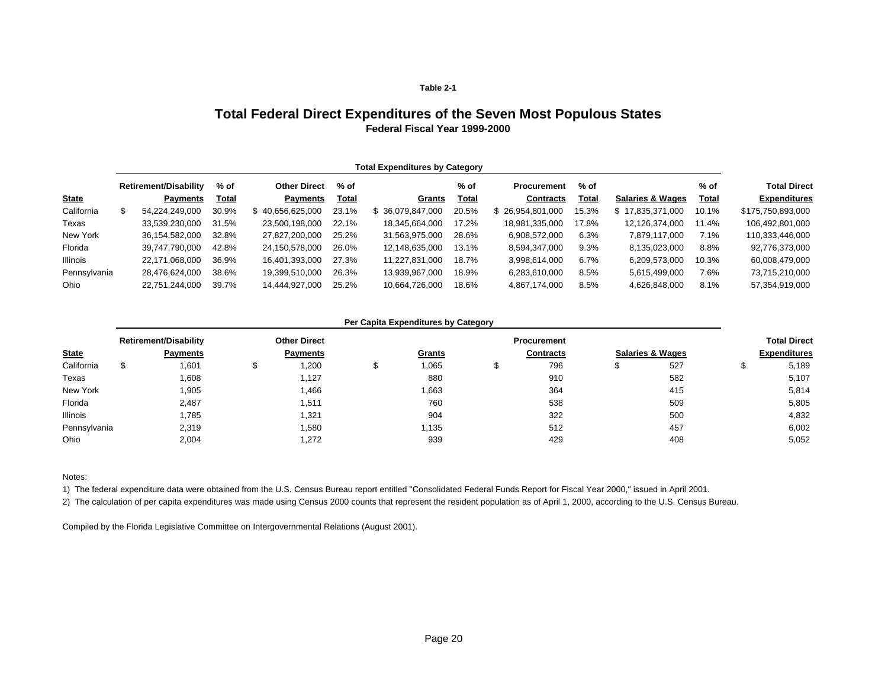**Table 2-1**

## Total Federal Direct Expenditures of the Seven Most Populous States

**Federal Fiscal Year 1999-2000**

**Total Expenditures by Category**

| State | Retirement/Disability Payments | % of Total | Other Direct Payments | % of Total | Grants | % of Total | Procurement Contracts | % of Total | Salaries & Wages | % of Total | Total Direct Expenditures |
|---|---|---|---|---|---|---|---|---|---|---|---|
| California | $ 54,224,249,000 | 30.9% | $ 40,656,625,000 | 23.1% | $ 36,079,847,000 | 20.5% | $ 26,954,801,000 | 15.3% | $ 17,835,371,000 | 10.1% | $175,750,893,000 |
| Texas | 33,539,230,000 | 31.5% | 23,500,198,000 | 22.1% | 18,345,664,000 | 17.2% | 18,981,335,000 | 17.8% | 12,126,374,000 | 11.4% | 106,492,801,000 |
| New York | 36,154,582,000 | 32.8% | 27,827,200,000 | 25.2% | 31,563,975,000 | 28.6% | 6,908,572,000 | 6.3% | 7,879,117,000 | 7.1% | 110,333,446,000 |
| Florida | 39,747,790,000 | 42.8% | 24,150,578,000 | 26.0% | 12,148,635,000 | 13.1% | 8,594,347,000 | 9.3% | 8,135,023,000 | 8.8% | 92,776,373,000 |
| Illinois | 22,171,068,000 | 36.9% | 16,401,393,000 | 27.3% | 11,227,831,000 | 18.7% | 3,998,614,000 | 6.7% | 6,209,573,000 | 10.3% | 60,008,479,000 |
| Pennsylvania | 28,476,624,000 | 38.6% | 19,399,510,000 | 26.3% | 13,939,967,000 | 18.9% | 6,283,610,000 | 8.5% | 5,615,499,000 | 7.6% | 73,715,210,000 |
| Ohio | 22,751,244,000 | 39.7% | 14,444,927,000 | 25.2% | 10,664,726,000 | 18.6% | 4,867,174,000 | 8.5% | 4,626,848,000 | 8.1% | 57,354,919,000 |

**Per Capita Expenditures by Category**

| State | Retirement/Disability Payments | Other Direct Payments | Grants | Procurement Contracts | Salaries & Wages | Total Direct Expenditures |
|---|---|---|---|---|---|---|
| California | $ 1,601 | $ 1,200 | $ 1,065 | $ 796 | $ 527 | $ 5,189 |
| Texas | 1,608 | 1,127 | 880 | 910 | 582 | 5,107 |
| New York | 1,905 | 1,466 | 1,663 | 364 | 415 | 5,814 |
| Florida | 2,487 | 1,511 | 760 | 538 | 509 | 5,805 |
| Illinois | 1,785 | 1,321 | 904 | 322 | 500 | 4,832 |
| Pennsylvania | 2,319 | 1,580 | 1,135 | 512 | 457 | 6,002 |
| Ohio | 2,004 | 1,272 | 939 | 429 | 408 | 5,052 |

Notes:

1) The federal expenditure data were obtained from the U.S. Census Bureau report entitled "Consolidated Federal Funds Report for Fiscal Year 2000," issued in April 2001.

2) The calculation of per capita expenditures was made using Census 2000 counts that represent the resident population as of April 1, 2000, according to the U.S. Census Bureau.

Compiled by the Florida Legislative Committee on Intergovernmental Relations (August 2001).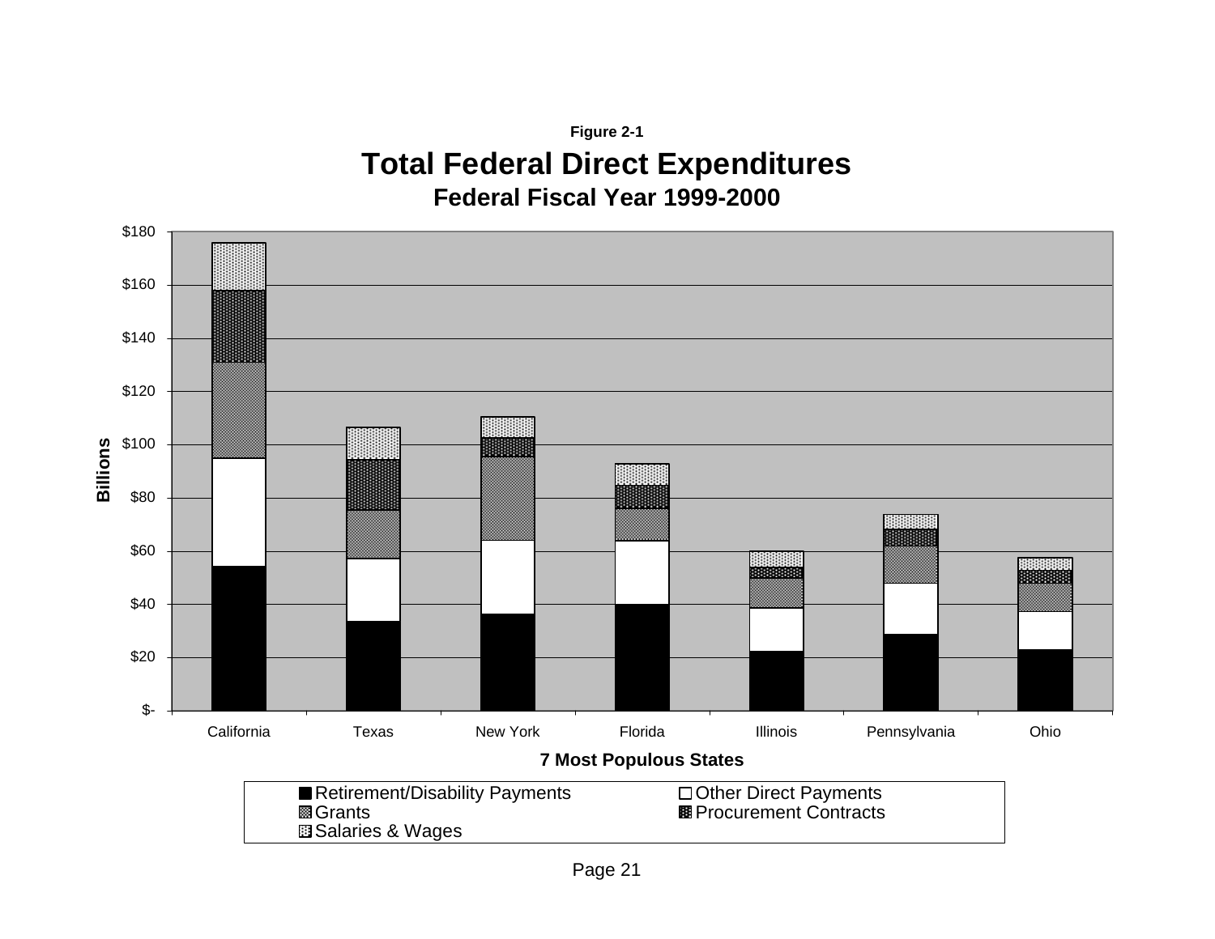**Figure 2-1**

# Total Federal Direct Expenditures

## Federal Fiscal Year 1999-2000

Billions

$180
$160
$140
$120
$100
$80
$60
$40
$20
$-

California | Texas | New York | Florida | Illinois | Pennsylvania | Ohio

**7 Most Populous States**

- Retirement/Disability Payments
- Other Direct Payments
- Grants
- Procurement Contracts
- Salaries & Wages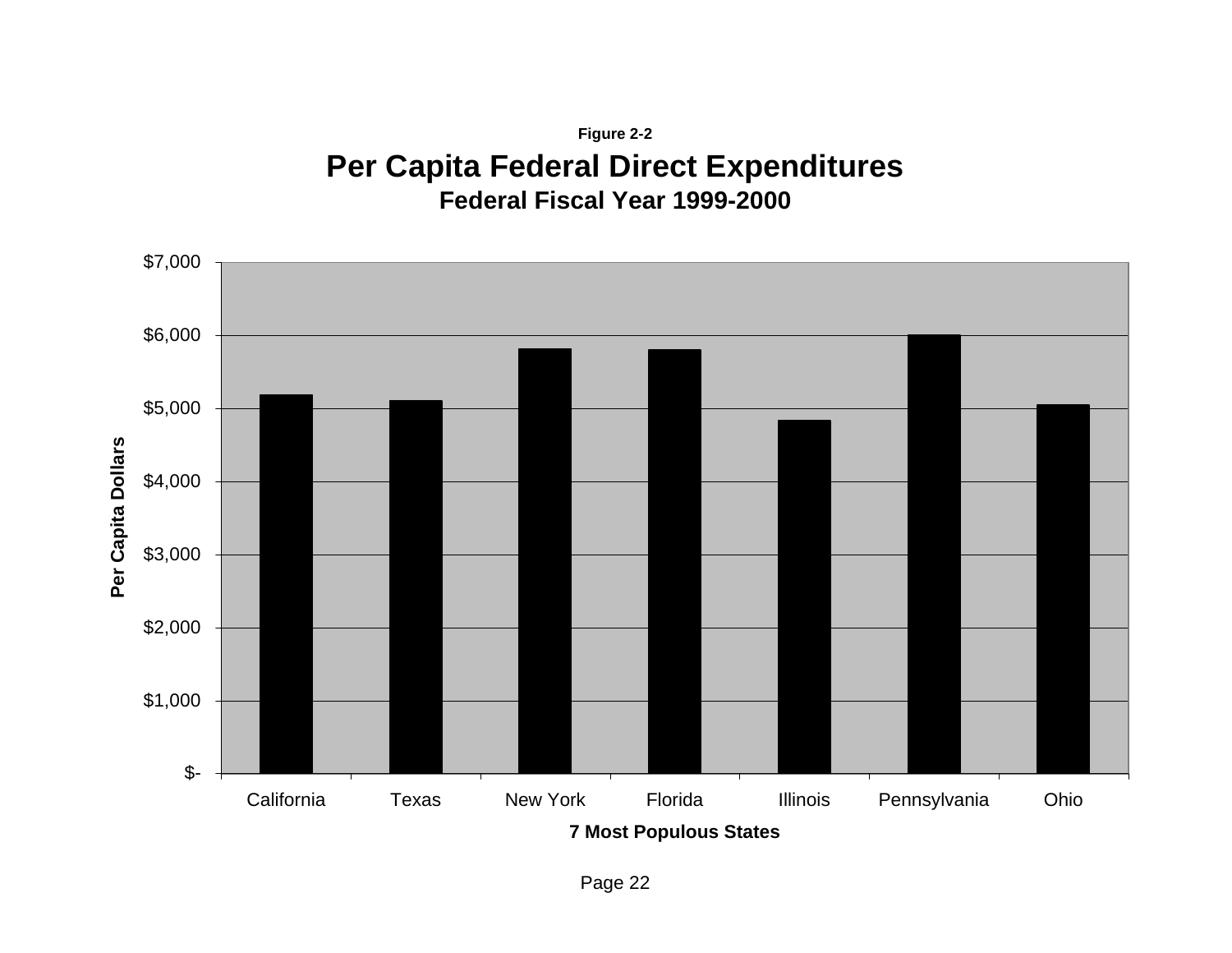Figure 2-2

## Per Capita Federal Direct Expenditures

### Federal Fiscal Year 1999-2000

Per Capita Dollars

$7,000
$6,000
$5,000
$4,000
$3,000
$2,000
$1,000
$-

California | Texas | New York | Florida | Illinois | Pennsylvania | Ohio

7 Most Populous States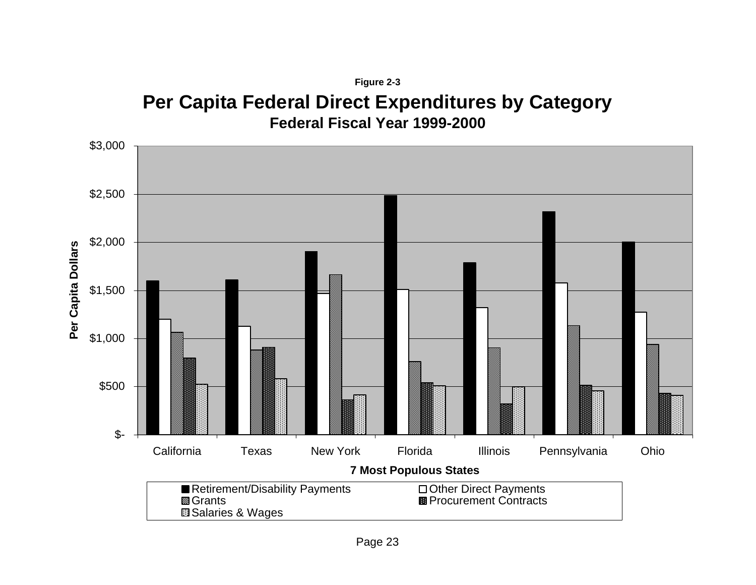Figure 2-3

## Per Capita Federal Direct Expenditures by Category

### Federal Fiscal Year 1999-2000

Per Capita Dollars

$3,000
$2,500
$2,000
$1,500
$1,000
$500
$-

California | Texas | New York | Florida | Illinois | Pennsylvania | Ohio

**7 Most Populous States**

- Retirement/Disability Payments
- Other Direct Payments
- Grants
- Procurement Contracts
- Salaries & Wages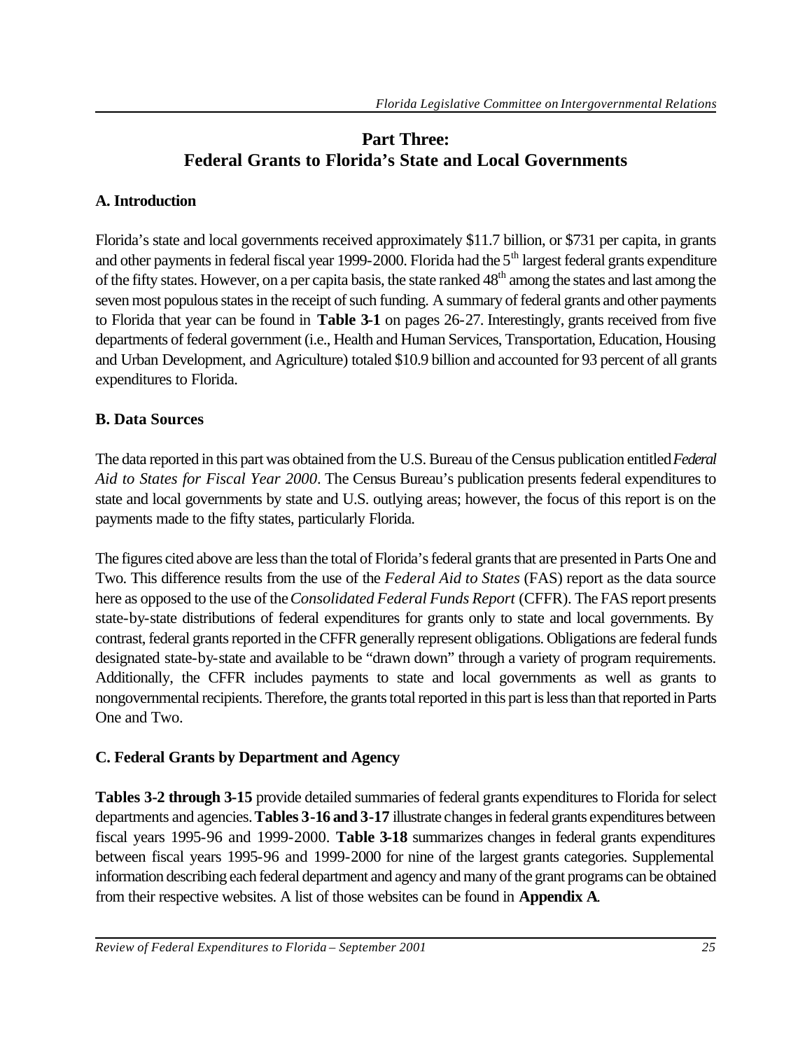# Part Three:
# Federal Grants to Florida's State and Local Governments

## A. Introduction

Florida's state and local governments received approximately \$11.7 billion, or \$731 per capita, in grants and other payments in federal fiscal year 1999-2000. Florida had the 5th largest federal grants expenditure of the fifty states. However, on a per capita basis, the state ranked 48th among the states and last among the seven most populous states in the receipt of such funding. A summary of federal grants and other payments to Florida that year can be found in **Table 3-1** on pages 26-27. Interestingly, grants received from five departments of federal government (i.e., Health and Human Services, Transportation, Education, Housing and Urban Development, and Agriculture) totaled \$10.9 billion and accounted for 93 percent of all grants expenditures to Florida.

## B. Data Sources

The data reported in this part was obtained from the U.S. Bureau of the Census publication entitled *Federal Aid to States for Fiscal Year 2000*. The Census Bureau's publication presents federal expenditures to state and local governments by state and U.S. outlying areas; however, the focus of this report is on the payments made to the fifty states, particularly Florida.

The figures cited above are less than the total of Florida's federal grants that are presented in Parts One and Two. This difference results from the use of the *Federal Aid to States* (FAS) report as the data source here as opposed to the use of the *Consolidated Federal Funds Report* (CFFR). The FAS report presents state-by-state distributions of federal expenditures for grants only to state and local governments. By contrast, federal grants reported in the CFFR generally represent obligations. Obligations are federal funds designated state-by-state and available to be "drawn down" through a variety of program requirements. Additionally, the CFFR includes payments to state and local governments as well as grants to nongovernmental recipients. Therefore, the grants total reported in this part is less than that reported in Parts One and Two.

## C. Federal Grants by Department and Agency

**Tables 3-2 through 3-15** provide detailed summaries of federal grants expenditures to Florida for select departments and agencies. **Tables 3-16 and 3-17** illustrate changes in federal grants expenditures between fiscal years 1995-96 and 1999-2000. **Table 3-18** summarizes changes in federal grants expenditures between fiscal years 1995-96 and 1999-2000 for nine of the largest grants categories. Supplemental information describing each federal department and agency and many of the grant programs can be obtained from their respective websites. A list of those websites can be found in **Appendix A**.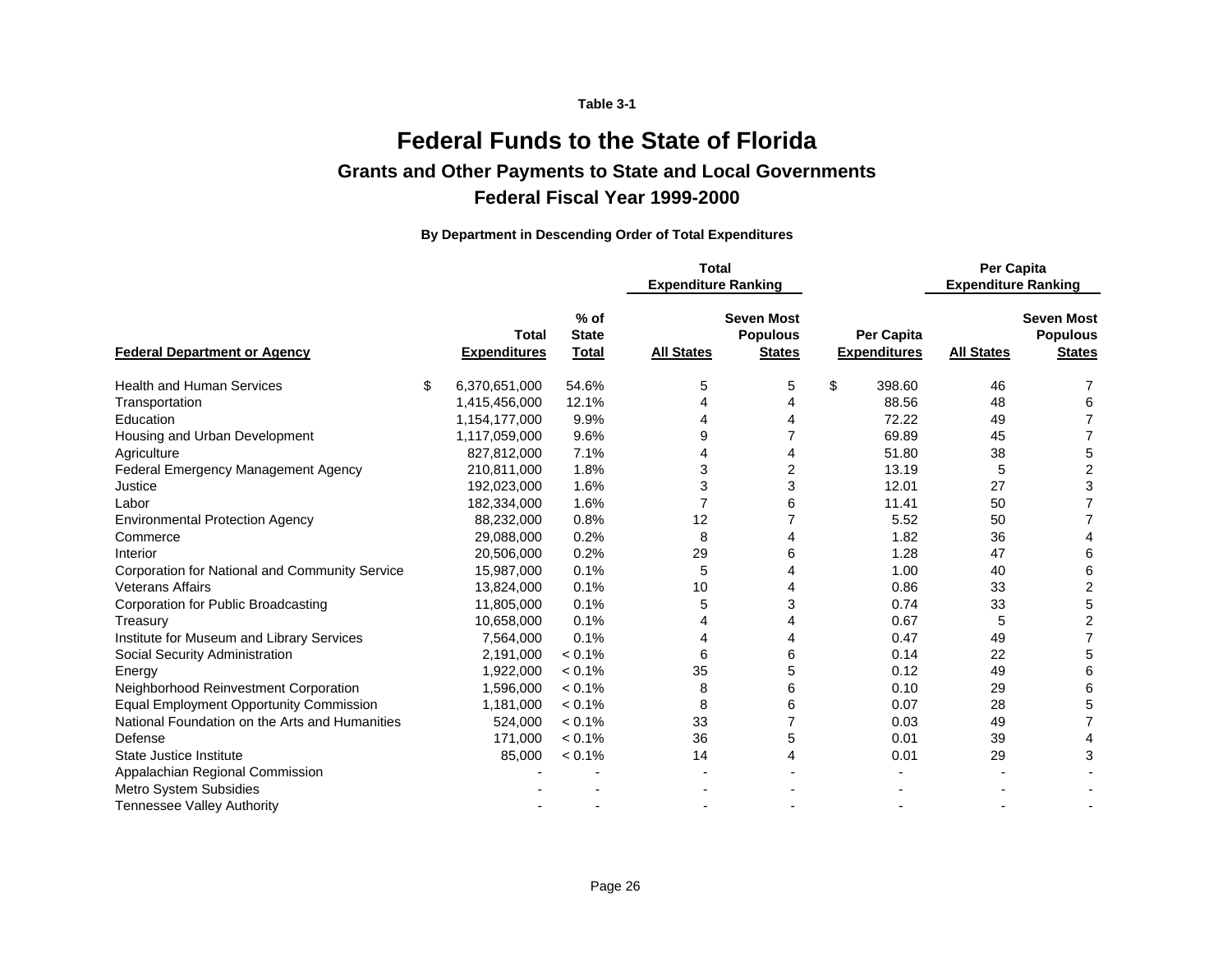Table 3-1

# Federal Funds to the State of Florida

## Grants and Other Payments to State and Local Governments

## Federal Fiscal Year 1999-2000

**By Department in Descending Order of Total Expenditures**

| | | | Total Expenditure Ranking | | | Per Capita Expenditure Ranking | |
|---|---|---|---|---|---|---|---|
| **Federal Department or Agency** | **Total Expenditures** | **% of State Total** | **All States** | **Seven Most Populous States** | **Per Capita Expenditures** | **All States** | **Seven Most Populous States** |
| Health and Human Services | $ 6,370,651,000 | 54.6% | 5 | 5 | $ 398.60 | 46 | 7 |
| Transportation | 1,415,456,000 | 12.1% | 4 | 4 | 88.56 | 48 | 6 |
| Education | 1,154,177,000 | 9.9% | 4 | 4 | 72.22 | 49 | 7 |
| Housing and Urban Development | 1,117,059,000 | 9.6% | 9 | 7 | 69.89 | 45 | 7 |
| Agriculture | 827,812,000 | 7.1% | 4 | 4 | 51.80 | 38 | 5 |
| Federal Emergency Management Agency | 210,811,000 | 1.8% | 3 | 2 | 13.19 | 5 | 2 |
| Justice | 192,023,000 | 1.6% | 3 | 3 | 12.01 | 27 | 3 |
| Labor | 182,334,000 | 1.6% | 7 | 6 | 11.41 | 50 | 7 |
| Environmental Protection Agency | 88,232,000 | 0.8% | 12 | 7 | 5.52 | 50 | 7 |
| Commerce | 29,088,000 | 0.2% | 8 | 4 | 1.82 | 36 | 4 |
| Interior | 20,506,000 | 0.2% | 29 | 6 | 1.28 | 47 | 6 |
| Corporation for National and Community Service | 15,987,000 | 0.1% | 5 | 4 | 1.00 | 40 | 6 |
| Veterans Affairs | 13,824,000 | 0.1% | 10 | 4 | 0.86 | 33 | 2 |
| Corporation for Public Broadcasting | 11,805,000 | 0.1% | 5 | 3 | 0.74 | 33 | 5 |
| Treasury | 10,658,000 | 0.1% | 4 | 4 | 0.67 | 5 | 2 |
| Institute for Museum and Library Services | 7,564,000 | 0.1% | 4 | 4 | 0.47 | 49 | 7 |
| Social Security Administration | 2,191,000 | < 0.1% | 6 | 6 | 0.14 | 22 | 5 |
| Energy | 1,922,000 | < 0.1% | 35 | 5 | 0.12 | 49 | 6 |
| Neighborhood Reinvestment Corporation | 1,596,000 | < 0.1% | 8 | 6 | 0.10 | 29 | 6 |
| Equal Employment Opportunity Commission | 1,181,000 | < 0.1% | 8 | 6 | 0.07 | 28 | 5 |
| National Foundation on the Arts and Humanities | 524,000 | < 0.1% | 33 | 7 | 0.03 | 49 | 7 |
| Defense | 171,000 | < 0.1% | 36 | 5 | 0.01 | 39 | 4 |
| State Justice Institute | 85,000 | < 0.1% | 14 | 4 | 0.01 | 29 | 3 |
| Appalachian Regional Commission | - | - | - | - | - | - | - |
| Metro System Subsidies | - | - | - | - | - | - | - |
| Tennessee Valley Authority | - | - | - | - | - | - | - |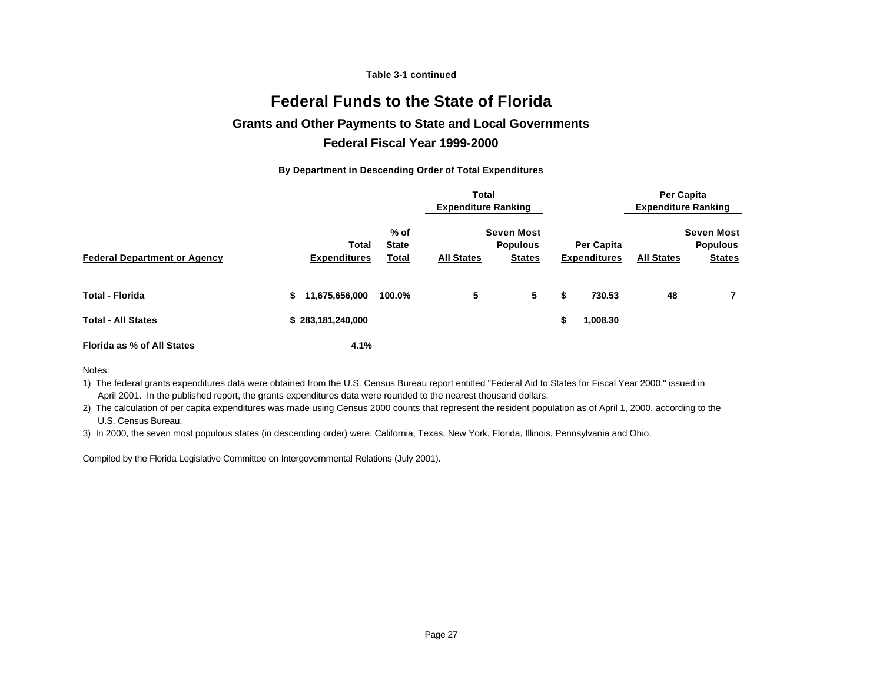**Table 3-1 continued**

# Federal Funds to the State of Florida

## Grants and Other Payments to State and Local Governments

## Federal Fiscal Year 1999-2000

**By Department in Descending Order of Total Expenditures**

| | | | Total Expenditure Ranking | | | Per Capita Expenditure Ranking | |
|---|---|---|---|---|---|---|---|
| **Federal Department or Agency** | **Total Expenditures** | **% of State Total** | **All States** | **Seven Most Populous States** | **Per Capita Expenditures** | **All States** | **Seven Most Populous States** |
| **Total - Florida** | **$ 11,675,656,000** | **100.0%** | **5** | **5** | **$ 730.53** | **48** | **7** |
| **Total - All States** | **$ 283,181,240,000** | | | | **$ 1,008.30** | | |
| **Florida as % of All States** | **4.1%** | | | | | | |

Notes:

1) The federal grants expenditures data were obtained from the U.S. Census Bureau report entitled "Federal Aid to States for Fiscal Year 2000," issued in April 2001. In the published report, the grants expenditures data were rounded to the nearest thousand dollars.

2) The calculation of per capita expenditures was made using Census 2000 counts that represent the resident population as of April 1, 2000, according to the U.S. Census Bureau.

3) In 2000, the seven most populous states (in descending order) were: California, Texas, New York, Florida, Illinois, Pennsylvania and Ohio.

Compiled by the Florida Legislative Committee on Intergovernmental Relations (July 2001).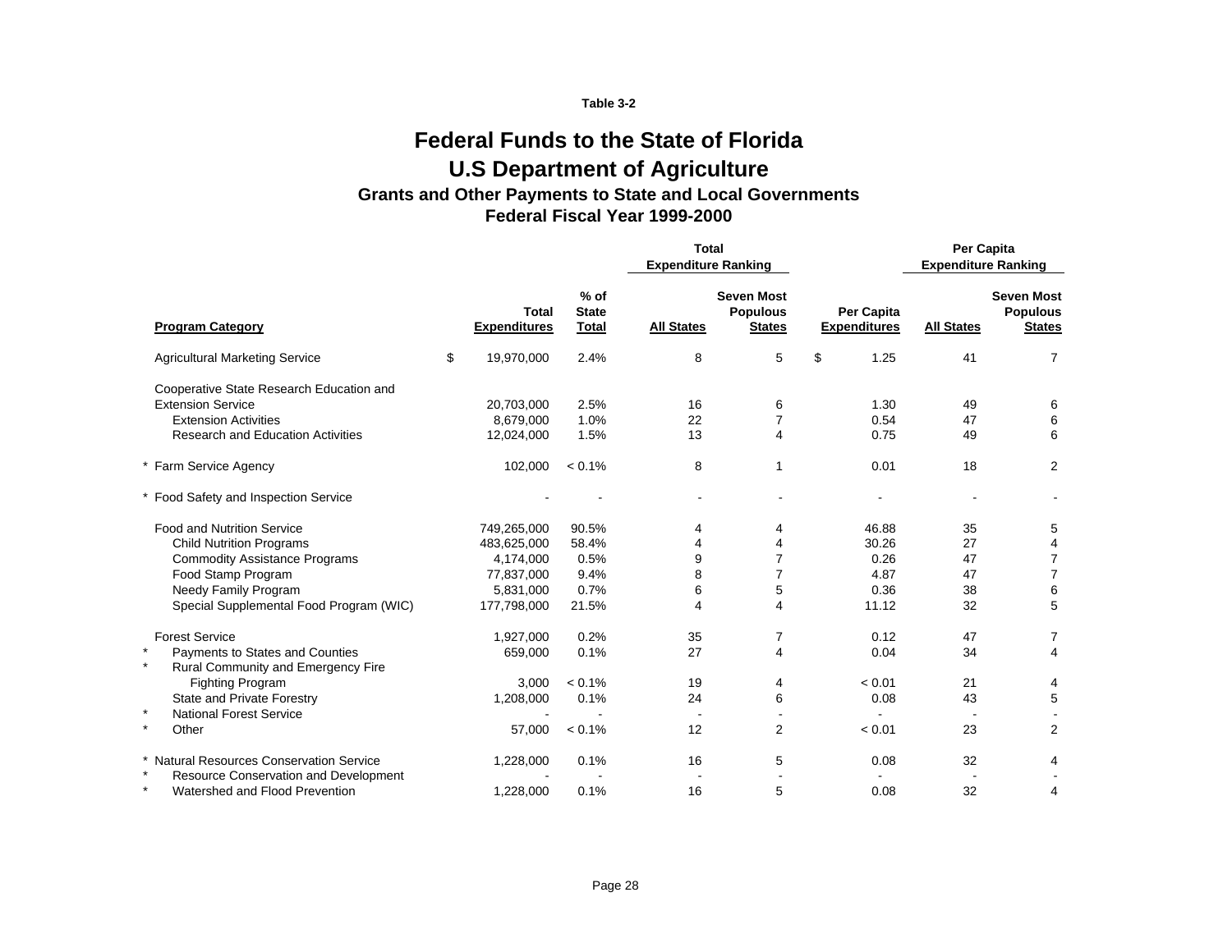Table 3-2

# Federal Funds to the State of Florida
# U.S Department of Agriculture
## Grants and Other Payments to State and Local Governments
## Federal Fiscal Year 1999-2000

| | | | Total Expenditure Ranking | | | Per Capita Expenditure Ranking | |
|---|---|---|---|---|---|---|---|
| **Program Category** | **Total Expenditures** | **% of State Total** | **All States** | **Seven Most Populous States** | **Per Capita Expenditures** | **All States** | **Seven Most Populous States** |
| Agricultural Marketing Service | $ 19,970,000 | 2.4% | 8 | 5 | $ 1.25 | 41 | 7 |
| Cooperative State Research Education and Extension Service | 20,703,000 | 2.5% | 16 | 6 | 1.30 | 49 | 6 |
| Extension Activities | 8,679,000 | 1.0% | 22 | 7 | 0.54 | 47 | 6 |
| Research and Education Activities | 12,024,000 | 1.5% | 13 | 4 | 0.75 | 49 | 6 |
| * Farm Service Agency | 102,000 | < 0.1% | 8 | 1 | 0.01 | 18 | 2 |
| * Food Safety and Inspection Service | - | - | - | - | - | - | - |
| Food and Nutrition Service | 749,265,000 | 90.5% | 4 | 4 | 46.88 | 35 | 5 |
| Child Nutrition Programs | 483,625,000 | 58.4% | 4 | 4 | 30.26 | 27 | 4 |
| Commodity Assistance Programs | 4,174,000 | 0.5% | 9 | 7 | 0.26 | 47 | 7 |
| Food Stamp Program | 77,837,000 | 9.4% | 8 | 7 | 4.87 | 47 | 7 |
| Needy Family Program | 5,831,000 | 0.7% | 6 | 5 | 0.36 | 38 | 6 |
| Special Supplemental Food Program (WIC) | 177,798,000 | 21.5% | 4 | 4 | 11.12 | 32 | 5 |
| Forest Service | 1,927,000 | 0.2% | 35 | 7 | 0.12 | 47 | 7 |
| * Payments to States and Counties | 659,000 | 0.1% | 27 | 4 | 0.04 | 34 | 4 |
| * Rural Community and Emergency Fire Fighting Program | 3,000 | < 0.1% | 19 | 4 | < 0.01 | 21 | 4 |
| State and Private Forestry | 1,208,000 | 0.1% | 24 | 6 | 0.08 | 43 | 5 |
| * National Forest Service | - | - | - | - | - | - | - |
| * Other | 57,000 | < 0.1% | 12 | 2 | < 0.01 | 23 | 2 |
| * Natural Resources Conservation Service | 1,228,000 | 0.1% | 16 | 5 | 0.08 | 32 | 4 |
| * Resource Conservation and Development | - | - | - | - | - | - | - |
| * Watershed and Flood Prevention | 1,228,000 | 0.1% | 16 | 5 | 0.08 | 32 | 4 |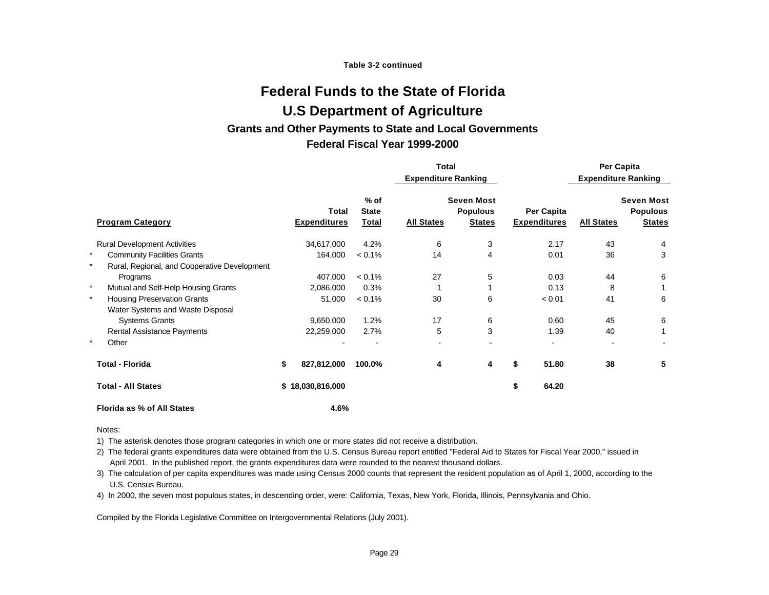Table 3-2 continued

# Federal Funds to the State of Florida

## U.S Department of Agriculture

### Grants and Other Payments to State and Local Governments

### Federal Fiscal Year 1999-2000

| | Program Category | Total Expenditures | % of State Total | Total Expenditure Ranking: All States | Total Expenditure Ranking: Seven Most Populous States | Per Capita Expenditures | Per Capita Expenditure Ranking: All States | Per Capita Expenditure Ranking: Seven Most Populous States |
|---|---|---|---|---|---|---|---|---|
| | Rural Development Activities | 34,617,000 | 4.2% | 6 | 3 | 2.17 | 43 | 4 |
| * | Community Facilities Grants | 164,000 | < 0.1% | 14 | 4 | 0.01 | 36 | 3 |
| * | Rural, Regional, and Cooperative Development Programs | 407,000 | < 0.1% | 27 | 5 | 0.03 | 44 | 6 |
| * | Mutual and Self-Help Housing Grants | 2,086,000 | 0.3% | 1 | 1 | 0.13 | 8 | 1 |
| * | Housing Preservation Grants | 51,000 | < 0.1% | 30 | 6 | < 0.01 | 41 | 6 |
| | Water Systems and Waste Disposal Systems Grants | 9,650,000 | 1.2% | 17 | 6 | 0.60 | 45 | 6 |
| | Rental Assistance Payments | 22,259,000 | 2.7% | 5 | 3 | 1.39 | 40 | 1 |
| * | Other | - | - | - | - | - | - | - |
| | **Total - Florida** | **$ 827,812,000** | **100.0%** | **4** | **4** | **$ 51.80** | **38** | **5** |
| | **Total - All States** | **$ 18,030,816,000** | | | | **$ 64.20** | | |
| | **Florida as % of All States** | **4.6%** | | | | | | |

Notes:

1) The asterisk denotes those program categories in which one or more states did not receive a distribution.

2) The federal grants expenditures data were obtained from the U.S. Census Bureau report entitled "Federal Aid to States for Fiscal Year 2000," issued in April 2001. In the published report, the grants expenditures data were rounded to the nearest thousand dollars.

3) The calculation of per capita expenditures was made using Census 2000 counts that represent the resident population as of April 1, 2000, according to the U.S. Census Bureau.

4) In 2000, the seven most populous states, in descending order, were: California, Texas, New York, Florida, Illinois, Pennsylvania and Ohio.

Compiled by the Florida Legislative Committee on Intergovernmental Relations (July 2001).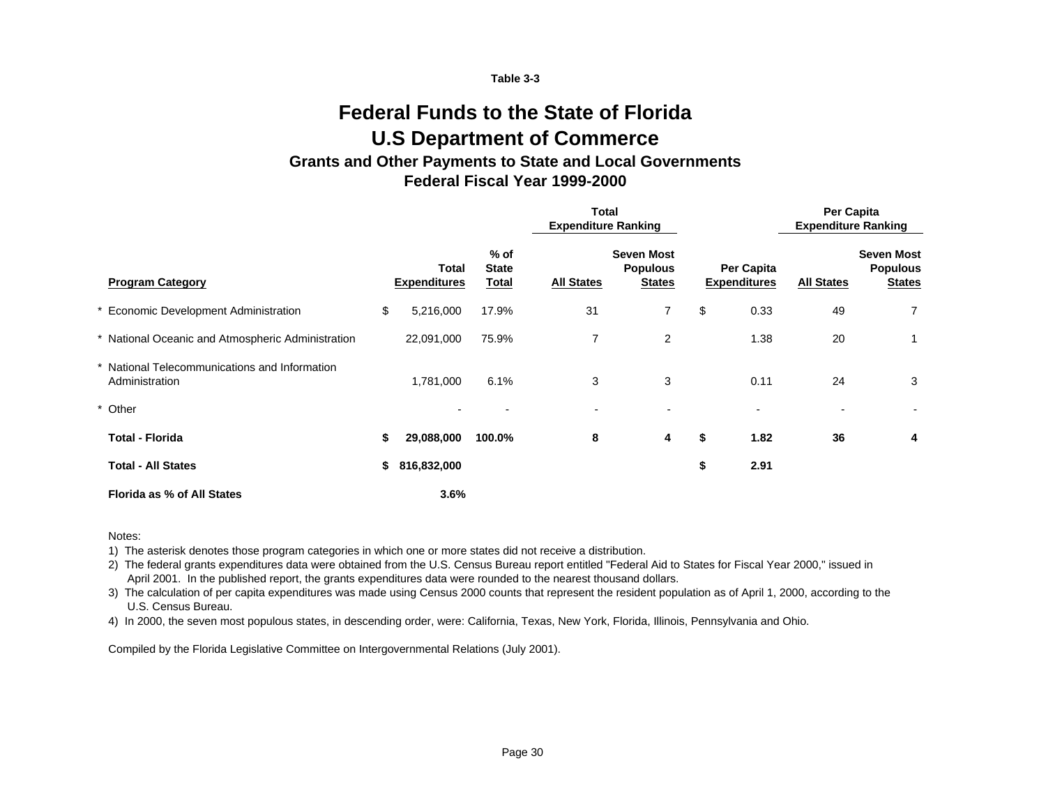Table 3-3

# Federal Funds to the State of Florida
# U.S Department of Commerce
## Grants and Other Payments to State and Local Governments
## Federal Fiscal Year 1999-2000

| | | | Total Expenditure Ranking | | | Per Capita Expenditure Ranking | |
|---|---|---|---|---|---|---|---|
| **Program Category** | **Total Expenditures** | **% of State Total** | **All States** | **Seven Most Populous States** | **Per Capita Expenditures** | **All States** | **Seven Most Populous States** |
| * Economic Development Administration | $ 5,216,000 | 17.9% | 31 | 7 | $ 0.33 | 49 | 7 |
| * National Oceanic and Atmospheric Administration | 22,091,000 | 75.9% | 7 | 2 | 1.38 | 20 | 1 |
| * National Telecommunications and Information Administration | 1,781,000 | 6.1% | 3 | 3 | 0.11 | 24 | 3 |
| * Other | - | - | - | - | - | - | - |
| **Total - Florida** | **$ 29,088,000** | **100.0%** | **8** | **4** | **$ 1.82** | **36** | **4** |
| **Total - All States** | **$ 816,832,000** | | | | **$ 2.91** | | |
| **Florida as % of All States** | **3.6%** | | | | | | |

Notes:

1) The asterisk denotes those program categories in which one or more states did not receive a distribution.
2) The federal grants expenditures data were obtained from the U.S. Census Bureau report entitled "Federal Aid to States for Fiscal Year 2000," issued in April 2001. In the published report, the grants expenditures data were rounded to the nearest thousand dollars.
3) The calculation of per capita expenditures was made using Census 2000 counts that represent the resident population as of April 1, 2000, according to the U.S. Census Bureau.
4) In 2000, the seven most populous states, in descending order, were: California, Texas, New York, Florida, Illinois, Pennsylvania and Ohio.

Compiled by the Florida Legislative Committee on Intergovernmental Relations (July 2001).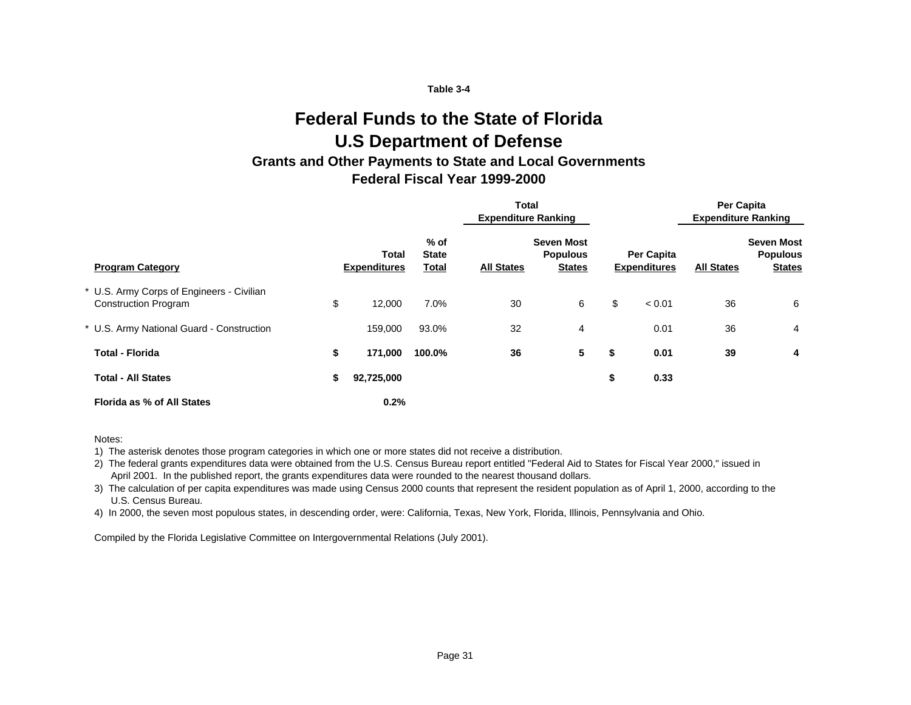Table 3-4

# Federal Funds to the State of Florida
# U.S Department of Defense
## Grants and Other Payments to State and Local Governments
## Federal Fiscal Year 1999-2000

| | | | Total Expenditure Ranking | | | Per Capita Expenditure Ranking | |
|---|---|---|---|---|---|---|---|
| **Program Category** | **Total Expenditures** | **% of State Total** | **All States** | **Seven Most Populous States** | **Per Capita Expenditures** | **All States** | **Seven Most Populous States** |
| * U.S. Army Corps of Engineers - Civilian Construction Program | $ 12,000 | 7.0% | 30 | 6 | $ < 0.01 | 36 | 6 |
| * U.S. Army National Guard - Construction | 159,000 | 93.0% | 32 | 4 | 0.01 | 36 | 4 |
| **Total - Florida** | **$ 171,000** | **100.0%** | **36** | **5** | **$ 0.01** | **39** | **4** |
| **Total - All States** | **$ 92,725,000** | | | | **$ 0.33** | | |
| **Florida as % of All States** | **0.2%** | | | | | | |

Notes:

1) The asterisk denotes those program categories in which one or more states did not receive a distribution.
2) The federal grants expenditures data were obtained from the U.S. Census Bureau report entitled "Federal Aid to States for Fiscal Year 2000," issued in April 2001. In the published report, the grants expenditures data were rounded to the nearest thousand dollars.
3) The calculation of per capita expenditures was made using Census 2000 counts that represent the resident population as of April 1, 2000, according to the U.S. Census Bureau.
4) In 2000, the seven most populous states, in descending order, were: California, Texas, New York, Florida, Illinois, Pennsylvania and Ohio.

Compiled by the Florida Legislative Committee on Intergovernmental Relations (July 2001).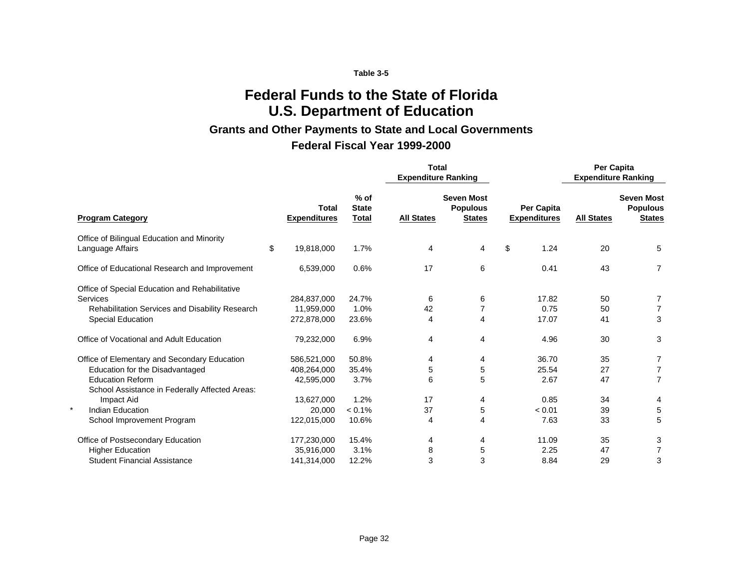Table 3-5

# Federal Funds to the State of Florida
# U.S. Department of Education

## Grants and Other Payments to State and Local Governments

## Federal Fiscal Year 1999-2000

| Program Category | Total Expenditures | % of State Total | Total Expenditure Ranking: All States | Total Expenditure Ranking: Seven Most Populous States | Per Capita Expenditures | Per Capita Expenditure Ranking: All States | Per Capita Expenditure Ranking: Seven Most Populous States |
|---|---|---|---|---|---|---|---|
| Office of Bilingual Education and Minority Language Affairs | $ 19,818,000 | 1.7% | 4 | 4 | $ 1.24 | 20 | 5 |
| Office of Educational Research and Improvement | 6,539,000 | 0.6% | 17 | 6 | 0.41 | 43 | 7 |
| Office of Special Education and Rehabilitative Services | 284,837,000 | 24.7% | 6 | 6 | 17.82 | 50 | 7 |
| Rehabilitation Services and Disability Research | 11,959,000 | 1.0% | 42 | 7 | 0.75 | 50 | 7 |
| Special Education | 272,878,000 | 23.6% | 4 | 4 | 17.07 | 41 | 3 |
| Office of Vocational and Adult Education | 79,232,000 | 6.9% | 4 | 4 | 4.96 | 30 | 3 |
| Office of Elementary and Secondary Education | 586,521,000 | 50.8% | 4 | 4 | 36.70 | 35 | 7 |
| Education for the Disadvantaged | 408,264,000 | 35.4% | 5 | 5 | 25.54 | 27 | 7 |
| Education Reform | 42,595,000 | 3.7% | 6 | 5 | 2.67 | 47 | 7 |
| School Assistance in Federally Affected Areas: Impact Aid | 13,627,000 | 1.2% | 17 | 4 | 0.85 | 34 | 4 |
| * Indian Education | 20,000 | < 0.1% | 37 | 5 | < 0.01 | 39 | 5 |
| School Improvement Program | 122,015,000 | 10.6% | 4 | 4 | 7.63 | 33 | 5 |
| Office of Postsecondary Education | 177,230,000 | 15.4% | 4 | 4 | 11.09 | 35 | 3 |
| Higher Education | 35,916,000 | 3.1% | 8 | 5 | 2.25 | 47 | 7 |
| Student Financial Assistance | 141,314,000 | 12.2% | 3 | 3 | 8.84 | 29 | 3 |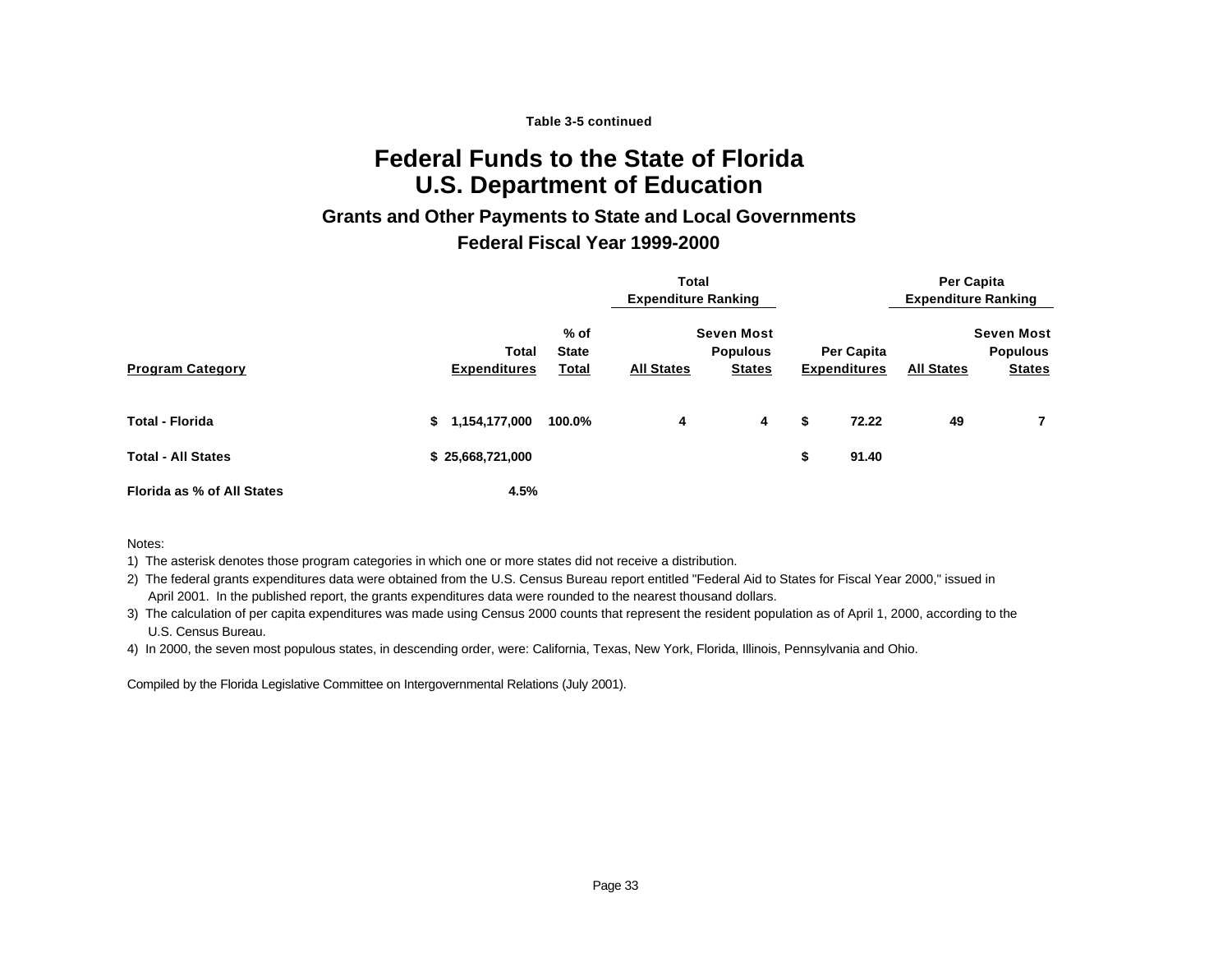Table 3-5 continued

# Federal Funds to the State of Florida
# U.S. Department of Education

## Grants and Other Payments to State and Local Governments

## Federal Fiscal Year 1999-2000

| | | | Total Expenditure Ranking | | | Per Capita Expenditure Ranking | |
|---|---|---|---|---|---|---|---|
| **Program Category** | **Total Expenditures** | **% of State Total** | **All States** | **Seven Most Populous States** | **Per Capita Expenditures** | **All States** | **Seven Most Populous States** |
| **Total - Florida** | **$ 1,154,177,000** | **100.0%** | **4** | **4** | **$ 72.22** | **49** | **7** |
| **Total - All States** | **$ 25,668,721,000** | | | | **$ 91.40** | | |
| **Florida as % of All States** | **4.5%** | | | | | | |

Notes:

1) The asterisk denotes those program categories in which one or more states did not receive a distribution.

2) The federal grants expenditures data were obtained from the U.S. Census Bureau report entitled "Federal Aid to States for Fiscal Year 2000," issued in April 2001. In the published report, the grants expenditures data were rounded to the nearest thousand dollars.

3) The calculation of per capita expenditures was made using Census 2000 counts that represent the resident population as of April 1, 2000, according to the U.S. Census Bureau.

4) In 2000, the seven most populous states, in descending order, were: California, Texas, New York, Florida, Illinois, Pennsylvania and Ohio.

Compiled by the Florida Legislative Committee on Intergovernmental Relations (July 2001).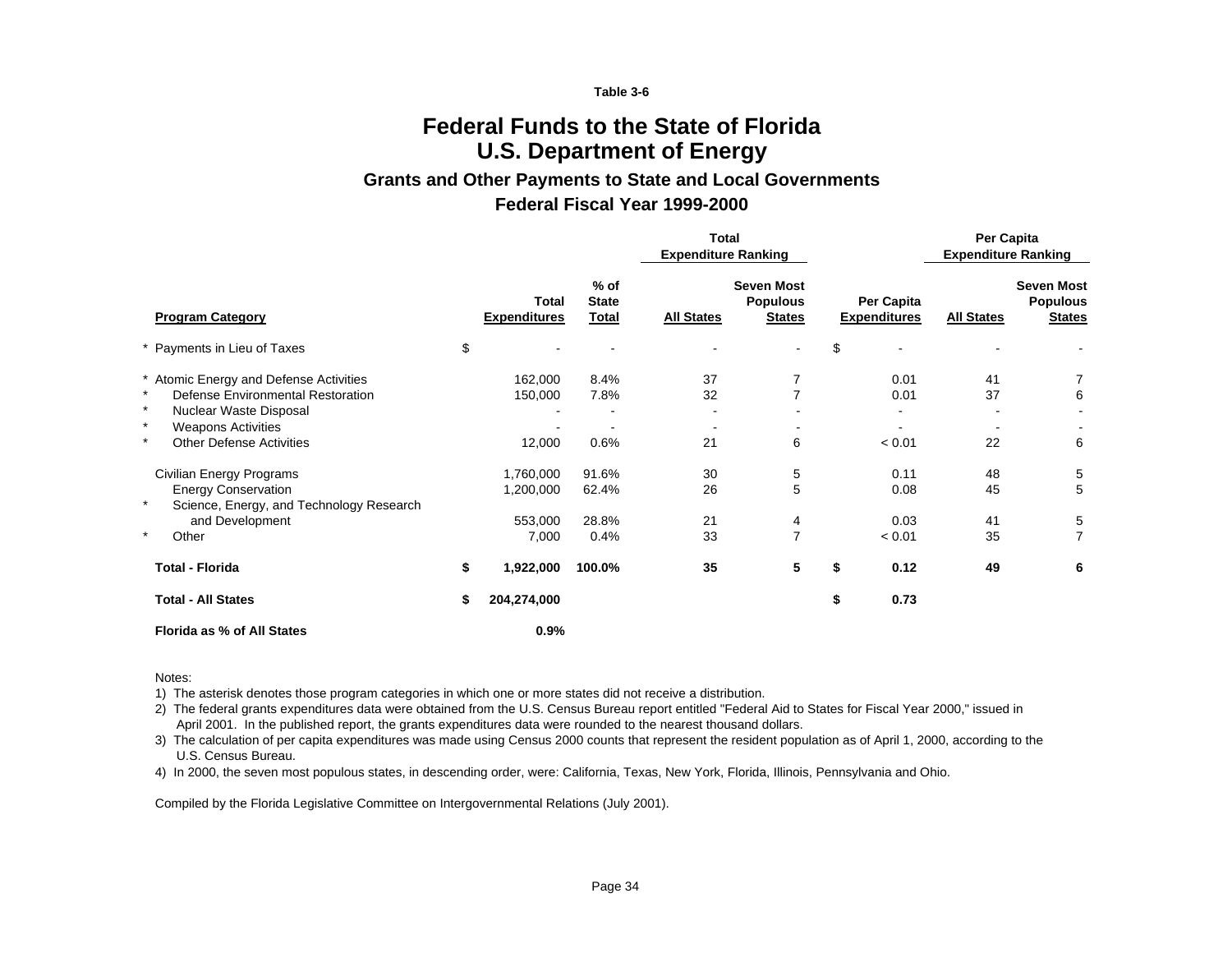Table 3-6

# Federal Funds to the State of Florida
# U.S. Department of Energy

## Grants and Other Payments to State and Local Governments

## Federal Fiscal Year 1999-2000

| Program Category | Total Expenditures | % of State Total | Total Expenditure Ranking: All States | Total Expenditure Ranking: Seven Most Populous States | Per Capita Expenditures | Per Capita Expenditure Ranking: All States | Per Capita Expenditure Ranking: Seven Most Populous States |
|---|---|---|---|---|---|---|---|
| * Payments in Lieu of Taxes | $ - | - | - | - | $ - | - | - |
| * Atomic Energy and Defense Activities | 162,000 | 8.4% | 37 | 7 | 0.01 | 41 | 7 |
| * Defense Environmental Restoration | 150,000 | 7.8% | 32 | 7 | 0.01 | 37 | 6 |
| * Nuclear Waste Disposal | - | - | - | - | - | - | - |
| * Weapons Activities | - | - | - | - | - | - | - |
| * Other Defense Activities | 12,000 | 0.6% | 21 | 6 | < 0.01 | 22 | 6 |
| Civilian Energy Programs | 1,760,000 | 91.6% | 30 | 5 | 0.11 | 48 | 5 |
| Energy Conservation | 1,200,000 | 62.4% | 26 | 5 | 0.08 | 45 | 5 |
| * Science, Energy, and Technology Research and Development | 553,000 | 28.8% | 21 | 4 | 0.03 | 41 | 5 |
| * Other | 7,000 | 0.4% | 33 | 7 | < 0.01 | 35 | 7 |
| **Total - Florida** | **$ 1,922,000** | **100.0%** | **35** | **5** | **$ 0.12** | **49** | **6** |
| **Total - All States** | **$ 204,274,000** | | | | **$ 0.73** | | |
| **Florida as % of All States** | **0.9%** | | | | | | |

Notes:

1) The asterisk denotes those program categories in which one or more states did not receive a distribution.

2) The federal grants expenditures data were obtained from the U.S. Census Bureau report entitled "Federal Aid to States for Fiscal Year 2000," issued in April 2001. In the published report, the grants expenditures data were rounded to the nearest thousand dollars.

3) The calculation of per capita expenditures was made using Census 2000 counts that represent the resident population as of April 1, 2000, according to the U.S. Census Bureau.

4) In 2000, the seven most populous states, in descending order, were: California, Texas, New York, Florida, Illinois, Pennsylvania and Ohio.

Compiled by the Florida Legislative Committee on Intergovernmental Relations (July 2001).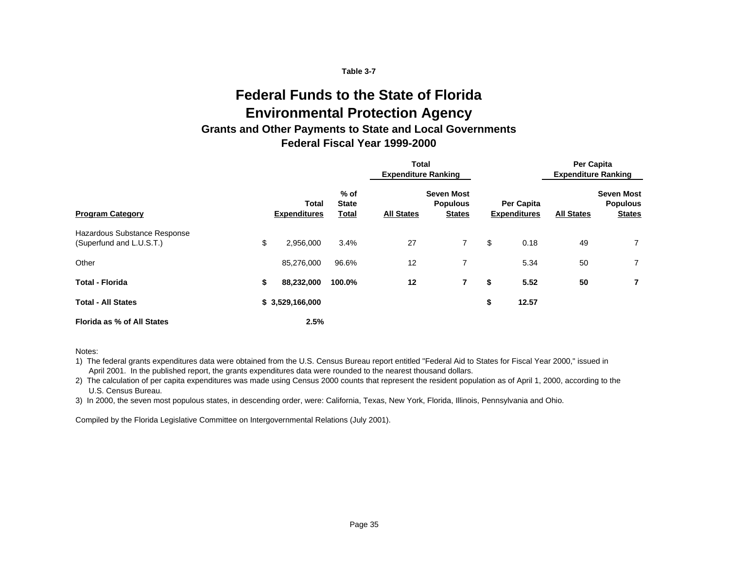Table 3-7

# Federal Funds to the State of Florida
# Environmental Protection Agency
### Grants and Other Payments to State and Local Governments
### Federal Fiscal Year 1999-2000

| Program Category | Total Expenditures | % of State Total | Total Expenditure Ranking: All States | Total Expenditure Ranking: Seven Most Populous States | Per Capita Expenditures | Per Capita Expenditure Ranking: All States | Per Capita Expenditure Ranking: Seven Most Populous States |
|---|---|---|---|---|---|---|---|
| Hazardous Substance Response (Superfund and L.U.S.T.) | $ 2,956,000 | 3.4% | 27 | 7 | $ 0.18 | 49 | 7 |
| Other | 85,276,000 | 96.6% | 12 | 7 | 5.34 | 50 | 7 |
| **Total - Florida** | **$ 88,232,000** | **100.0%** | **12** | **7** | **$ 5.52** | **50** | **7** |
| **Total - All States** | **$ 3,529,166,000** | | | | **$ 12.57** | | |
| **Florida as % of All States** | **2.5%** | | | | | | |

Notes:

1) The federal grants expenditures data were obtained from the U.S. Census Bureau report entitled "Federal Aid to States for Fiscal Year 2000," issued in April 2001. In the published report, the grants expenditures data were rounded to the nearest thousand dollars.

2) The calculation of per capita expenditures was made using Census 2000 counts that represent the resident population as of April 1, 2000, according to the U.S. Census Bureau.

3) In 2000, the seven most populous states, in descending order, were: California, Texas, New York, Florida, Illinois, Pennsylvania and Ohio.

Compiled by the Florida Legislative Committee on Intergovernmental Relations (July 2001).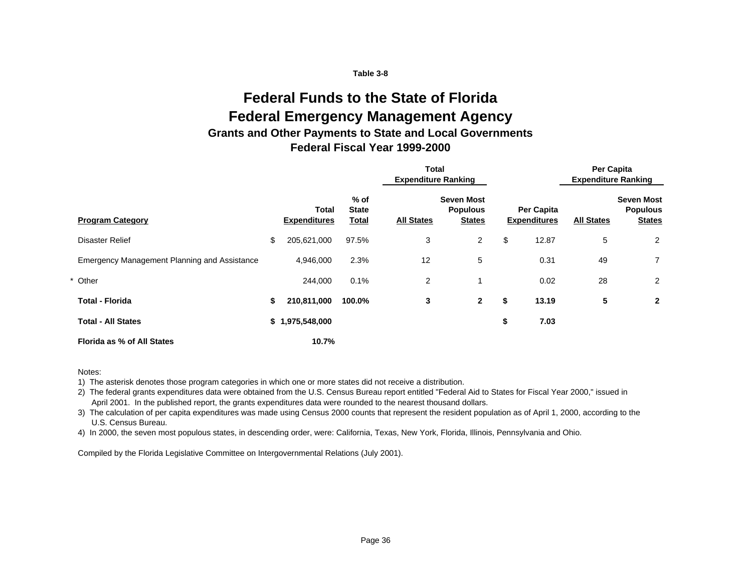Table 3-8

# Federal Funds to the State of Florida
# Federal Emergency Management Agency
## Grants and Other Payments to State and Local Governments
## Federal Fiscal Year 1999-2000

| | | | Total Expenditure Ranking | | | Per Capita Expenditure Ranking | |
|---|---|---|---|---|---|---|---|
| **Program Category** | **Total Expenditures** | **% of State Total** | **All States** | **Seven Most Populous States** | **Per Capita Expenditures** | **All States** | **Seven Most Populous States** |
| Disaster Relief | $ 205,621,000 | 97.5% | 3 | 2 | $ 12.87 | 5 | 2 |
| Emergency Management Planning and Assistance | 4,946,000 | 2.3% | 12 | 5 | 0.31 | 49 | 7 |
| * Other | 244,000 | 0.1% | 2 | 1 | 0.02 | 28 | 2 |
| **Total - Florida** | **$ 210,811,000** | **100.0%** | **3** | **2** | **$ 13.19** | **5** | **2** |
| **Total - All States** | **$ 1,975,548,000** | | | | **$ 7.03** | | |
| **Florida as % of All States** | **10.7%** | | | | | | |

Notes:

1) The asterisk denotes those program categories in which one or more states did not receive a distribution.

2) The federal grants expenditures data were obtained from the U.S. Census Bureau report entitled "Federal Aid to States for Fiscal Year 2000," issued in April 2001. In the published report, the grants expenditures data were rounded to the nearest thousand dollars.

3) The calculation of per capita expenditures was made using Census 2000 counts that represent the resident population as of April 1, 2000, according to the U.S. Census Bureau.

4) In 2000, the seven most populous states, in descending order, were: California, Texas, New York, Florida, Illinois, Pennsylvania and Ohio.

Compiled by the Florida Legislative Committee on Intergovernmental Relations (July 2001).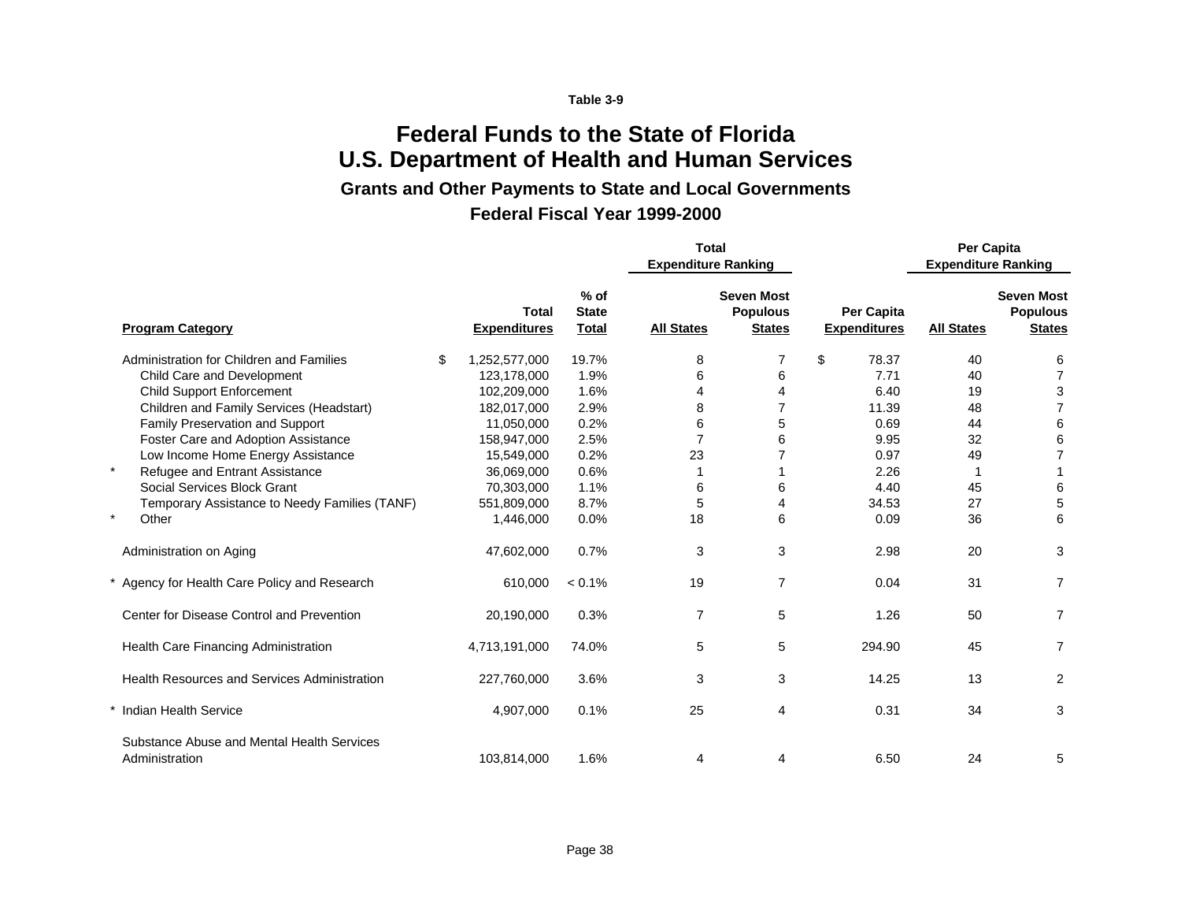Table 3-9

# Federal Funds to the State of Florida
# U.S. Department of Health and Human Services

### Grants and Other Payments to State and Local Governments

### Federal Fiscal Year 1999-2000

| | | | Total Expenditure Ranking | | | Per Capita Expenditure Ranking | |
|---|---|---|---|---|---|---|---|
| **Program Category** | **Total Expenditures** | **% of State Total** | **All States** | **Seven Most Populous States** | **Per Capita Expenditures** | **All States** | **Seven Most Populous States** |
| Administration for Children and Families | $ 1,252,577,000 | 19.7% | 8 | 7 | $ 78.37 | 40 | 6 |
| Child Care and Development | 123,178,000 | 1.9% | 6 | 6 | 7.71 | 40 | 7 |
| Child Support Enforcement | 102,209,000 | 1.6% | 4 | 4 | 6.40 | 19 | 3 |
| Children and Family Services (Headstart) | 182,017,000 | 2.9% | 8 | 7 | 11.39 | 48 | 7 |
| Family Preservation and Support | 11,050,000 | 0.2% | 6 | 5 | 0.69 | 44 | 6 |
| Foster Care and Adoption Assistance | 158,947,000 | 2.5% | 7 | 6 | 9.95 | 32 | 6 |
| Low Income Home Energy Assistance | 15,549,000 | 0.2% | 23 | 7 | 0.97 | 49 | 7 |
| * Refugee and Entrant Assistance | 36,069,000 | 0.6% | 1 | 1 | 2.26 | 1 | 1 |
| Social Services Block Grant | 70,303,000 | 1.1% | 6 | 6 | 4.40 | 45 | 6 |
| Temporary Assistance to Needy Families (TANF) | 551,809,000 | 8.7% | 5 | 4 | 34.53 | 27 | 5 |
| * Other | 1,446,000 | 0.0% | 18 | 6 | 0.09 | 36 | 6 |
| Administration on Aging | 47,602,000 | 0.7% | 3 | 3 | 2.98 | 20 | 3 |
| * Agency for Health Care Policy and Research | 610,000 | < 0.1% | 19 | 7 | 0.04 | 31 | 7 |
| Center for Disease Control and Prevention | 20,190,000 | 0.3% | 7 | 5 | 1.26 | 50 | 7 |
| Health Care Financing Administration | 4,713,191,000 | 74.0% | 5 | 5 | 294.90 | 45 | 7 |
| Health Resources and Services Administration | 227,760,000 | 3.6% | 3 | 3 | 14.25 | 13 | 2 |
| * Indian Health Service | 4,907,000 | 0.1% | 25 | 4 | 0.31 | 34 | 3 |
| Substance Abuse and Mental Health Services Administration | 103,814,000 | 1.6% | 4 | 4 | 6.50 | 24 | 5 |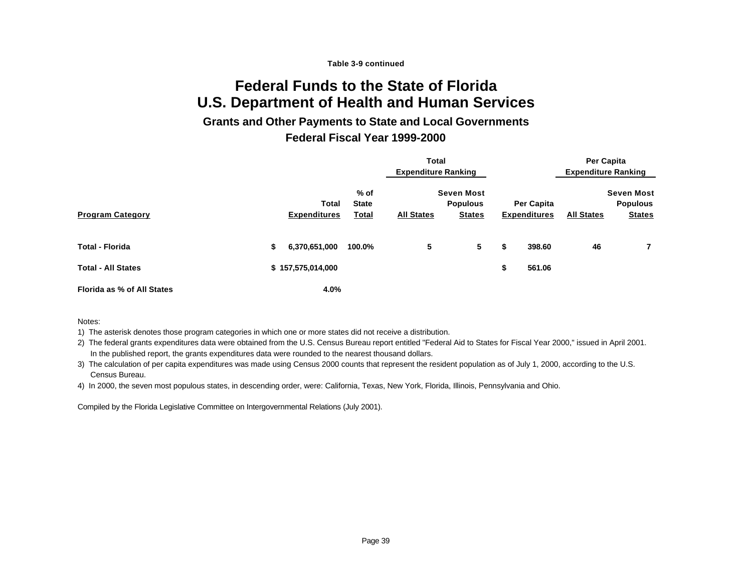Table 3-9 continued

# Federal Funds to the State of Florida
# U.S. Department of Health and Human Services

## Grants and Other Payments to State and Local Governments

## Federal Fiscal Year 1999-2000

| | | | Total Expenditure Ranking | | | Per Capita Expenditure Ranking | |
|---|---|---|---|---|---|---|---|
| **Program Category** | **Total Expenditures** | **% of State Total** | **All States** | **Seven Most Populous States** | **Per Capita Expenditures** | **All States** | **Seven Most Populous States** |
| **Total - Florida** | **$ 6,370,651,000** | **100.0%** | **5** | **5** | **$ 398.60** | **46** | **7** |
| **Total - All States** | **$ 157,575,014,000** | | | | **$ 561.06** | | |
| **Florida as % of All States** | **4.0%** | | | | | | |

Notes:

1) The asterisk denotes those program categories in which one or more states did not receive a distribution.
2) The federal grants expenditures data were obtained from the U.S. Census Bureau report entitled "Federal Aid to States for Fiscal Year 2000," issued in April 2001. In the published report, the grants expenditures data were rounded to the nearest thousand dollars.
3) The calculation of per capita expenditures was made using Census 2000 counts that represent the resident population as of July 1, 2000, according to the U.S. Census Bureau.
4) In 2000, the seven most populous states, in descending order, were: California, Texas, New York, Florida, Illinois, Pennsylvania and Ohio.

Compiled by the Florida Legislative Committee on Intergovernmental Relations (July 2001).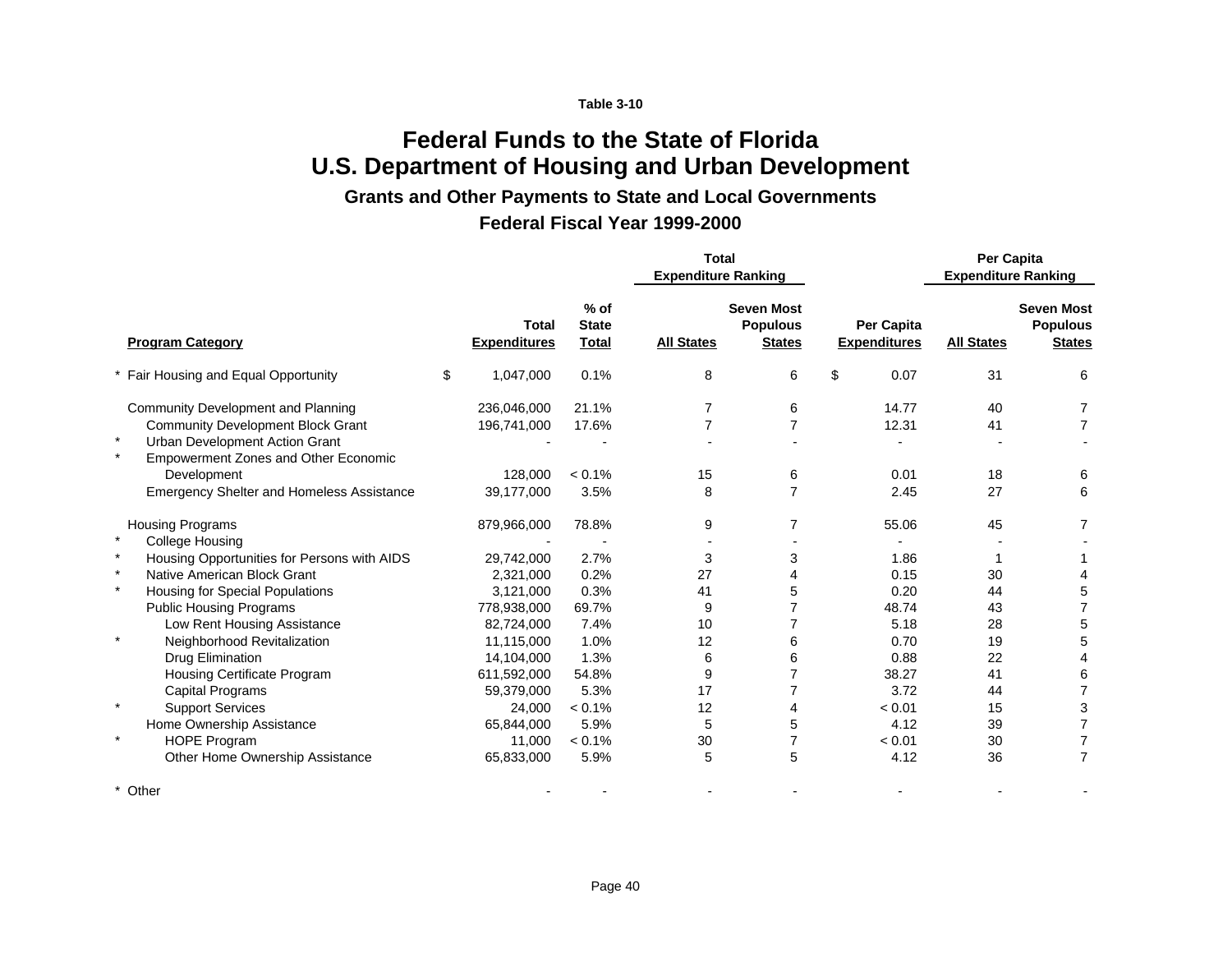Table 3-10

# Federal Funds to the State of Florida
# U.S. Department of Housing and Urban Development

### Grants and Other Payments to State and Local Governments

### Federal Fiscal Year 1999-2000

| | | | | Total Expenditure Ranking | | | Per Capita Expenditure Ranking | |
|---|---|---|---|---|---|---|---|---|
| | **Program Category** | **Total Expenditures** | **% of State Total** | **All States** | **Seven Most Populous States** | **Per Capita Expenditures** | **All States** | **Seven Most Populous States** |
| * | Fair Housing and Equal Opportunity | $ 1,047,000 | 0.1% | 8 | 6 | $ 0.07 | 31 | 6 |
| | Community Development and Planning | 236,046,000 | 21.1% | 7 | 6 | 14.77 | 40 | 7 |
| | Community Development Block Grant | 196,741,000 | 17.6% | 7 | 7 | 12.31 | 41 | 7 |
| * | Urban Development Action Grant | - | - | - | - | - | - | - |
| * | Empowerment Zones and Other Economic Development | 128,000 | < 0.1% | 15 | 6 | 0.01 | 18 | 6 |
| | Emergency Shelter and Homeless Assistance | 39,177,000 | 3.5% | 8 | 7 | 2.45 | 27 | 6 |
| | Housing Programs | 879,966,000 | 78.8% | 9 | 7 | 55.06 | 45 | 7 |
| * | College Housing | - | - | - | - | - | - | - |
| * | Housing Opportunities for Persons with AIDS | 29,742,000 | 2.7% | 3 | 3 | 1.86 | 1 | 1 |
| * | Native American Block Grant | 2,321,000 | 0.2% | 27 | 4 | 0.15 | 30 | 4 |
| * | Housing for Special Populations | 3,121,000 | 0.3% | 41 | 5 | 0.20 | 44 | 5 |
| | Public Housing Programs | 778,938,000 | 69.7% | 9 | 7 | 48.74 | 43 | 7 |
| | Low Rent Housing Assistance | 82,724,000 | 7.4% | 10 | 7 | 5.18 | 28 | 5 |
| * | Neighborhood Revitalization | 11,115,000 | 1.0% | 12 | 6 | 0.70 | 19 | 5 |
| | Drug Elimination | 14,104,000 | 1.3% | 6 | 6 | 0.88 | 22 | 4 |
| | Housing Certificate Program | 611,592,000 | 54.8% | 9 | 7 | 38.27 | 41 | 6 |
| | Capital Programs | 59,379,000 | 5.3% | 17 | 7 | 3.72 | 44 | 7 |
| * | Support Services | 24,000 | < 0.1% | 12 | 4 | < 0.01 | 15 | 3 |
| | Home Ownership Assistance | 65,844,000 | 5.9% | 5 | 5 | 4.12 | 39 | 7 |
| * | HOPE Program | 11,000 | < 0.1% | 30 | 7 | < 0.01 | 30 | 7 |
| | Other Home Ownership Assistance | 65,833,000 | 5.9% | 5 | 5 | 4.12 | 36 | 7 |
| * | Other | - | - | - | - | - | - | - |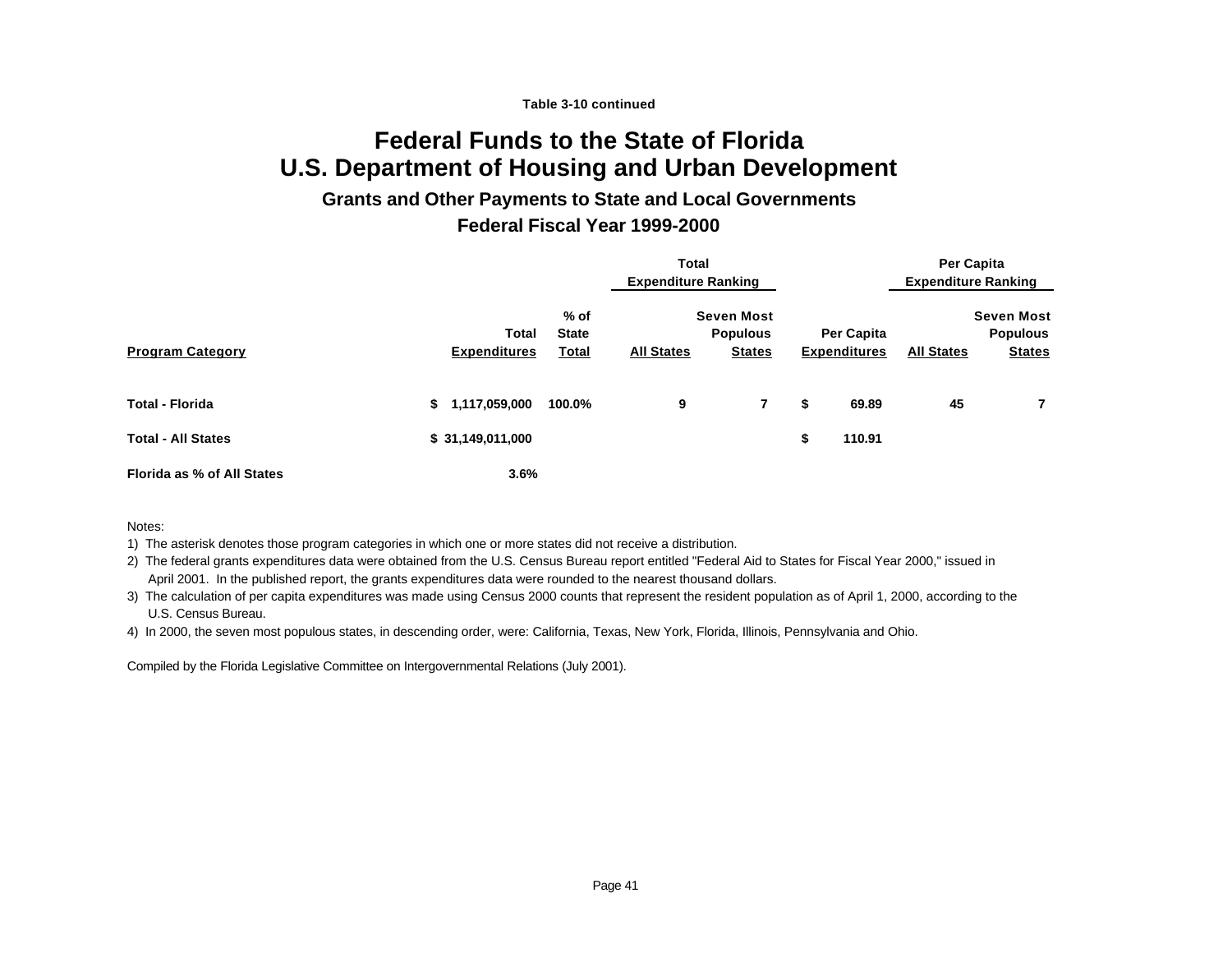Table 3-10 continued

# Federal Funds to the State of Florida
# U.S. Department of Housing and Urban Development

## Grants and Other Payments to State and Local Governments

## Federal Fiscal Year 1999-2000

| Program Category | Total Expenditures | % of State Total | Total Expenditure Ranking: All States | Total Expenditure Ranking: Seven Most Populous States | Per Capita Expenditures | Per Capita Expenditure Ranking: All States | Per Capita Expenditure Ranking: Seven Most Populous States |
|---|---|---|---|---|---|---|---|
| **Total - Florida** | **$ 1,117,059,000** | **100.0%** | **9** | **7** | **$ 69.89** | **45** | **7** |
| **Total - All States** | **$ 31,149,011,000** | | | | **$ 110.91** | | |
| **Florida as % of All States** | **3.6%** | | | | | | |

Notes:

1) The asterisk denotes those program categories in which one or more states did not receive a distribution.

2) The federal grants expenditures data were obtained from the U.S. Census Bureau report entitled "Federal Aid to States for Fiscal Year 2000," issued in April 2001. In the published report, the grants expenditures data were rounded to the nearest thousand dollars.

3) The calculation of per capita expenditures was made using Census 2000 counts that represent the resident population as of April 1, 2000, according to the U.S. Census Bureau.

4) In 2000, the seven most populous states, in descending order, were: California, Texas, New York, Florida, Illinois, Pennsylvania and Ohio.

Compiled by the Florida Legislative Committee on Intergovernmental Relations (July 2001).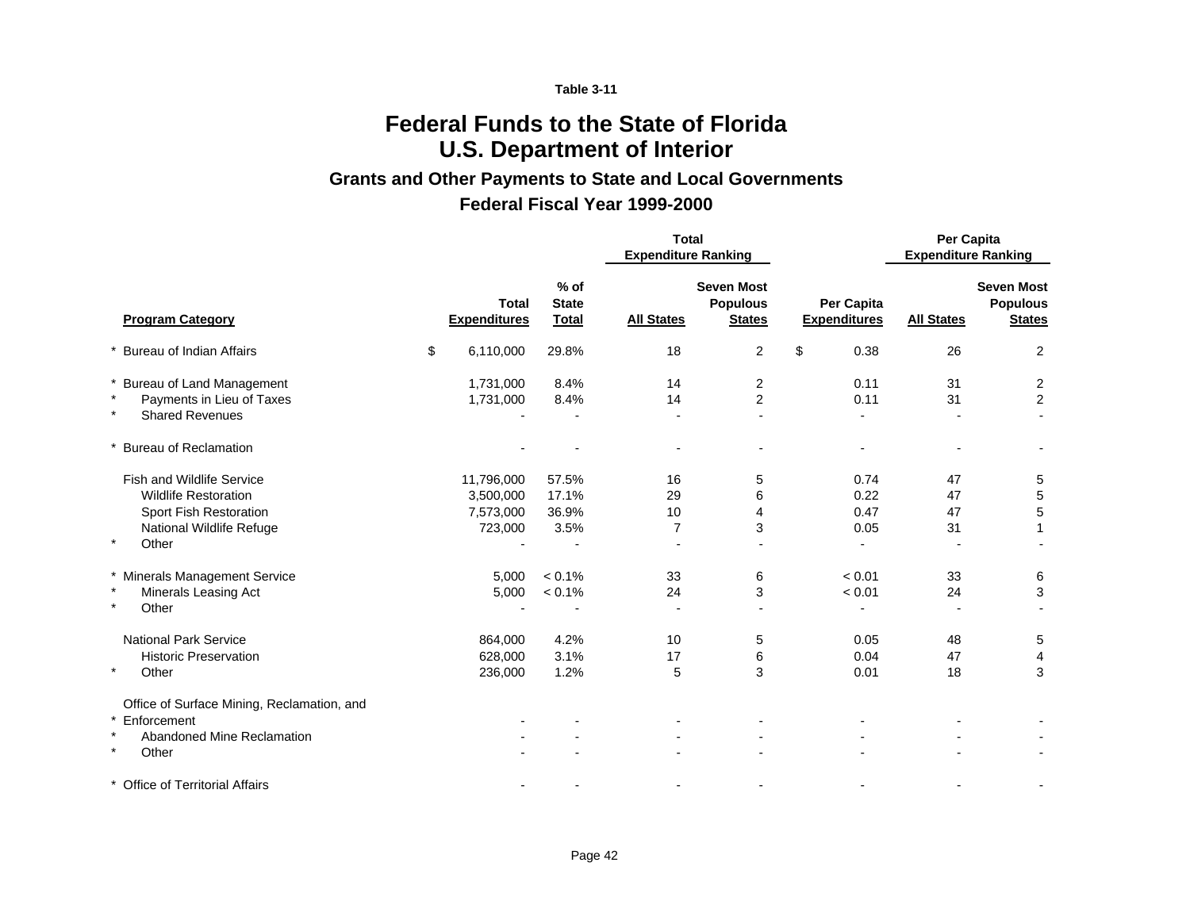Table 3-11

# Federal Funds to the State of Florida
# U.S. Department of Interior

## Grants and Other Payments to State and Local Governments

## Federal Fiscal Year 1999-2000

| Program Category | Total Expenditures | % of State Total | Total Expenditure Ranking: All States | Total Expenditure Ranking: Seven Most Populous States | Per Capita Expenditures | Per Capita Expenditure Ranking: All States | Per Capita Expenditure Ranking: Seven Most Populous States |
|---|---|---|---|---|---|---|---|
| * Bureau of Indian Affairs | $ 6,110,000 | 29.8% | 18 | 2 | $ 0.38 | 26 | 2 |
| * Bureau of Land Management | 1,731,000 | 8.4% | 14 | 2 | 0.11 | 31 | 2 |
| * Payments in Lieu of Taxes | 1,731,000 | 8.4% | 14 | 2 | 0.11 | 31 | 2 |
| * Shared Revenues | - | - | - | - | - | - | - |
| * Bureau of Reclamation | - | - | - | - | - | - | - |
| Fish and Wildlife Service | 11,796,000 | 57.5% | 16 | 5 | 0.74 | 47 | 5 |
| Wildlife Restoration | 3,500,000 | 17.1% | 29 | 6 | 0.22 | 47 | 5 |
| Sport Fish Restoration | 7,573,000 | 36.9% | 10 | 4 | 0.47 | 47 | 5 |
| National Wildlife Refuge | 723,000 | 3.5% | 7 | 3 | 0.05 | 31 | 1 |
| * Other | - | - | - | - | - | - | - |
| * Minerals Management Service | 5,000 | < 0.1% | 33 | 6 | < 0.01 | 33 | 6 |
| * Minerals Leasing Act | 5,000 | < 0.1% | 24 | 3 | < 0.01 | 24 | 3 |
| * Other | - | - | - | - | - | - | - |
| National Park Service | 864,000 | 4.2% | 10 | 5 | 0.05 | 48 | 5 |
| Historic Preservation | 628,000 | 3.1% | 17 | 6 | 0.04 | 47 | 4 |
| * Other | 236,000 | 1.2% | 5 | 3 | 0.01 | 18 | 3 |
| * Office of Surface Mining, Reclamation, and Enforcement | - | - | - | - | - | - | - |
| * Abandoned Mine Reclamation | - | - | - | - | - | - | - |
| * Other | - | - | - | - | - | - | - |
| * Office of Territorial Affairs | - | - | - | - | - | - | - |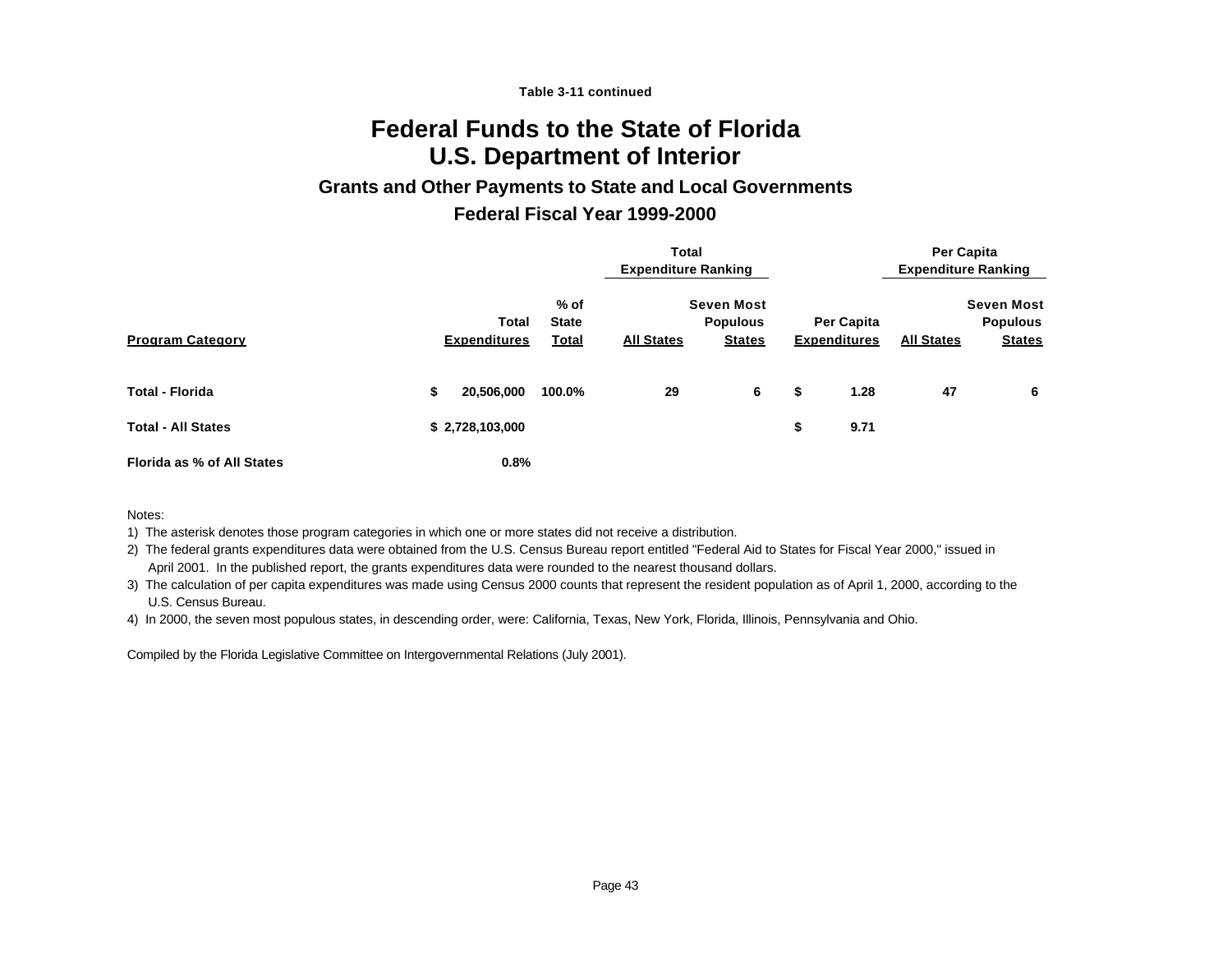Table 3-11 continued

# Federal Funds to the State of Florida
# U.S. Department of Interior

## Grants and Other Payments to State and Local Governments

## Federal Fiscal Year 1999-2000

| | | | Total Expenditure Ranking | | | Per Capita Expenditure Ranking | |
|---|---|---|---|---|---|---|---|
| **Program Category** | **Total Expenditures** | **% of State Total** | **All States** | **Seven Most Populous States** | **Per Capita Expenditures** | **All States** | **Seven Most Populous States** |
| **Total - Florida** | **$ 20,506,000** | **100.0%** | **29** | **6** | **$ 1.28** | **47** | **6** |
| **Total - All States** | **$ 2,728,103,000** | | | | **$ 9.71** | | |
| **Florida as % of All States** | **0.8%** | | | | | | |

Notes:

1) The asterisk denotes those program categories in which one or more states did not receive a distribution.

2) The federal grants expenditures data were obtained from the U.S. Census Bureau report entitled "Federal Aid to States for Fiscal Year 2000," issued in April 2001. In the published report, the grants expenditures data were rounded to the nearest thousand dollars.

3) The calculation of per capita expenditures was made using Census 2000 counts that represent the resident population as of April 1, 2000, according to the U.S. Census Bureau.

4) In 2000, the seven most populous states, in descending order, were: California, Texas, New York, Florida, Illinois, Pennsylvania and Ohio.

Compiled by the Florida Legislative Committee on Intergovernmental Relations (July 2001).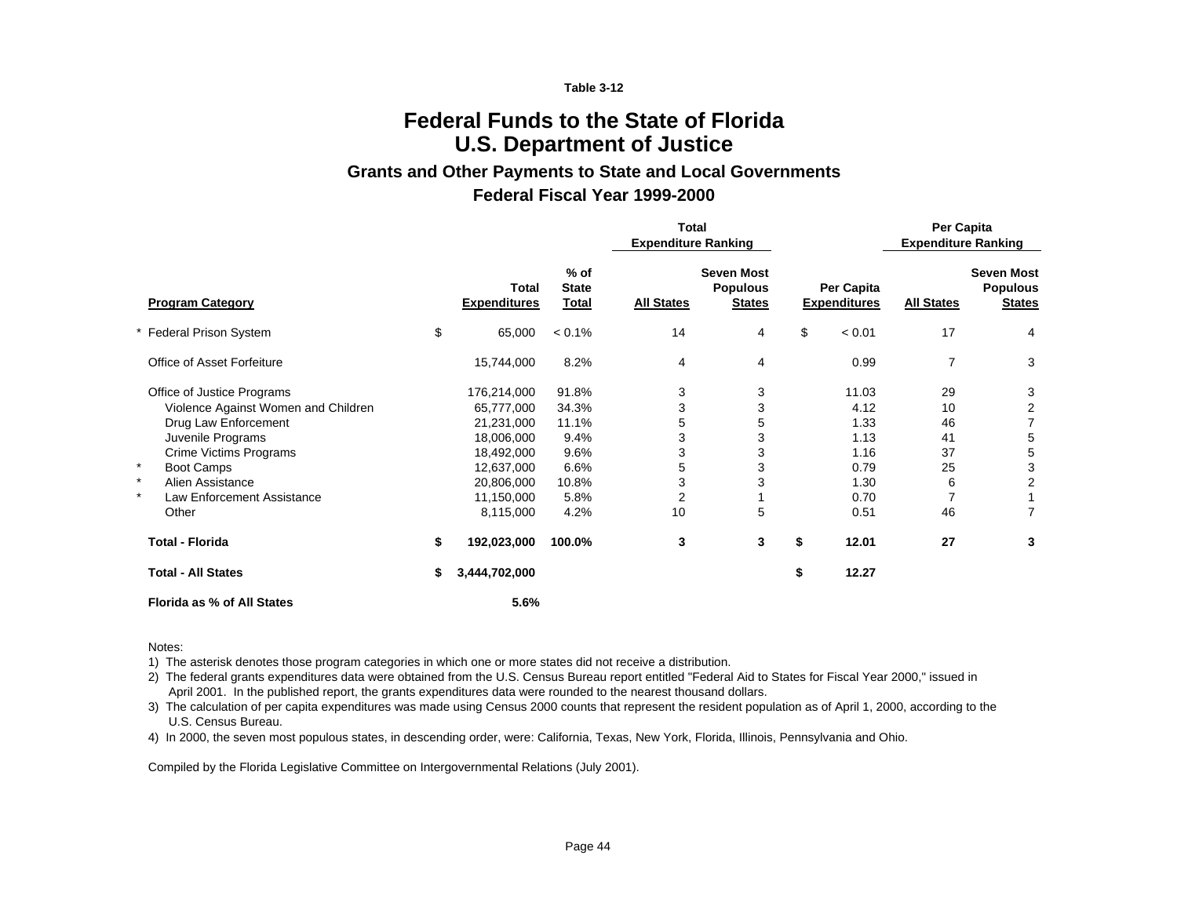Table 3-12

# Federal Funds to the State of Florida
# U.S. Department of Justice

### Grants and Other Payments to State and Local Governments

### Federal Fiscal Year 1999-2000

| | | | Total Expenditure Ranking | | | Per Capita Expenditure Ranking | |
|---|---|---|---|---|---|---|---|
| **Program Category** | **Total Expenditures** | **% of State Total** | **All States** | **Seven Most Populous States** | **Per Capita Expenditures** | **All States** | **Seven Most Populous States** |
| * Federal Prison System | $ 65,000 | < 0.1% | 14 | 4 | $ < 0.01 | 17 | 4 |
| Office of Asset Forfeiture | 15,744,000 | 8.2% | 4 | 4 | 0.99 | 7 | 3 |
| Office of Justice Programs | 176,214,000 | 91.8% | 3 | 3 | 11.03 | 29 | 3 |
| Violence Against Women and Children | 65,777,000 | 34.3% | 3 | 3 | 4.12 | 10 | 2 |
| Drug Law Enforcement | 21,231,000 | 11.1% | 5 | 5 | 1.33 | 46 | 7 |
| Juvenile Programs | 18,006,000 | 9.4% | 3 | 3 | 1.13 | 41 | 5 |
| Crime Victims Programs | 18,492,000 | 9.6% | 3 | 3 | 1.16 | 37 | 5 |
| * Boot Camps | 12,637,000 | 6.6% | 5 | 3 | 0.79 | 25 | 3 |
| * Alien Assistance | 20,806,000 | 10.8% | 3 | 3 | 1.30 | 6 | 2 |
| * Law Enforcement Assistance | 11,150,000 | 5.8% | 2 | 1 | 0.70 | 7 | 1 |
| Other | 8,115,000 | 4.2% | 10 | 5 | 0.51 | 46 | 7 |
| **Total - Florida** | **$ 192,023,000** | **100.0%** | **3** | **3** | **$ 12.01** | **27** | **3** |
| **Total - All States** | **$ 3,444,702,000** | | | | **$ 12.27** | | |
| **Florida as % of All States** | **5.6%** | | | | | | |

Notes:

1) The asterisk denotes those program categories in which one or more states did not receive a distribution.
2) The federal grants expenditures data were obtained from the U.S. Census Bureau report entitled "Federal Aid to States for Fiscal Year 2000," issued in April 2001. In the published report, the grants expenditures data were rounded to the nearest thousand dollars.
3) The calculation of per capita expenditures was made using Census 2000 counts that represent the resident population as of April 1, 2000, according to the U.S. Census Bureau.
4) In 2000, the seven most populous states, in descending order, were: California, Texas, New York, Florida, Illinois, Pennsylvania and Ohio.

Compiled by the Florida Legislative Committee on Intergovernmental Relations (July 2001).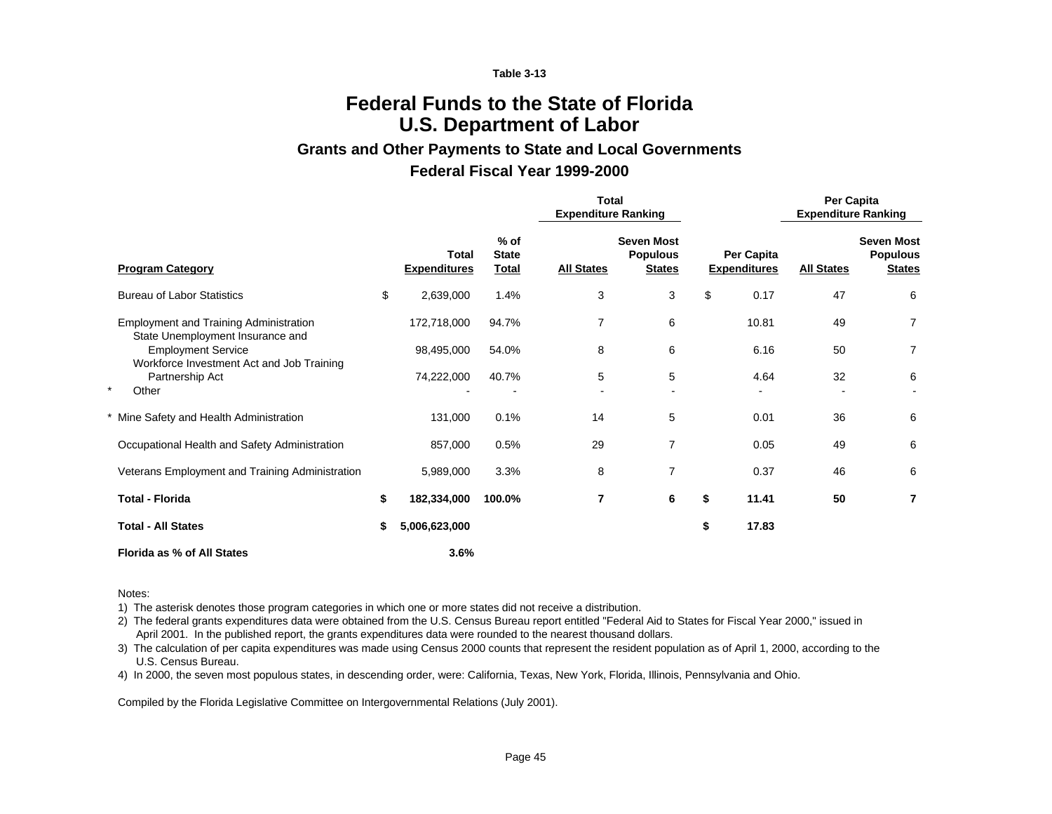Table 3-13

# Federal Funds to the State of Florida
# U.S. Department of Labor

### Grants and Other Payments to State and Local Governments

### Federal Fiscal Year 1999-2000

| | | | Total Expenditure Ranking | | | Per Capita Expenditure Ranking | |
|---|---|---|---|---|---|---|---|
| **Program Category** | **Total Expenditures** | **% of State Total** | **All States** | **Seven Most Populous States** | **Per Capita Expenditures** | **All States** | **Seven Most Populous States** |
| Bureau of Labor Statistics | $ 2,639,000 | 1.4% | 3 | 3 | $ 0.17 | 47 | 6 |
| Employment and Training Administration | 172,718,000 | 94.7% | 7 | 6 | 10.81 | 49 | 7 |
| State Unemployment Insurance and Employment Service | 98,495,000 | 54.0% | 8 | 6 | 6.16 | 50 | 7 |
| Workforce Investment Act and Job Training Partnership Act | 74,222,000 | 40.7% | 5 | 5 | 4.64 | 32 | 6 |
| * Other | - | - | - | - | - | - | - |
| * Mine Safety and Health Administration | 131,000 | 0.1% | 14 | 5 | 0.01 | 36 | 6 |
| Occupational Health and Safety Administration | 857,000 | 0.5% | 29 | 7 | 0.05 | 49 | 6 |
| Veterans Employment and Training Administration | 5,989,000 | 3.3% | 8 | 7 | 0.37 | 46 | 6 |
| **Total - Florida** | **$ 182,334,000** | **100.0%** | **7** | **6** | **$ 11.41** | **50** | **7** |
| **Total - All States** | **$ 5,006,623,000** | | | | **$ 17.83** | | |
| **Florida as % of All States** | **3.6%** | | | | | | |

Notes:

1) The asterisk denotes those program categories in which one or more states did not receive a distribution.

2) The federal grants expenditures data were obtained from the U.S. Census Bureau report entitled "Federal Aid to States for Fiscal Year 2000," issued in April 2001. In the published report, the grants expenditures data were rounded to the nearest thousand dollars.

3) The calculation of per capita expenditures was made using Census 2000 counts that represent the resident population as of April 1, 2000, according to the U.S. Census Bureau.

4) In 2000, the seven most populous states, in descending order, were: California, Texas, New York, Florida, Illinois, Pennsylvania and Ohio.

Compiled by the Florida Legislative Committee on Intergovernmental Relations (July 2001).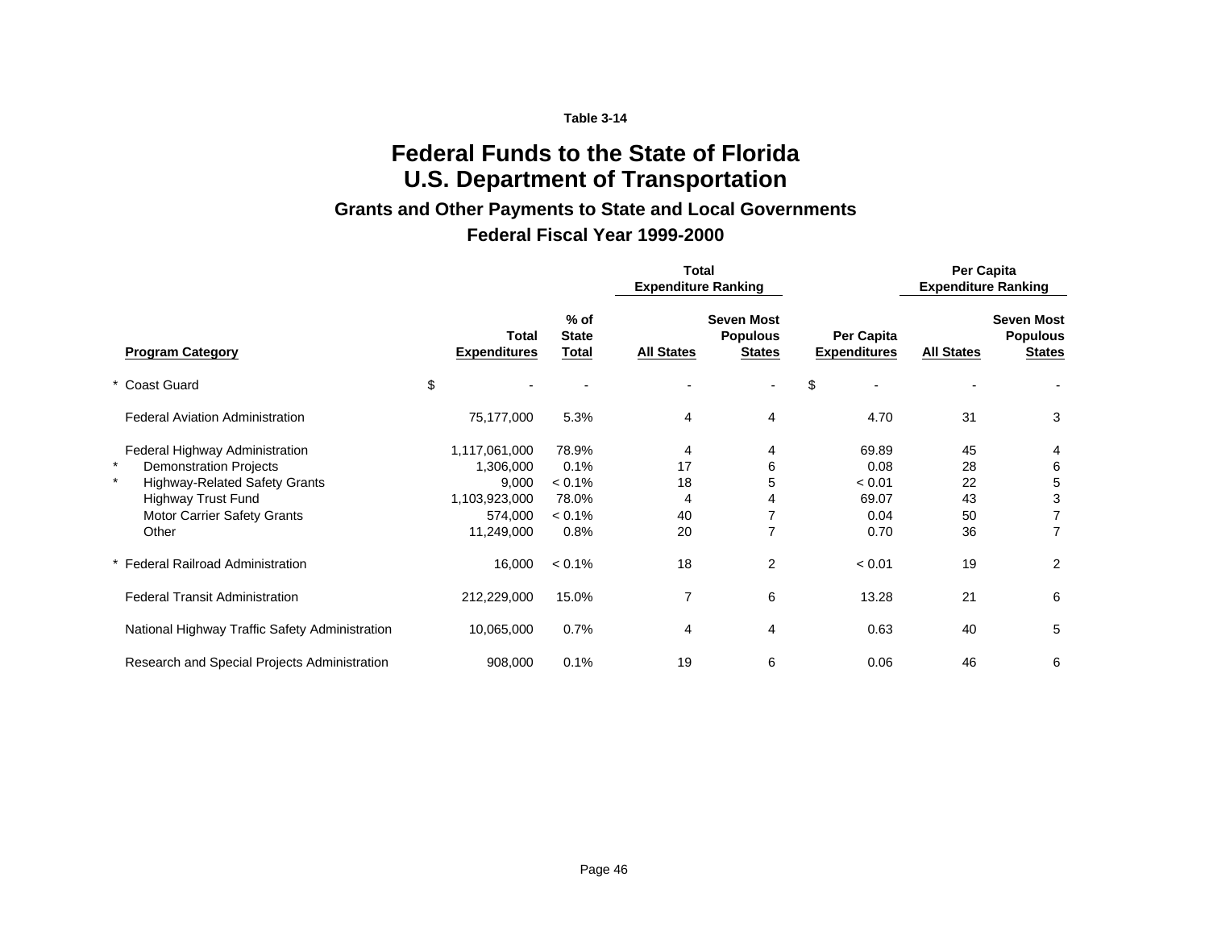Table 3-14

# Federal Funds to the State of Florida
# U.S. Department of Transportation

## Grants and Other Payments to State and Local Governments

## Federal Fiscal Year 1999-2000

| Program Category | Total Expenditures | % of State Total | Total Expenditure Ranking: All States | Total Expenditure Ranking: Seven Most Populous States | Per Capita Expenditures | Per Capita Expenditure Ranking: All States | Per Capita Expenditure Ranking: Seven Most Populous States |
|---|---|---|---|---|---|---|---|
| * Coast Guard | $ - | - | - | - | $ - | - | - |
| Federal Aviation Administration | 75,177,000 | 5.3% | 4 | 4 | 4.70 | 31 | 3 |
| Federal Highway Administration | 1,117,061,000 | 78.9% | 4 | 4 | 69.89 | 45 | 4 |
| * Demonstration Projects | 1,306,000 | 0.1% | 17 | 6 | 0.08 | 28 | 6 |
| * Highway-Related Safety Grants | 9,000 | < 0.1% | 18 | 5 | < 0.01 | 22 | 5 |
| Highway Trust Fund | 1,103,923,000 | 78.0% | 4 | 4 | 69.07 | 43 | 3 |
| Motor Carrier Safety Grants | 574,000 | < 0.1% | 40 | 7 | 0.04 | 50 | 7 |
| Other | 11,249,000 | 0.8% | 20 | 7 | 0.70 | 36 | 7 |
| * Federal Railroad Administration | 16,000 | < 0.1% | 18 | 2 | < 0.01 | 19 | 2 |
| Federal Transit Administration | 212,229,000 | 15.0% | 7 | 6 | 13.28 | 21 | 6 |
| National Highway Traffic Safety Administration | 10,065,000 | 0.7% | 4 | 4 | 0.63 | 40 | 5 |
| Research and Special Projects Administration | 908,000 | 0.1% | 19 | 6 | 0.06 | 46 | 6 |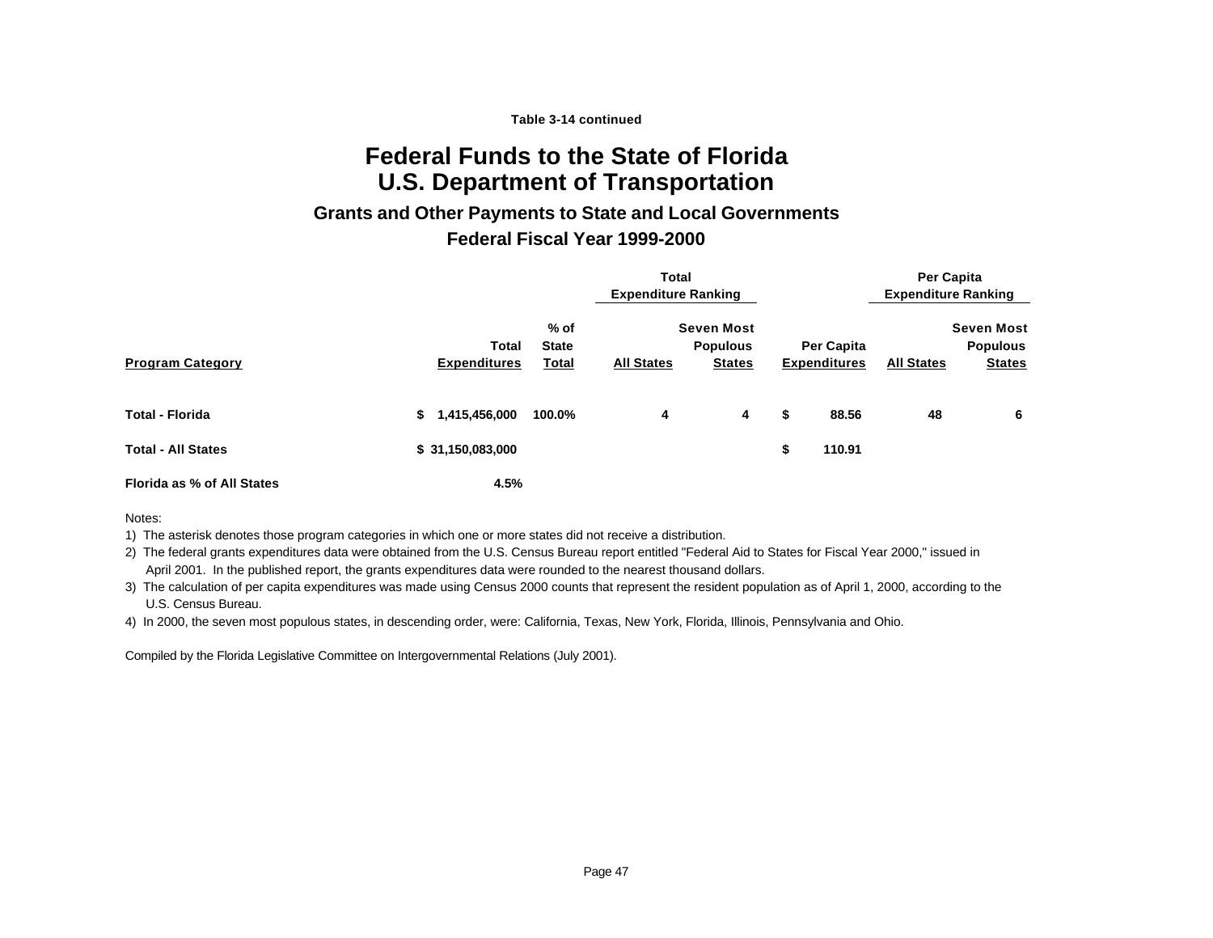Table 3-14 continued

# Federal Funds to the State of Florida
# U.S. Department of Transportation

## Grants and Other Payments to State and Local Governments

## Federal Fiscal Year 1999-2000

| Program Category | Total Expenditures | % of State Total | Total Expenditure Ranking: All States | Total Expenditure Ranking: Seven Most Populous States | Per Capita Expenditures | Per Capita Expenditure Ranking: All States | Per Capita Expenditure Ranking: Seven Most Populous States |
|---|---|---|---|---|---|---|---|
| **Total - Florida** | **$ 1,415,456,000** | **100.0%** | **4** | **4** | **$ 88.56** | **48** | **6** |
| **Total - All States** | **$ 31,150,083,000** | | | | **$ 110.91** | | |
| **Florida as % of All States** | **4.5%** | | | | | | |

Notes:

1) The asterisk denotes those program categories in which one or more states did not receive a distribution.

2) The federal grants expenditures data were obtained from the U.S. Census Bureau report entitled "Federal Aid to States for Fiscal Year 2000," issued in April 2001. In the published report, the grants expenditures data were rounded to the nearest thousand dollars.

3) The calculation of per capita expenditures was made using Census 2000 counts that represent the resident population as of April 1, 2000, according to the U.S. Census Bureau.

4) In 2000, the seven most populous states, in descending order, were: California, Texas, New York, Florida, Illinois, Pennsylvania and Ohio.

Compiled by the Florida Legislative Committee on Intergovernmental Relations (July 2001).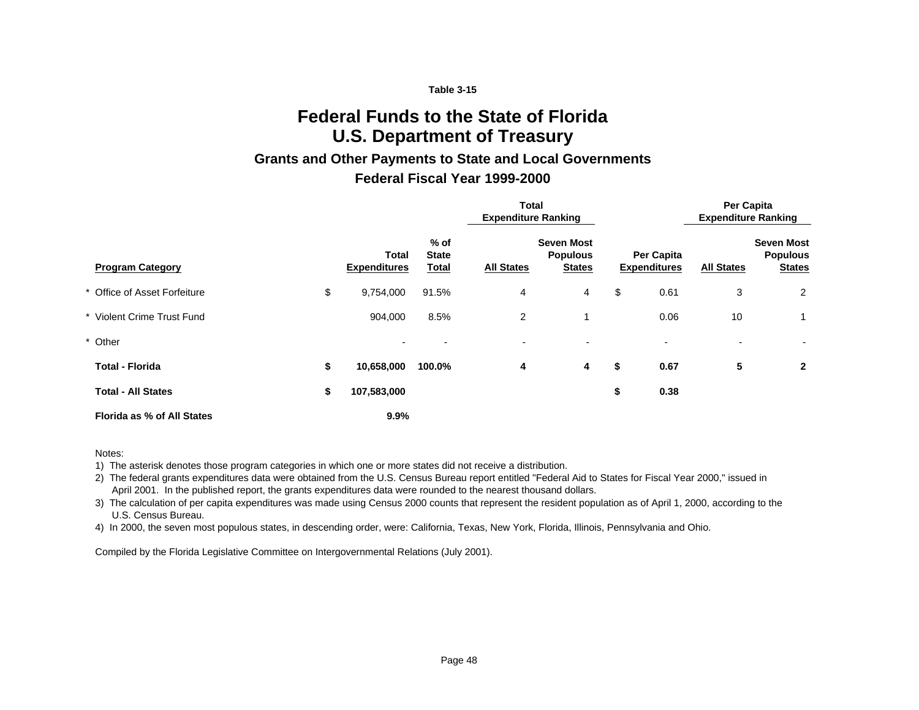Table 3-15

# Federal Funds to the State of Florida
# U.S. Department of Treasury

### Grants and Other Payments to State and Local Governments

### Federal Fiscal Year 1999-2000

| | | | Total Expenditure Ranking | | | Per Capita Expenditure Ranking | |
|---|---|---|---|---|---|---|---|
| **Program Category** | **Total Expenditures** | **% of State Total** | **All States** | **Seven Most Populous States** | **Per Capita Expenditures** | **All States** | **Seven Most Populous States** |
| * Office of Asset Forfeiture | $ 9,754,000 | 91.5% | 4 | 4 | $ 0.61 | 3 | 2 |
| * Violent Crime Trust Fund | 904,000 | 8.5% | 2 | 1 | 0.06 | 10 | 1 |
| * Other | - | - | - | - | - | - | - |
| **Total - Florida** | **$ 10,658,000** | **100.0%** | **4** | **4** | **$ 0.67** | **5** | **2** |
| **Total - All States** | **$ 107,583,000** | | | | **$ 0.38** | | |
| **Florida as % of All States** | **9.9%** | | | | | | |

Notes:

1) The asterisk denotes those program categories in which one or more states did not receive a distribution.

2) The federal grants expenditures data were obtained from the U.S. Census Bureau report entitled "Federal Aid to States for Fiscal Year 2000," issued in April 2001. In the published report, the grants expenditures data were rounded to the nearest thousand dollars.

3) The calculation of per capita expenditures was made using Census 2000 counts that represent the resident population as of April 1, 2000, according to the U.S. Census Bureau.

4) In 2000, the seven most populous states, in descending order, were: California, Texas, New York, Florida, Illinois, Pennsylvania and Ohio.

Compiled by the Florida Legislative Committee on Intergovernmental Relations (July 2001).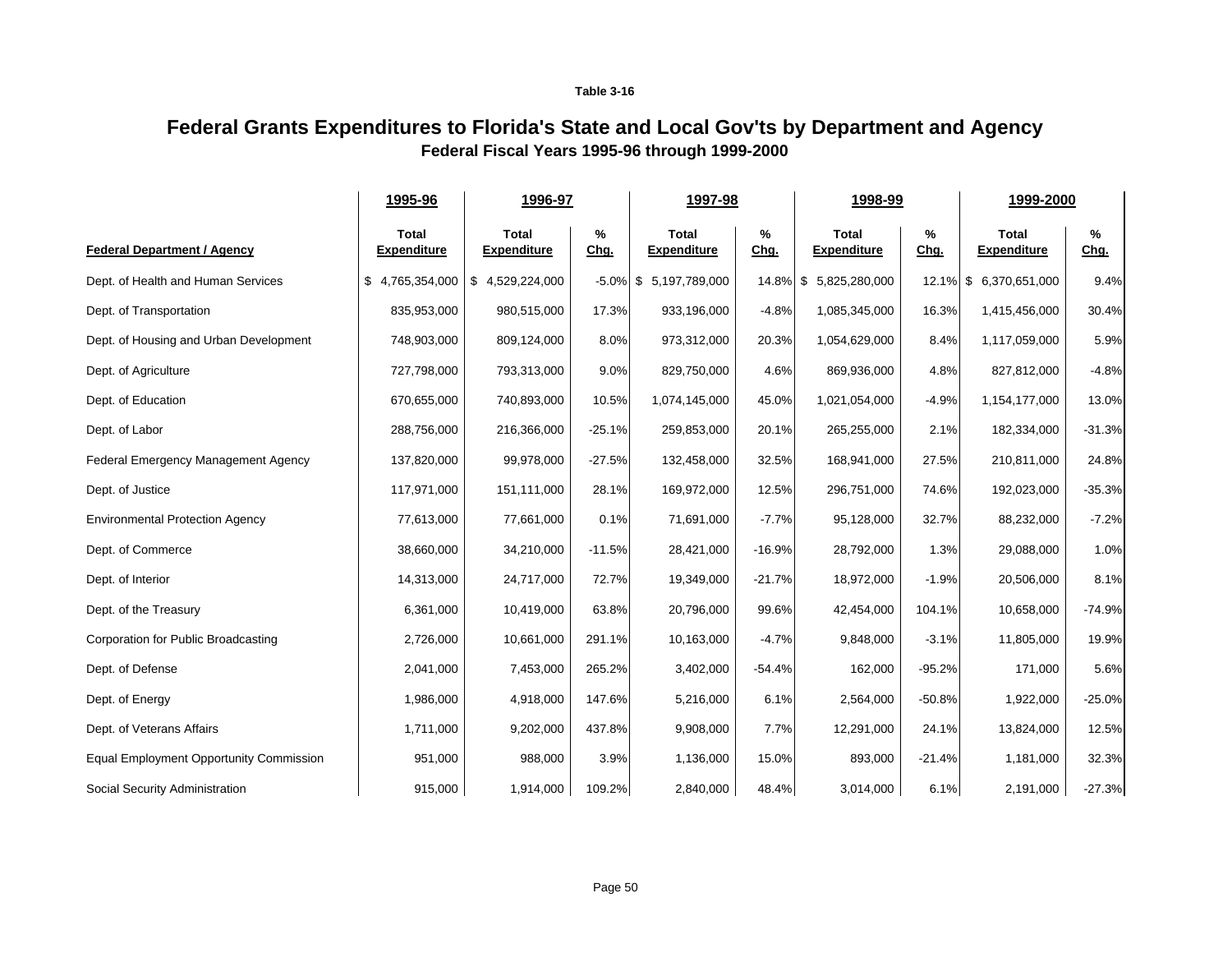Table 3-16

# Federal Grants Expenditures to Florida's State and Local Gov'ts by Department and Agency

## Federal Fiscal Years 1995-96 through 1999-2000

| | 1995-96 | 1996-97 | | 1997-98 | | 1998-99 | | 1999-2000 | |
|---|---|---|---|---|---|---|---|---|---|
| **Federal Department / Agency** | **Total Expenditure** | **Total Expenditure** | **% Chg.** | **Total Expenditure** | **% Chg.** | **Total Expenditure** | **% Chg.** | **Total Expenditure** | **% Chg.** |
| Dept. of Health and Human Services | $ 4,765,354,000 | $ 4,529,224,000 | -5.0% | $ 5,197,789,000 | 14.8% | $ 5,825,280,000 | 12.1% | $ 6,370,651,000 | 9.4% |
| Dept. of Transportation | 835,953,000 | 980,515,000 | 17.3% | 933,196,000 | -4.8% | 1,085,345,000 | 16.3% | 1,415,456,000 | 30.4% |
| Dept. of Housing and Urban Development | 748,903,000 | 809,124,000 | 8.0% | 973,312,000 | 20.3% | 1,054,629,000 | 8.4% | 1,117,059,000 | 5.9% |
| Dept. of Agriculture | 727,798,000 | 793,313,000 | 9.0% | 829,750,000 | 4.6% | 869,936,000 | 4.8% | 827,812,000 | -4.8% |
| Dept. of Education | 670,655,000 | 740,893,000 | 10.5% | 1,074,145,000 | 45.0% | 1,021,054,000 | -4.9% | 1,154,177,000 | 13.0% |
| Dept. of Labor | 288,756,000 | 216,366,000 | -25.1% | 259,853,000 | 20.1% | 265,255,000 | 2.1% | 182,334,000 | -31.3% |
| Federal Emergency Management Agency | 137,820,000 | 99,978,000 | -27.5% | 132,458,000 | 32.5% | 168,941,000 | 27.5% | 210,811,000 | 24.8% |
| Dept. of Justice | 117,971,000 | 151,111,000 | 28.1% | 169,972,000 | 12.5% | 296,751,000 | 74.6% | 192,023,000 | -35.3% |
| Environmental Protection Agency | 77,613,000 | 77,661,000 | 0.1% | 71,691,000 | -7.7% | 95,128,000 | 32.7% | 88,232,000 | -7.2% |
| Dept. of Commerce | 38,660,000 | 34,210,000 | -11.5% | 28,421,000 | -16.9% | 28,792,000 | 1.3% | 29,088,000 | 1.0% |
| Dept. of Interior | 14,313,000 | 24,717,000 | 72.7% | 19,349,000 | -21.7% | 18,972,000 | -1.9% | 20,506,000 | 8.1% |
| Dept. of the Treasury | 6,361,000 | 10,419,000 | 63.8% | 20,796,000 | 99.6% | 42,454,000 | 104.1% | 10,658,000 | -74.9% |
| Corporation for Public Broadcasting | 2,726,000 | 10,661,000 | 291.1% | 10,163,000 | -4.7% | 9,848,000 | -3.1% | 11,805,000 | 19.9% |
| Dept. of Defense | 2,041,000 | 7,453,000 | 265.2% | 3,402,000 | -54.4% | 162,000 | -95.2% | 171,000 | 5.6% |
| Dept. of Energy | 1,986,000 | 4,918,000 | 147.6% | 5,216,000 | 6.1% | 2,564,000 | -50.8% | 1,922,000 | -25.0% |
| Dept. of Veterans Affairs | 1,711,000 | 9,202,000 | 437.8% | 9,908,000 | 7.7% | 12,291,000 | 24.1% | 13,824,000 | 12.5% |
| Equal Employment Opportunity Commission | 951,000 | 988,000 | 3.9% | 1,136,000 | 15.0% | 893,000 | -21.4% | 1,181,000 | 32.3% |
| Social Security Administration | 915,000 | 1,914,000 | 109.2% | 2,840,000 | 48.4% | 3,014,000 | 6.1% | 2,191,000 | -27.3% |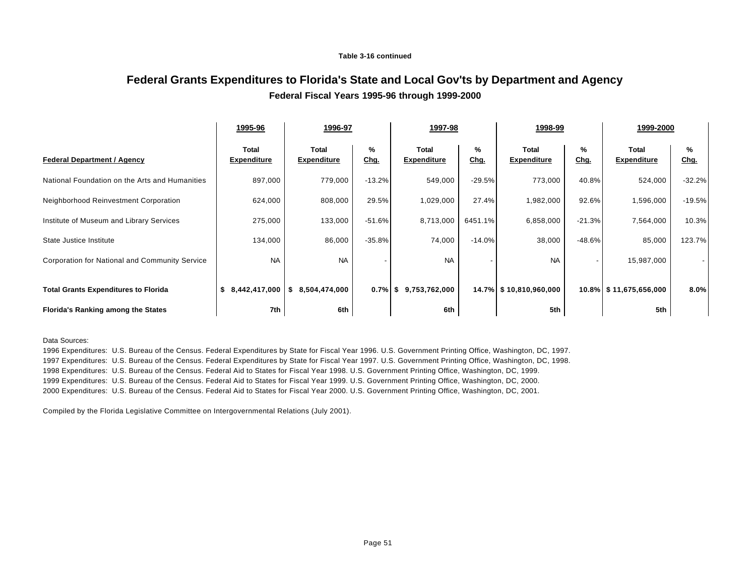**Table 3-16 continued**

# Federal Grants Expenditures to Florida's State and Local Gov'ts by Department and Agency

## Federal Fiscal Years 1995-96 through 1999-2000

| | 1995-96 | 1996-97 | | 1997-98 | | 1998-99 | | 1999-2000 | |
|---|---|---|---|---|---|---|---|---|---|
| **Federal Department / Agency** | **Total Expenditure** | **Total Expenditure** | **% Chg.** | **Total Expenditure** | **% Chg.** | **Total Expenditure** | **% Chg.** | **Total Expenditure** | **% Chg.** |
| National Foundation on the Arts and Humanities | 897,000 | 779,000 | -13.2% | 549,000 | -29.5% | 773,000 | 40.8% | 524,000 | -32.2% |
| Neighborhood Reinvestment Corporation | 624,000 | 808,000 | 29.5% | 1,029,000 | 27.4% | 1,982,000 | 92.6% | 1,596,000 | -19.5% |
| Institute of Museum and Library Services | 275,000 | 133,000 | -51.6% | 8,713,000 | 6451.1% | 6,858,000 | -21.3% | 7,564,000 | 10.3% |
| State Justice Institute | 134,000 | 86,000 | -35.8% | 74,000 | -14.0% | 38,000 | -48.6% | 85,000 | 123.7% |
| Corporation for National and Community Service | NA | NA | - | NA | - | NA | - | 15,987,000 | - |
| **Total Grants Expenditures to Florida** | **$ 8,442,417,000** | **$ 8,504,474,000** | **0.7%** | **$ 9,753,762,000** | **14.7%** | **$ 10,810,960,000** | **10.8%** | **$ 11,675,656,000** | **8.0%** |
| **Florida's Ranking among the States** | **7th** | **6th** | | **6th** | | **5th** | | **5th** | |

Data Sources:

1996 Expenditures: U.S. Bureau of the Census. Federal Expenditures by State for Fiscal Year 1996. U.S. Government Printing Office, Washington, DC, 1997.

1997 Expenditures: U.S. Bureau of the Census. Federal Expenditures by State for Fiscal Year 1997. U.S. Government Printing Office, Washington, DC, 1998.

1998 Expenditures: U.S. Bureau of the Census. Federal Aid to States for Fiscal Year 1998. U.S. Government Printing Office, Washington, DC, 1999.

1999 Expenditures: U.S. Bureau of the Census. Federal Aid to States for Fiscal Year 1999. U.S. Government Printing Office, Washington, DC, 2000.

2000 Expenditures: U.S. Bureau of the Census. Federal Aid to States for Fiscal Year 2000. U.S. Government Printing Office, Washington, DC, 2001.

Compiled by the Florida Legislative Committee on Intergovernmental Relations (July 2001).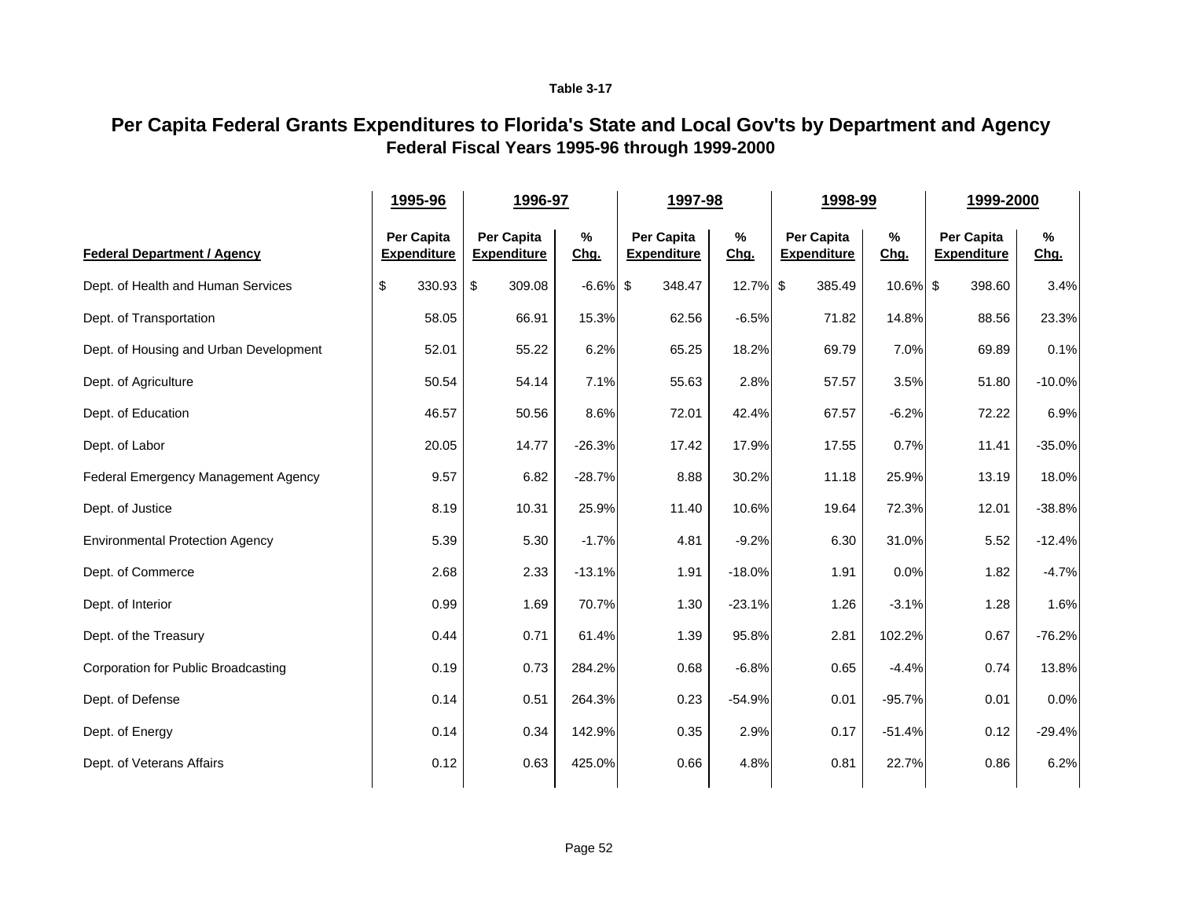Table 3-17

# Per Capita Federal Grants Expenditures to Florida's State and Local Gov'ts by Department and Agency

## Federal Fiscal Years 1995-96 through 1999-2000

| Federal Department / Agency | 1995-96 Per Capita Expenditure | 1996-97 Per Capita Expenditure | 1996-97 % Chg. | 1997-98 Per Capita Expenditure | 1997-98 % Chg. | 1998-99 Per Capita Expenditure | 1998-99 % Chg. | 1999-2000 Per Capita Expenditure | 1999-2000 % Chg. |
|---|---|---|---|---|---|---|---|---|---|
| Dept. of Health and Human Services | $ 330.93 | $ 309.08 | -6.6% | $ 348.47 | 12.7% | $ 385.49 | 10.6% | $ 398.60 | 3.4% |
| Dept. of Transportation | 58.05 | 66.91 | 15.3% | 62.56 | -6.5% | 71.82 | 14.8% | 88.56 | 23.3% |
| Dept. of Housing and Urban Development | 52.01 | 55.22 | 6.2% | 65.25 | 18.2% | 69.79 | 7.0% | 69.89 | 0.1% |
| Dept. of Agriculture | 50.54 | 54.14 | 7.1% | 55.63 | 2.8% | 57.57 | 3.5% | 51.80 | -10.0% |
| Dept. of Education | 46.57 | 50.56 | 8.6% | 72.01 | 42.4% | 67.57 | -6.2% | 72.22 | 6.9% |
| Dept. of Labor | 20.05 | 14.77 | -26.3% | 17.42 | 17.9% | 17.55 | 0.7% | 11.41 | -35.0% |
| Federal Emergency Management Agency | 9.57 | 6.82 | -28.7% | 8.88 | 30.2% | 11.18 | 25.9% | 13.19 | 18.0% |
| Dept. of Justice | 8.19 | 10.31 | 25.9% | 11.40 | 10.6% | 19.64 | 72.3% | 12.01 | -38.8% |
| Environmental Protection Agency | 5.39 | 5.30 | -1.7% | 4.81 | -9.2% | 6.30 | 31.0% | 5.52 | -12.4% |
| Dept. of Commerce | 2.68 | 2.33 | -13.1% | 1.91 | -18.0% | 1.91 | 0.0% | 1.82 | -4.7% |
| Dept. of Interior | 0.99 | 1.69 | 70.7% | 1.30 | -23.1% | 1.26 | -3.1% | 1.28 | 1.6% |
| Dept. of the Treasury | 0.44 | 0.71 | 61.4% | 1.39 | 95.8% | 2.81 | 102.2% | 0.67 | -76.2% |
| Corporation for Public Broadcasting | 0.19 | 0.73 | 284.2% | 0.68 | -6.8% | 0.65 | -4.4% | 0.74 | 13.8% |
| Dept. of Defense | 0.14 | 0.51 | 264.3% | 0.23 | -54.9% | 0.01 | -95.7% | 0.01 | 0.0% |
| Dept. of Energy | 0.14 | 0.34 | 142.9% | 0.35 | 2.9% | 0.17 | -51.4% | 0.12 | -29.4% |
| Dept. of Veterans Affairs | 0.12 | 0.63 | 425.0% | 0.66 | 4.8% | 0.81 | 22.7% | 0.86 | 6.2% |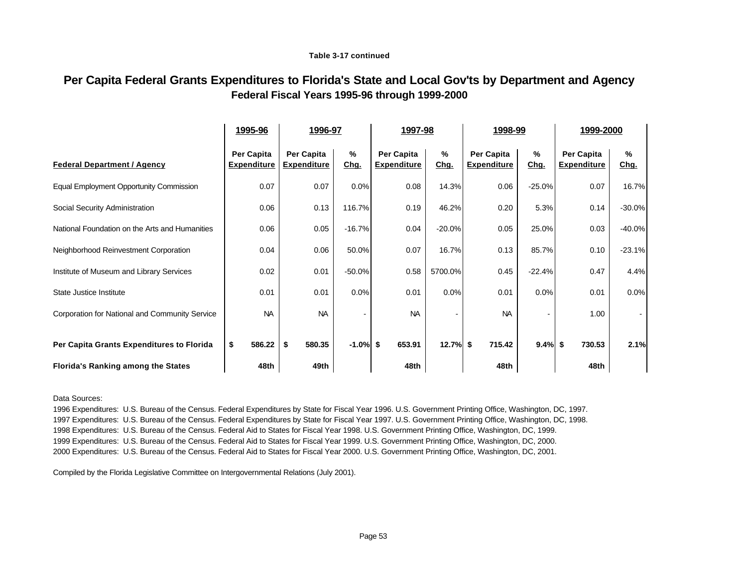**Table 3-17 continued**

# Per Capita Federal Grants Expenditures to Florida's State and Local Gov'ts by Department and Agency

## Federal Fiscal Years 1995-96 through 1999-2000

| | 1995-96 | 1996-97 | | 1997-98 | | 1998-99 | | 1999-2000 | |
|---|---|---|---|---|---|---|---|---|---|
| **Federal Department / Agency** | Per Capita Expenditure | Per Capita Expenditure | % Chg. | Per Capita Expenditure | % Chg. | Per Capita Expenditure | % Chg. | Per Capita Expenditure | % Chg. |
| Equal Employment Opportunity Commission | 0.07 | 0.07 | 0.0% | 0.08 | 14.3% | 0.06 | -25.0% | 0.07 | 16.7% |
| Social Security Administration | 0.06 | 0.13 | 116.7% | 0.19 | 46.2% | 0.20 | 5.3% | 0.14 | -30.0% |
| National Foundation on the Arts and Humanities | 0.06 | 0.05 | -16.7% | 0.04 | -20.0% | 0.05 | 25.0% | 0.03 | -40.0% |
| Neighborhood Reinvestment Corporation | 0.04 | 0.06 | 50.0% | 0.07 | 16.7% | 0.13 | 85.7% | 0.10 | -23.1% |
| Institute of Museum and Library Services | 0.02 | 0.01 | -50.0% | 0.58 | 5700.0% | 0.45 | -22.4% | 0.47 | 4.4% |
| State Justice Institute | 0.01 | 0.01 | 0.0% | 0.01 | 0.0% | 0.01 | 0.0% | 0.01 | 0.0% |
| Corporation for National and Community Service | NA | NA | - | NA | - | NA | - | 1.00 | - |
| **Per Capita Grants Expenditures to Florida** | **$ 586.22** | **$ 580.35** | **-1.0%** | **$ 653.91** | **12.7%** | **$ 715.42** | **9.4%** | **$ 730.53** | **2.1%** |
| **Florida's Ranking among the States** | **48th** | **49th** | | **48th** | | **48th** | | **48th** | |

Data Sources:

1996 Expenditures: U.S. Bureau of the Census. Federal Expenditures by State for Fiscal Year 1996. U.S. Government Printing Office, Washington, DC, 1997.
1997 Expenditures: U.S. Bureau of the Census. Federal Expenditures by State for Fiscal Year 1997. U.S. Government Printing Office, Washington, DC, 1998.
1998 Expenditures: U.S. Bureau of the Census. Federal Aid to States for Fiscal Year 1998. U.S. Government Printing Office, Washington, DC, 1999.
1999 Expenditures: U.S. Bureau of the Census. Federal Aid to States for Fiscal Year 1999. U.S. Government Printing Office, Washington, DC, 2000.
2000 Expenditures: U.S. Bureau of the Census. Federal Aid to States for Fiscal Year 2000. U.S. Government Printing Office, Washington, DC, 2001.

Compiled by the Florida Legislative Committee on Intergovernmental Relations (July 2001).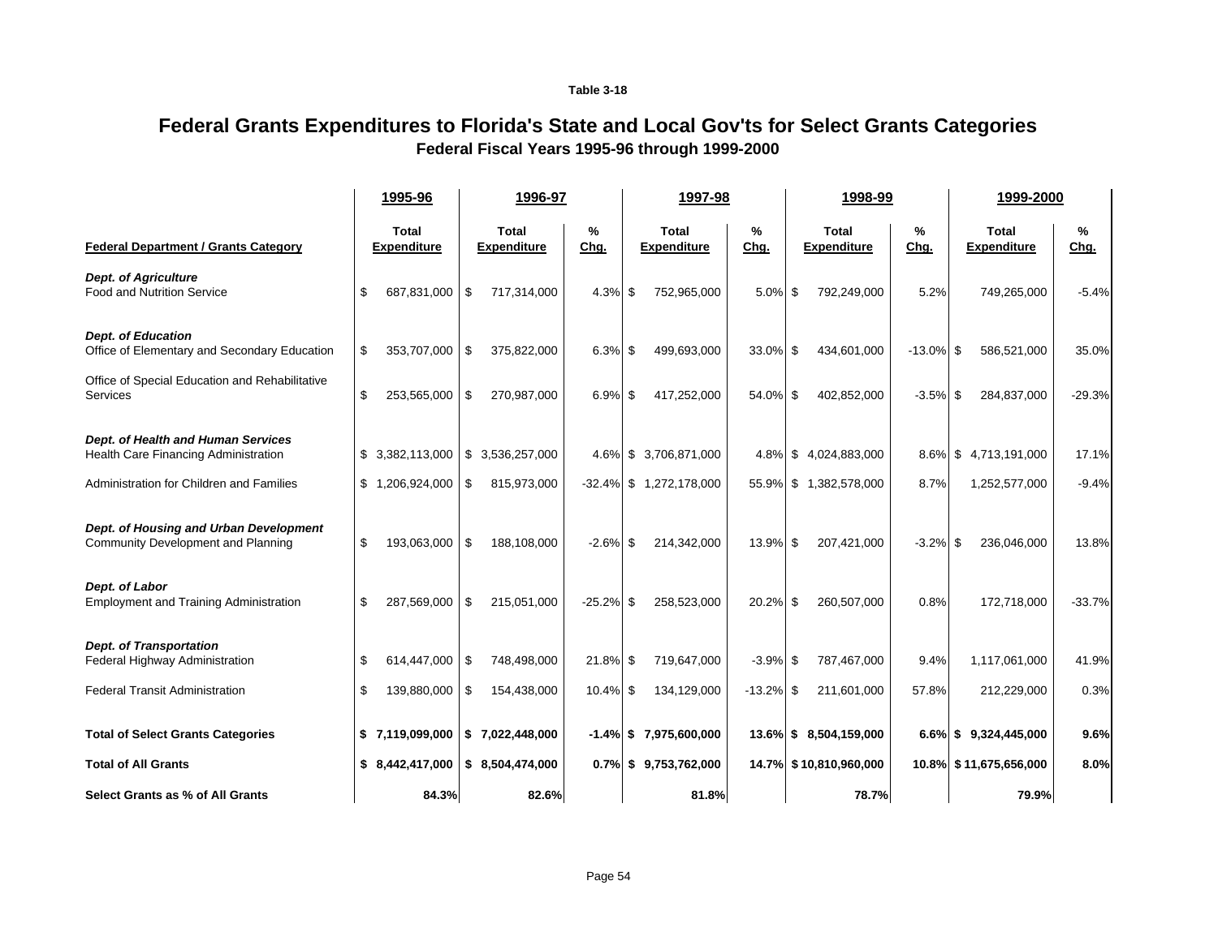Table 3-18

# Federal Grants Expenditures to Florida's State and Local Gov'ts for Select Grants Categories

## Federal Fiscal Years 1995-96 through 1999-2000

| | 1995-96 | 1996-97 | | 1997-98 | | 1998-99 | | 1999-2000 | |
|---|---|---|---|---|---|---|---|---|---|
| **Federal Department / Grants Category** | **Total Expenditure** | **Total Expenditure** | **% Chg.** | **Total Expenditure** | **% Chg.** | **Total Expenditure** | **% Chg.** | **Total Expenditure** | **% Chg.** |
| ***Dept. of Agriculture*** | | | | | | | | | |
| Food and Nutrition Service | $ 687,831,000 | $ 717,314,000 | 4.3% | $ 752,965,000 | 5.0% | $ 792,249,000 | 5.2% | 749,265,000 | -5.4% |
| ***Dept. of Education*** | | | | | | | | | |
| Office of Elementary and Secondary Education | $ 353,707,000 | $ 375,822,000 | 6.3% | $ 499,693,000 | 33.0% | $ 434,601,000 | -13.0% | $ 586,521,000 | 35.0% |
| Office of Special Education and Rehabilitative Services | $ 253,565,000 | $ 270,987,000 | 6.9% | $ 417,252,000 | 54.0% | $ 402,852,000 | -3.5% | $ 284,837,000 | -29.3% |
| ***Dept. of Health and Human Services*** | | | | | | | | | |
| Health Care Financing Administration | $ 3,382,113,000 | $ 3,536,257,000 | 4.6% | $ 3,706,871,000 | 4.8% | $ 4,024,883,000 | 8.6% | $ 4,713,191,000 | 17.1% |
| Administration for Children and Families | $ 1,206,924,000 | $ 815,973,000 | -32.4% | $ 1,272,178,000 | 55.9% | $ 1,382,578,000 | 8.7% | 1,252,577,000 | -9.4% |
| ***Dept. of Housing and Urban Development*** | | | | | | | | | |
| Community Development and Planning | $ 193,063,000 | $ 188,108,000 | -2.6% | $ 214,342,000 | 13.9% | $ 207,421,000 | -3.2% | $ 236,046,000 | 13.8% |
| ***Dept. of Labor*** | | | | | | | | | |
| Employment and Training Administration | $ 287,569,000 | $ 215,051,000 | -25.2% | $ 258,523,000 | 20.2% | $ 260,507,000 | 0.8% | 172,718,000 | -33.7% |
| ***Dept. of Transportation*** | | | | | | | | | |
| Federal Highway Administration | $ 614,447,000 | $ 748,498,000 | 21.8% | $ 719,647,000 | -3.9% | $ 787,467,000 | 9.4% | 1,117,061,000 | 41.9% |
| Federal Transit Administration | $ 139,880,000 | $ 154,438,000 | 10.4% | $ 134,129,000 | -13.2% | $ 211,601,000 | 57.8% | 212,229,000 | 0.3% |
| **Total of Select Grants Categories** | **$ 7,119,099,000** | **$ 7,022,448,000** | **-1.4%** | **$ 7,975,600,000** | **13.6%** | **$ 8,504,159,000** | **6.6%** | **$ 9,324,445,000** | **9.6%** |
| **Total of All Grants** | **$ 8,442,417,000** | **$ 8,504,474,000** | **0.7%** | **$ 9,753,762,000** | **14.7%** | **$ 10,810,960,000** | **10.8%** | **$ 11,675,656,000** | **8.0%** |
| **Select Grants as % of All Grants** | **84.3%** | **82.6%** | | **81.8%** | | **78.7%** | | **79.9%** | |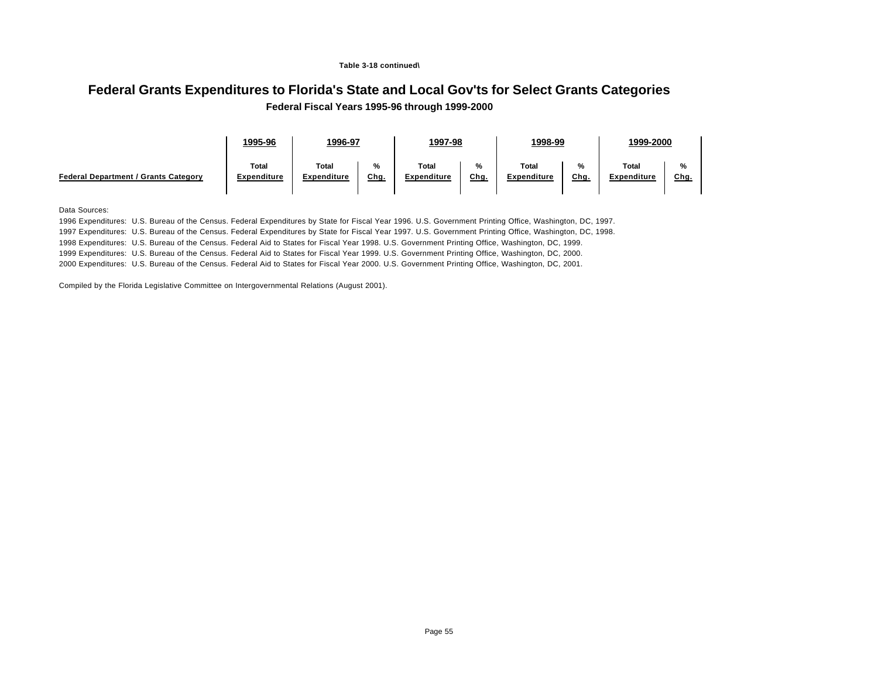**Table 3-18 continued\**

# Federal Grants Expenditures to Florida's State and Local Gov'ts for Select Grants Categories

### Federal Fiscal Years 1995-96 through 1999-2000

| | 1995-96 | 1996-97 | | 1997-98 | | 1998-99 | | 1999-2000 | |
|---|---|---|---|---|---|---|---|---|---|
| **Federal Department / Grants Category** | **Total Expenditure** | **Total Expenditure** | **% Chg.** | **Total Expenditure** | **% Chg.** | **Total Expenditure** | **% Chg.** | **Total Expenditure** | **% Chg.** |

Data Sources:

1996 Expenditures: U.S. Bureau of the Census. Federal Expenditures by State for Fiscal Year 1996. U.S. Government Printing Office, Washington, DC, 1997.

1997 Expenditures: U.S. Bureau of the Census. Federal Expenditures by State for Fiscal Year 1997. U.S. Government Printing Office, Washington, DC, 1998.

1998 Expenditures: U.S. Bureau of the Census. Federal Aid to States for Fiscal Year 1998. U.S. Government Printing Office, Washington, DC, 1999.

1999 Expenditures: U.S. Bureau of the Census. Federal Aid to States for Fiscal Year 1999. U.S. Government Printing Office, Washington, DC, 2000.

2000 Expenditures: U.S. Bureau of the Census. Federal Aid to States for Fiscal Year 2000. U.S. Government Printing Office, Washington, DC, 2001.

Compiled by the Florida Legislative Committee on Intergovernmental Relations (August 2001).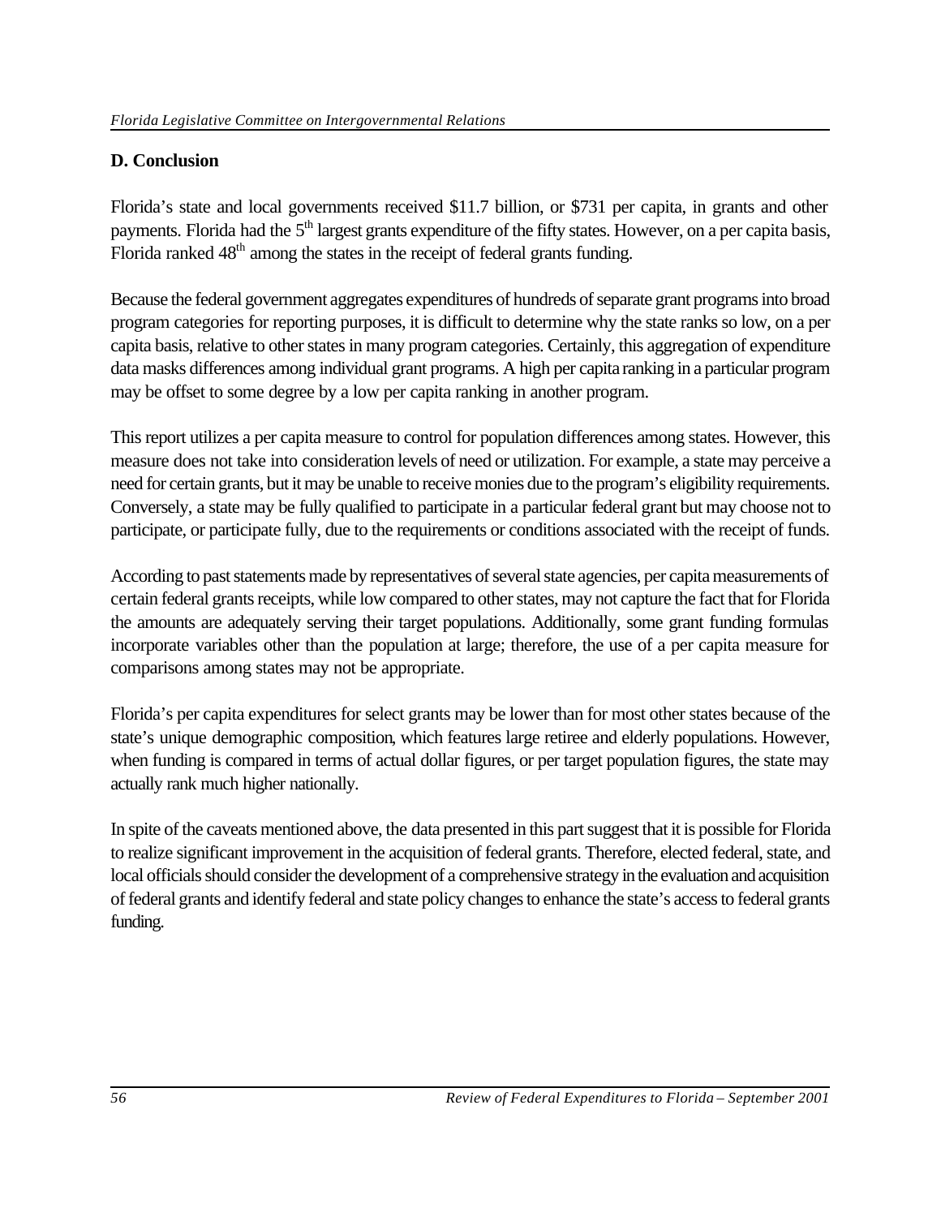## D. Conclusion

Florida's state and local governments received \$11.7 billion, or \$731 per capita, in grants and other payments. Florida had the 5th largest grants expenditure of the fifty states. However, on a per capita basis, Florida ranked 48th among the states in the receipt of federal grants funding.

Because the federal government aggregates expenditures of hundreds of separate grant programs into broad program categories for reporting purposes, it is difficult to determine why the state ranks so low, on a per capita basis, relative to other states in many program categories. Certainly, this aggregation of expenditure data masks differences among individual grant programs. A high per capita ranking in a particular program may be offset to some degree by a low per capita ranking in another program.

This report utilizes a per capita measure to control for population differences among states. However, this measure does not take into consideration levels of need or utilization. For example, a state may perceive a need for certain grants, but it may be unable to receive monies due to the program's eligibility requirements. Conversely, a state may be fully qualified to participate in a particular federal grant but may choose not to participate, or participate fully, due to the requirements or conditions associated with the receipt of funds.

According to past statements made by representatives of several state agencies, per capita measurements of certain federal grants receipts, while low compared to other states, may not capture the fact that for Florida the amounts are adequately serving their target populations. Additionally, some grant funding formulas incorporate variables other than the population at large; therefore, the use of a per capita measure for comparisons among states may not be appropriate.

Florida's per capita expenditures for select grants may be lower than for most other states because of the state's unique demographic composition, which features large retiree and elderly populations. However, when funding is compared in terms of actual dollar figures, or per target population figures, the state may actually rank much higher nationally.

In spite of the caveats mentioned above, the data presented in this part suggest that it is possible for Florida to realize significant improvement in the acquisition of federal grants. Therefore, elected federal, state, and local officials should consider the development of a comprehensive strategy in the evaluation and acquisition of federal grants and identify federal and state policy changes to enhance the state's access to federal grants funding.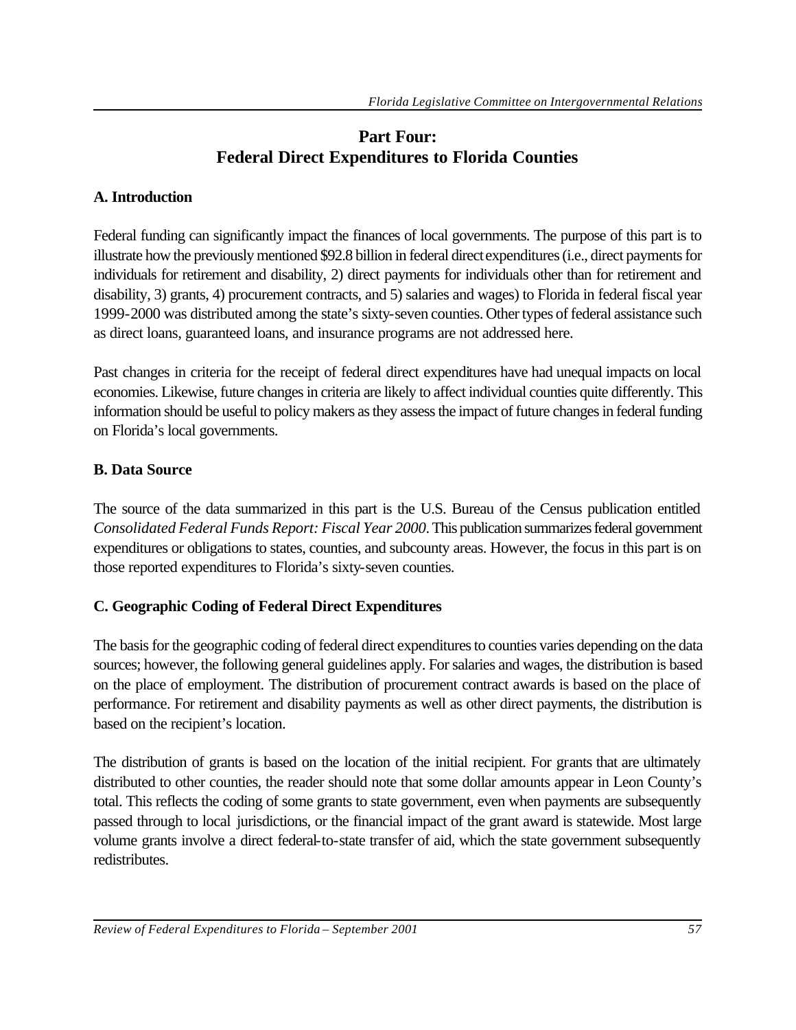# Part Four:
# Federal Direct Expenditures to Florida Counties

## A. Introduction

Federal funding can significantly impact the finances of local governments. The purpose of this part is to illustrate how the previously mentioned $92.8 billion in federal direct expenditures (i.e., direct payments for individuals for retirement and disability, 2) direct payments for individuals other than for retirement and disability, 3) grants, 4) procurement contracts, and 5) salaries and wages) to Florida in federal fiscal year 1999-2000 was distributed among the state's sixty-seven counties. Other types of federal assistance such as direct loans, guaranteed loans, and insurance programs are not addressed here.

Past changes in criteria for the receipt of federal direct expenditures have had unequal impacts on local economies. Likewise, future changes in criteria are likely to affect individual counties quite differently. This information should be useful to policy makers as they assess the impact of future changes in federal funding on Florida's local governments.

## B. Data Source

The source of the data summarized in this part is the U.S. Bureau of the Census publication entitled *Consolidated Federal Funds Report: Fiscal Year 2000*. This publication summarizes federal government expenditures or obligations to states, counties, and subcounty areas. However, the focus in this part is on those reported expenditures to Florida's sixty-seven counties.

## C. Geographic Coding of Federal Direct Expenditures

The basis for the geographic coding of federal direct expenditures to counties varies depending on the data sources; however, the following general guidelines apply. For salaries and wages, the distribution is based on the place of employment. The distribution of procurement contract awards is based on the place of performance. For retirement and disability payments as well as other direct payments, the distribution is based on the recipient's location.

The distribution of grants is based on the location of the initial recipient. For grants that are ultimately distributed to other counties, the reader should note that some dollar amounts appear in Leon County's total. This reflects the coding of some grants to state government, even when payments are subsequently passed through to local jurisdictions, or the financial impact of the grant award is statewide. Most large volume grants involve a direct federal-to-state transfer of aid, which the state government subsequently redistributes.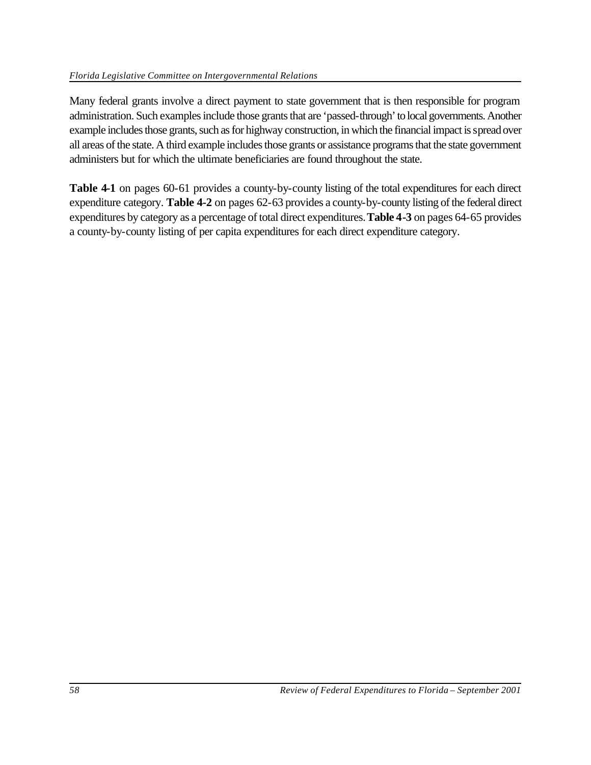Many federal grants involve a direct payment to state government that is then responsible for program administration. Such examples include those grants that are 'passed-through' to local governments. Another example includes those grants, such as for highway construction, in which the financial impact is spread over all areas of the state. A third example includes those grants or assistance programs that the state government administers but for which the ultimate beneficiaries are found throughout the state.

**Table 4-1** on pages 60-61 provides a county-by-county listing of the total expenditures for each direct expenditure category. **Table 4-2** on pages 62-63 provides a county-by-county listing of the federal direct expenditures by category as a percentage of total direct expenditures. **Table 4-3** on pages 64-65 provides a county-by-county listing of per capita expenditures for each direct expenditure category.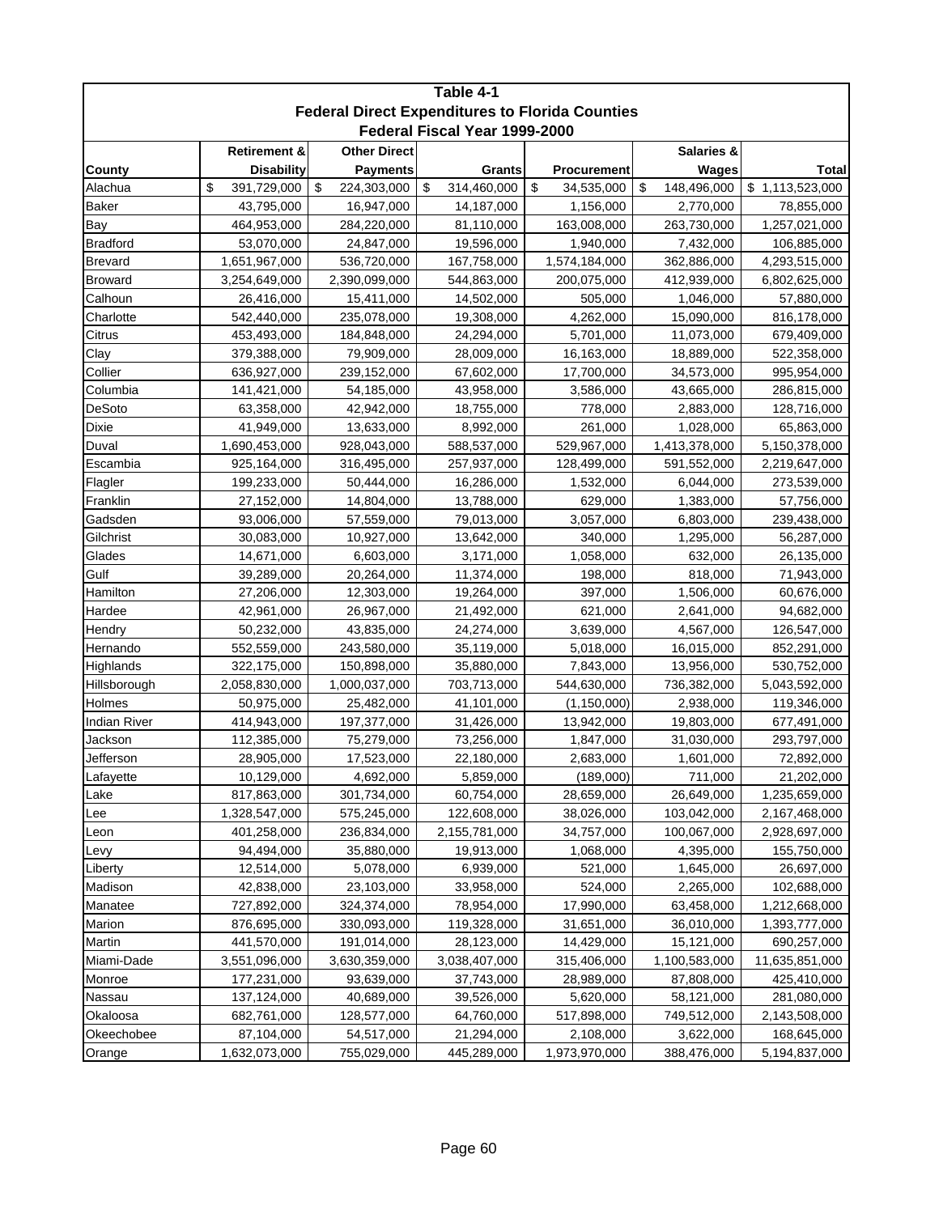## Table 4-1
## Federal Direct Expenditures to Florida Counties
## Federal Fiscal Year 1999-2000

| County | Retirement & Disability | Other Direct Payments | Grants | Procurement | Salaries & Wages | Total |
|---|---|---|---|---|---|---|
| Alachua | $ 391,729,000 | $ 224,303,000 | $ 314,460,000 | $ 34,535,000 | $ 148,496,000 | $ 1,113,523,000 |
| Baker | 43,795,000 | 16,947,000 | 14,187,000 | 1,156,000 | 2,770,000 | 78,855,000 |
| Bay | 464,953,000 | 284,220,000 | 81,110,000 | 163,008,000 | 263,730,000 | 1,257,021,000 |
| Bradford | 53,070,000 | 24,847,000 | 19,596,000 | 1,940,000 | 7,432,000 | 106,885,000 |
| Brevard | 1,651,967,000 | 536,720,000 | 167,758,000 | 1,574,184,000 | 362,886,000 | 4,293,515,000 |
| Broward | 3,254,649,000 | 2,390,099,000 | 544,863,000 | 200,075,000 | 412,939,000 | 6,802,625,000 |
| Calhoun | 26,416,000 | 15,411,000 | 14,502,000 | 505,000 | 1,046,000 | 57,880,000 |
| Charlotte | 542,440,000 | 235,078,000 | 19,308,000 | 4,262,000 | 15,090,000 | 816,178,000 |
| Citrus | 453,493,000 | 184,848,000 | 24,294,000 | 5,701,000 | 11,073,000 | 679,409,000 |
| Clay | 379,388,000 | 79,909,000 | 28,009,000 | 16,163,000 | 18,889,000 | 522,358,000 |
| Collier | 636,927,000 | 239,152,000 | 67,602,000 | 17,700,000 | 34,573,000 | 995,954,000 |
| Columbia | 141,421,000 | 54,185,000 | 43,958,000 | 3,586,000 | 43,665,000 | 286,815,000 |
| DeSoto | 63,358,000 | 42,942,000 | 18,755,000 | 778,000 | 2,883,000 | 128,716,000 |
| Dixie | 41,949,000 | 13,633,000 | 8,992,000 | 261,000 | 1,028,000 | 65,863,000 |
| Duval | 1,690,453,000 | 928,043,000 | 588,537,000 | 529,967,000 | 1,413,378,000 | 5,150,378,000 |
| Escambia | 925,164,000 | 316,495,000 | 257,937,000 | 128,499,000 | 591,552,000 | 2,219,647,000 |
| Flagler | 199,233,000 | 50,444,000 | 16,286,000 | 1,532,000 | 6,044,000 | 273,539,000 |
| Franklin | 27,152,000 | 14,804,000 | 13,788,000 | 629,000 | 1,383,000 | 57,756,000 |
| Gadsden | 93,006,000 | 57,559,000 | 79,013,000 | 3,057,000 | 6,803,000 | 239,438,000 |
| Gilchrist | 30,083,000 | 10,927,000 | 13,642,000 | 340,000 | 1,295,000 | 56,287,000 |
| Glades | 14,671,000 | 6,603,000 | 3,171,000 | 1,058,000 | 632,000 | 26,135,000 |
| Gulf | 39,289,000 | 20,264,000 | 11,374,000 | 198,000 | 818,000 | 71,943,000 |
| Hamilton | 27,206,000 | 12,303,000 | 19,264,000 | 397,000 | 1,506,000 | 60,676,000 |
| Hardee | 42,961,000 | 26,967,000 | 21,492,000 | 621,000 | 2,641,000 | 94,682,000 |
| Hendry | 50,232,000 | 43,835,000 | 24,274,000 | 3,639,000 | 4,567,000 | 126,547,000 |
| Hernando | 552,559,000 | 243,580,000 | 35,119,000 | 5,018,000 | 16,015,000 | 852,291,000 |
| Highlands | 322,175,000 | 150,898,000 | 35,880,000 | 7,843,000 | 13,956,000 | 530,752,000 |
| Hillsborough | 2,058,830,000 | 1,000,037,000 | 703,713,000 | 544,630,000 | 736,382,000 | 5,043,592,000 |
| Holmes | 50,975,000 | 25,482,000 | 41,101,000 | (1,150,000) | 2,938,000 | 119,346,000 |
| Indian River | 414,943,000 | 197,377,000 | 31,426,000 | 13,942,000 | 19,803,000 | 677,491,000 |
| Jackson | 112,385,000 | 75,279,000 | 73,256,000 | 1,847,000 | 31,030,000 | 293,797,000 |
| Jefferson | 28,905,000 | 17,523,000 | 22,180,000 | 2,683,000 | 1,601,000 | 72,892,000 |
| Lafayette | 10,129,000 | 4,692,000 | 5,859,000 | (189,000) | 711,000 | 21,202,000 |
| Lake | 817,863,000 | 301,734,000 | 60,754,000 | 28,659,000 | 26,649,000 | 1,235,659,000 |
| Lee | 1,328,547,000 | 575,245,000 | 122,608,000 | 38,026,000 | 103,042,000 | 2,167,468,000 |
| Leon | 401,258,000 | 236,834,000 | 2,155,781,000 | 34,757,000 | 100,067,000 | 2,928,697,000 |
| Levy | 94,494,000 | 35,880,000 | 19,913,000 | 1,068,000 | 4,395,000 | 155,750,000 |
| Liberty | 12,514,000 | 5,078,000 | 6,939,000 | 521,000 | 1,645,000 | 26,697,000 |
| Madison | 42,838,000 | 23,103,000 | 33,958,000 | 524,000 | 2,265,000 | 102,688,000 |
| Manatee | 727,892,000 | 324,374,000 | 78,954,000 | 17,990,000 | 63,458,000 | 1,212,668,000 |
| Marion | 876,695,000 | 330,093,000 | 119,328,000 | 31,651,000 | 36,010,000 | 1,393,777,000 |
| Martin | 441,570,000 | 191,014,000 | 28,123,000 | 14,429,000 | 15,121,000 | 690,257,000 |
| Miami-Dade | 3,551,096,000 | 3,630,359,000 | 3,038,407,000 | 315,406,000 | 1,100,583,000 | 11,635,851,000 |
| Monroe | 177,231,000 | 93,639,000 | 37,743,000 | 28,989,000 | 87,808,000 | 425,410,000 |
| Nassau | 137,124,000 | 40,689,000 | 39,526,000 | 5,620,000 | 58,121,000 | 281,080,000 |
| Okaloosa | 682,761,000 | 128,577,000 | 64,760,000 | 517,898,000 | 749,512,000 | 2,143,508,000 |
| Okeechobee | 87,104,000 | 54,517,000 | 21,294,000 | 2,108,000 | 3,622,000 | 168,645,000 |
| Orange | 1,632,073,000 | 755,029,000 | 445,289,000 | 1,973,970,000 | 388,476,000 | 5,194,837,000 |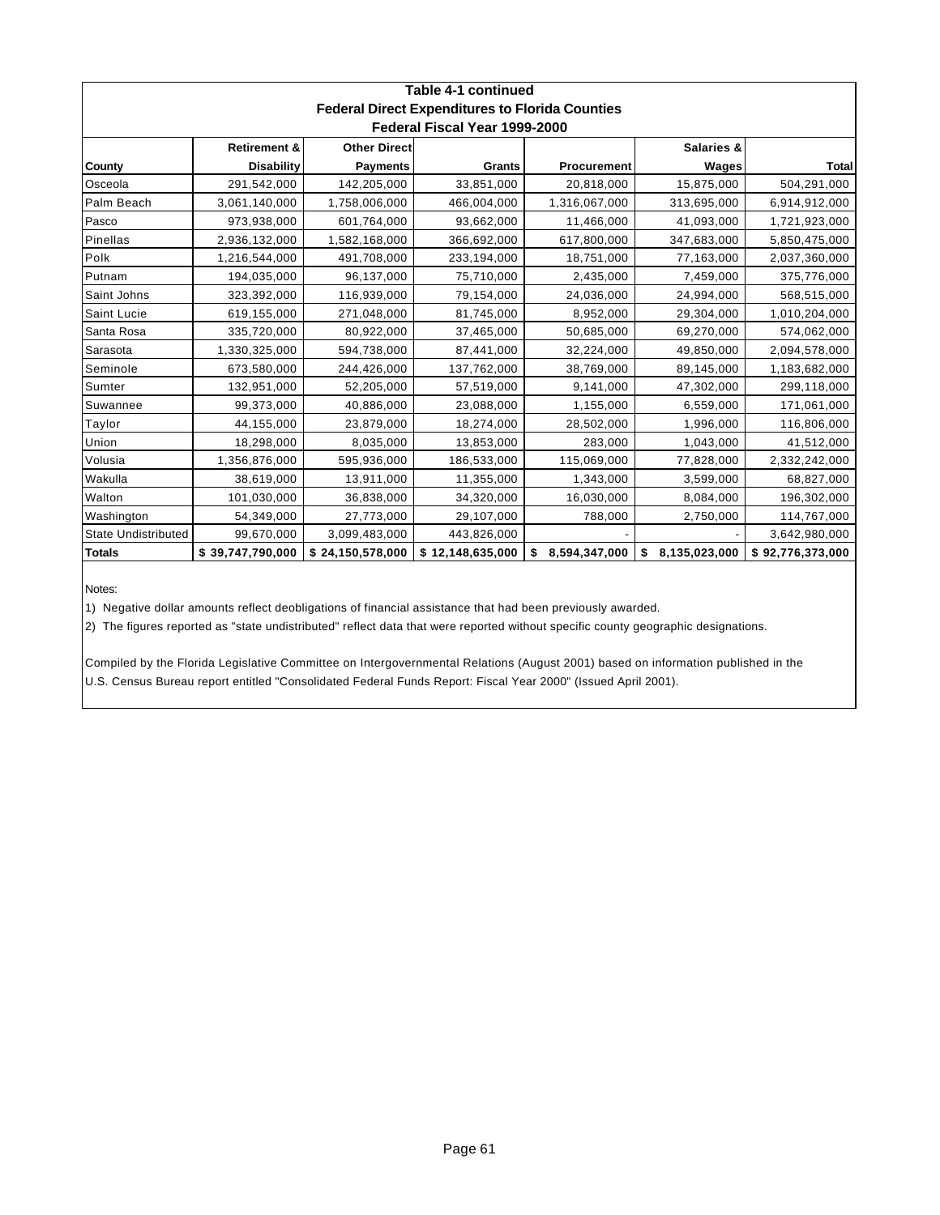**Table 4-1 continued**
**Federal Direct Expenditures to Florida Counties**
**Federal Fiscal Year 1999-2000**

| County | Retirement & Disability | Other Direct Payments | Grants | Procurement | Salaries & Wages | Total |
|---|---|---|---|---|---|---|
| Osceola | 291,542,000 | 142,205,000 | 33,851,000 | 20,818,000 | 15,875,000 | 504,291,000 |
| Palm Beach | 3,061,140,000 | 1,758,006,000 | 466,004,000 | 1,316,067,000 | 313,695,000 | 6,914,912,000 |
| Pasco | 973,938,000 | 601,764,000 | 93,662,000 | 11,466,000 | 41,093,000 | 1,721,923,000 |
| Pinellas | 2,936,132,000 | 1,582,168,000 | 366,692,000 | 617,800,000 | 347,683,000 | 5,850,475,000 |
| Polk | 1,216,544,000 | 491,708,000 | 233,194,000 | 18,751,000 | 77,163,000 | 2,037,360,000 |
| Putnam | 194,035,000 | 96,137,000 | 75,710,000 | 2,435,000 | 7,459,000 | 375,776,000 |
| Saint Johns | 323,392,000 | 116,939,000 | 79,154,000 | 24,036,000 | 24,994,000 | 568,515,000 |
| Saint Lucie | 619,155,000 | 271,048,000 | 81,745,000 | 8,952,000 | 29,304,000 | 1,010,204,000 |
| Santa Rosa | 335,720,000 | 80,922,000 | 37,465,000 | 50,685,000 | 69,270,000 | 574,062,000 |
| Sarasota | 1,330,325,000 | 594,738,000 | 87,441,000 | 32,224,000 | 49,850,000 | 2,094,578,000 |
| Seminole | 673,580,000 | 244,426,000 | 137,762,000 | 38,769,000 | 89,145,000 | 1,183,682,000 |
| Sumter | 132,951,000 | 52,205,000 | 57,519,000 | 9,141,000 | 47,302,000 | 299,118,000 |
| Suwannee | 99,373,000 | 40,886,000 | 23,088,000 | 1,155,000 | 6,559,000 | 171,061,000 |
| Taylor | 44,155,000 | 23,879,000 | 18,274,000 | 28,502,000 | 1,996,000 | 116,806,000 |
| Union | 18,298,000 | 8,035,000 | 13,853,000 | 283,000 | 1,043,000 | 41,512,000 |
| Volusia | 1,356,876,000 | 595,936,000 | 186,533,000 | 115,069,000 | 77,828,000 | 2,332,242,000 |
| Wakulla | 38,619,000 | 13,911,000 | 11,355,000 | 1,343,000 | 3,599,000 | 68,827,000 |
| Walton | 101,030,000 | 36,838,000 | 34,320,000 | 16,030,000 | 8,084,000 | 196,302,000 |
| Washington | 54,349,000 | 27,773,000 | 29,107,000 | 788,000 | 2,750,000 | 114,767,000 |
| State Undistributed | 99,670,000 | 3,099,483,000 | 443,826,000 | - | - | 3,642,980,000 |
| **Totals** | **$ 39,747,790,000** | **$ 24,150,578,000** | **$ 12,148,635,000** | **$ 8,594,347,000** | **$ 8,135,023,000** | **$ 92,776,373,000** |

Notes:

1) Negative dollar amounts reflect deobligations of financial assistance that had been previously awarded.

2) The figures reported as "state undistributed" reflect data that were reported without specific county geographic designations.

Compiled by the Florida Legislative Committee on Intergovernmental Relations (August 2001) based on information published in the U.S. Census Bureau report entitled "Consolidated Federal Funds Report: Fiscal Year 2000" (Issued April 2001).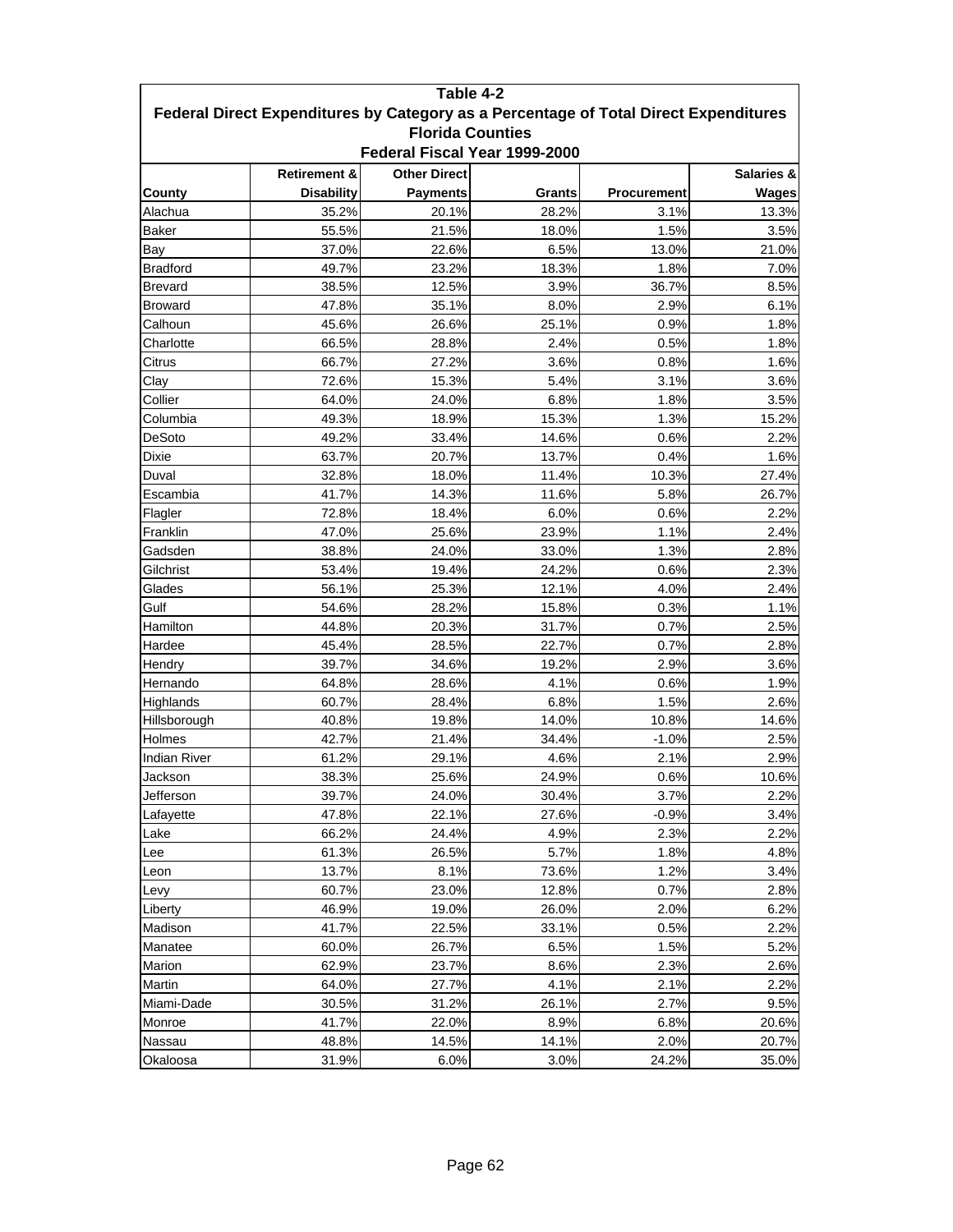**Table 4-2**
**Federal Direct Expenditures by Category as a Percentage of Total Direct Expenditures**
**Florida Counties**
**Federal Fiscal Year 1999-2000**

| County | Retirement & Disability | Other Direct Payments | Grants | Procurement | Salaries & Wages |
|---|---|---|---|---|---|
| Alachua | 35.2% | 20.1% | 28.2% | 3.1% | 13.3% |
| Baker | 55.5% | 21.5% | 18.0% | 1.5% | 3.5% |
| Bay | 37.0% | 22.6% | 6.5% | 13.0% | 21.0% |
| Bradford | 49.7% | 23.2% | 18.3% | 1.8% | 7.0% |
| Brevard | 38.5% | 12.5% | 3.9% | 36.7% | 8.5% |
| Broward | 47.8% | 35.1% | 8.0% | 2.9% | 6.1% |
| Calhoun | 45.6% | 26.6% | 25.1% | 0.9% | 1.8% |
| Charlotte | 66.5% | 28.8% | 2.4% | 0.5% | 1.8% |
| Citrus | 66.7% | 27.2% | 3.6% | 0.8% | 1.6% |
| Clay | 72.6% | 15.3% | 5.4% | 3.1% | 3.6% |
| Collier | 64.0% | 24.0% | 6.8% | 1.8% | 3.5% |
| Columbia | 49.3% | 18.9% | 15.3% | 1.3% | 15.2% |
| DeSoto | 49.2% | 33.4% | 14.6% | 0.6% | 2.2% |
| Dixie | 63.7% | 20.7% | 13.7% | 0.4% | 1.6% |
| Duval | 32.8% | 18.0% | 11.4% | 10.3% | 27.4% |
| Escambia | 41.7% | 14.3% | 11.6% | 5.8% | 26.7% |
| Flagler | 72.8% | 18.4% | 6.0% | 0.6% | 2.2% |
| Franklin | 47.0% | 25.6% | 23.9% | 1.1% | 2.4% |
| Gadsden | 38.8% | 24.0% | 33.0% | 1.3% | 2.8% |
| Gilchrist | 53.4% | 19.4% | 24.2% | 0.6% | 2.3% |
| Glades | 56.1% | 25.3% | 12.1% | 4.0% | 2.4% |
| Gulf | 54.6% | 28.2% | 15.8% | 0.3% | 1.1% |
| Hamilton | 44.8% | 20.3% | 31.7% | 0.7% | 2.5% |
| Hardee | 45.4% | 28.5% | 22.7% | 0.7% | 2.8% |
| Hendry | 39.7% | 34.6% | 19.2% | 2.9% | 3.6% |
| Hernando | 64.8% | 28.6% | 4.1% | 0.6% | 1.9% |
| Highlands | 60.7% | 28.4% | 6.8% | 1.5% | 2.6% |
| Hillsborough | 40.8% | 19.8% | 14.0% | 10.8% | 14.6% |
| Holmes | 42.7% | 21.4% | 34.4% | -1.0% | 2.5% |
| Indian River | 61.2% | 29.1% | 4.6% | 2.1% | 2.9% |
| Jackson | 38.3% | 25.6% | 24.9% | 0.6% | 10.6% |
| Jefferson | 39.7% | 24.0% | 30.4% | 3.7% | 2.2% |
| Lafayette | 47.8% | 22.1% | 27.6% | -0.9% | 3.4% |
| Lake | 66.2% | 24.4% | 4.9% | 2.3% | 2.2% |
| Lee | 61.3% | 26.5% | 5.7% | 1.8% | 4.8% |
| Leon | 13.7% | 8.1% | 73.6% | 1.2% | 3.4% |
| Levy | 60.7% | 23.0% | 12.8% | 0.7% | 2.8% |
| Liberty | 46.9% | 19.0% | 26.0% | 2.0% | 6.2% |
| Madison | 41.7% | 22.5% | 33.1% | 0.5% | 2.2% |
| Manatee | 60.0% | 26.7% | 6.5% | 1.5% | 5.2% |
| Marion | 62.9% | 23.7% | 8.6% | 2.3% | 2.6% |
| Martin | 64.0% | 27.7% | 4.1% | 2.1% | 2.2% |
| Miami-Dade | 30.5% | 31.2% | 26.1% | 2.7% | 9.5% |
| Monroe | 41.7% | 22.0% | 8.9% | 6.8% | 20.6% |
| Nassau | 48.8% | 14.5% | 14.1% | 2.0% | 20.7% |
| Okaloosa | 31.9% | 6.0% | 3.0% | 24.2% | 35.0% |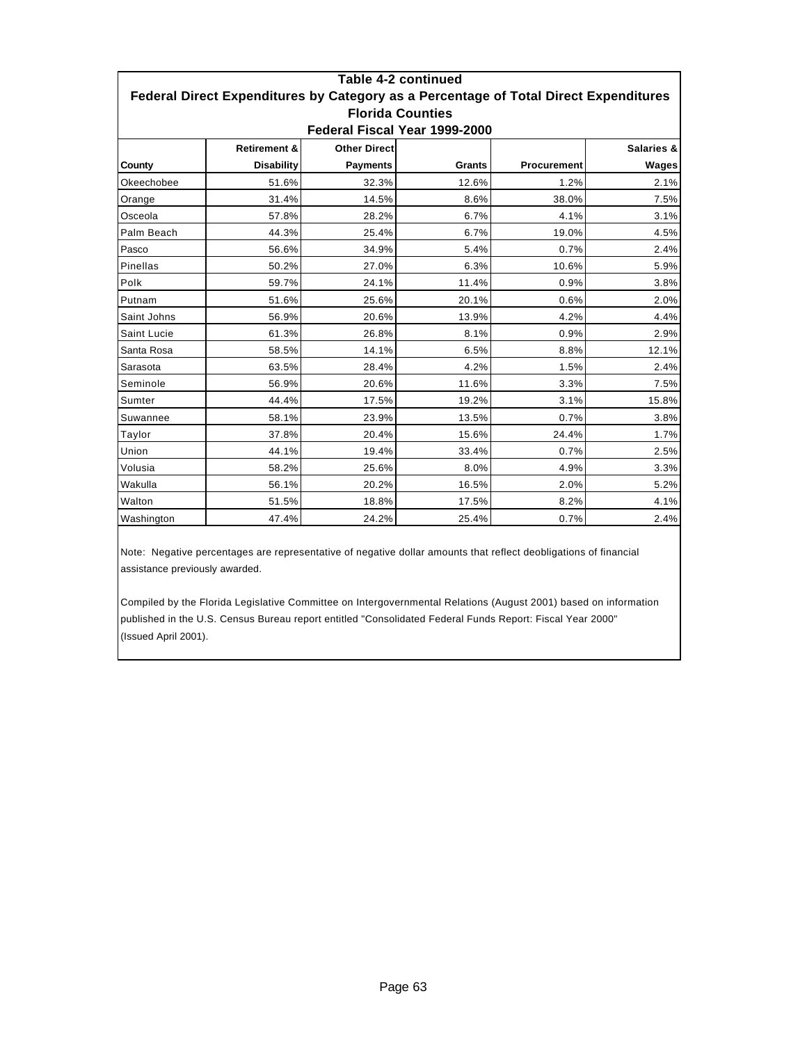## Table 4-2 continued
## Federal Direct Expenditures by Category as a Percentage of Total Direct Expenditures
## Florida Counties
## Federal Fiscal Year 1999-2000

| County | Retirement & Disability | Other Direct Payments | Grants | Procurement | Salaries & Wages |
|---|---|---|---|---|---|
| Okeechobee | 51.6% | 32.3% | 12.6% | 1.2% | 2.1% |
| Orange | 31.4% | 14.5% | 8.6% | 38.0% | 7.5% |
| Osceola | 57.8% | 28.2% | 6.7% | 4.1% | 3.1% |
| Palm Beach | 44.3% | 25.4% | 6.7% | 19.0% | 4.5% |
| Pasco | 56.6% | 34.9% | 5.4% | 0.7% | 2.4% |
| Pinellas | 50.2% | 27.0% | 6.3% | 10.6% | 5.9% |
| Polk | 59.7% | 24.1% | 11.4% | 0.9% | 3.8% |
| Putnam | 51.6% | 25.6% | 20.1% | 0.6% | 2.0% |
| Saint Johns | 56.9% | 20.6% | 13.9% | 4.2% | 4.4% |
| Saint Lucie | 61.3% | 26.8% | 8.1% | 0.9% | 2.9% |
| Santa Rosa | 58.5% | 14.1% | 6.5% | 8.8% | 12.1% |
| Sarasota | 63.5% | 28.4% | 4.2% | 1.5% | 2.4% |
| Seminole | 56.9% | 20.6% | 11.6% | 3.3% | 7.5% |
| Sumter | 44.4% | 17.5% | 19.2% | 3.1% | 15.8% |
| Suwannee | 58.1% | 23.9% | 13.5% | 0.7% | 3.8% |
| Taylor | 37.8% | 20.4% | 15.6% | 24.4% | 1.7% |
| Union | 44.1% | 19.4% | 33.4% | 0.7% | 2.5% |
| Volusia | 58.2% | 25.6% | 8.0% | 4.9% | 3.3% |
| Wakulla | 56.1% | 20.2% | 16.5% | 2.0% | 5.2% |
| Walton | 51.5% | 18.8% | 17.5% | 8.2% | 4.1% |
| Washington | 47.4% | 24.2% | 25.4% | 0.7% | 2.4% |

Note: Negative percentages are representative of negative dollar amounts that reflect deobligations of financial assistance previously awarded.

Compiled by the Florida Legislative Committee on Intergovernmental Relations (August 2001) based on information published in the U.S. Census Bureau report entitled "Consolidated Federal Funds Report: Fiscal Year 2000" (Issued April 2001).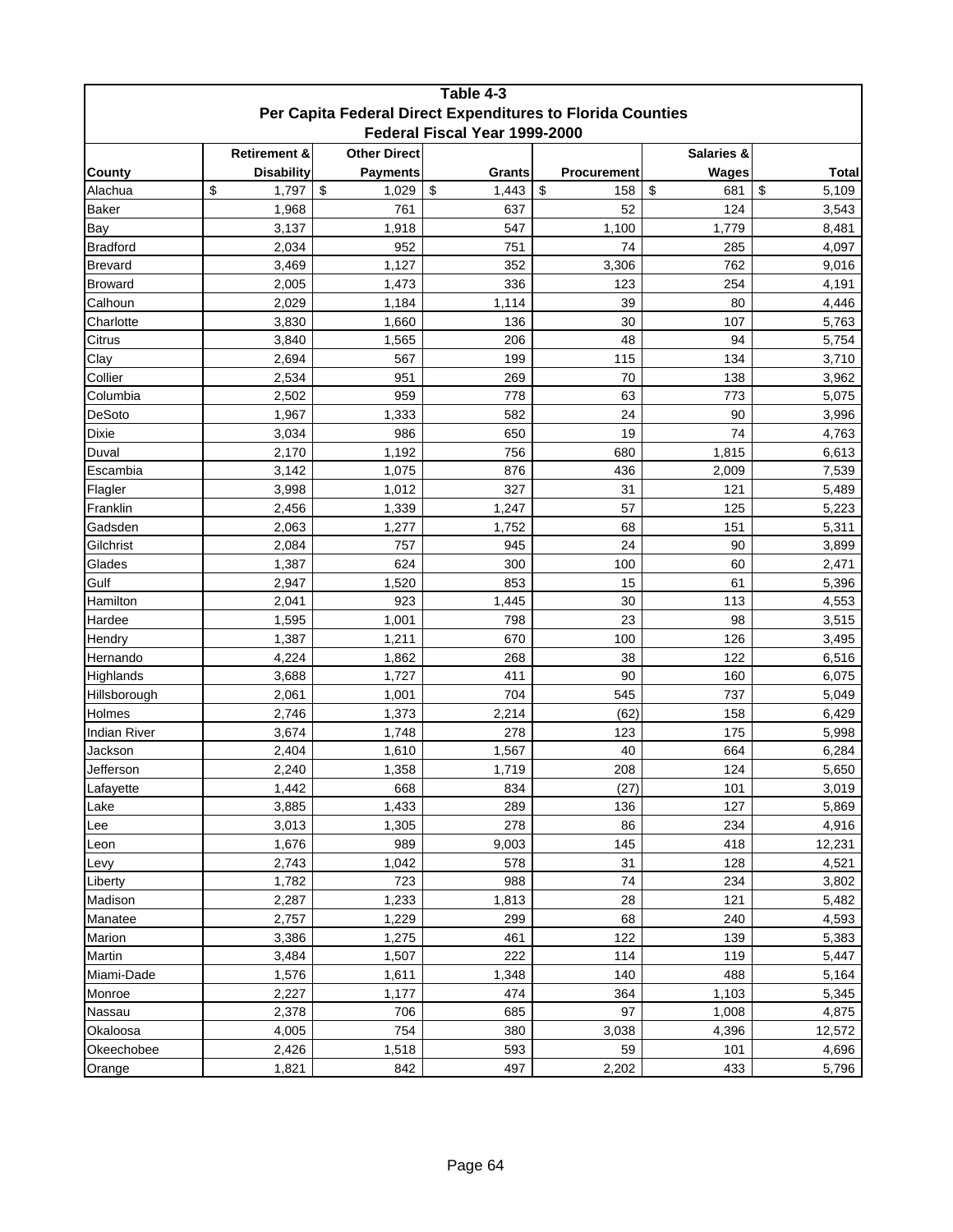| Table 4-3 | | | | | | |
|---|---|---|---|---|---|---|
| **Per Capita Federal Direct Expenditures to Florida Counties** | | | | | | |
| **Federal Fiscal Year 1999-2000** | | | | | | |
| **County** | **Retirement & Disability** | **Other Direct Payments** | **Grants** | **Procurement** | **Salaries & Wages** | **Total** |
| Alachua | $ 1,797 | $ 1,029 | $ 1,443 | $ 158 | $ 681 | $ 5,109 |
| Baker | 1,968 | 761 | 637 | 52 | 124 | 3,543 |
| Bay | 3,137 | 1,918 | 547 | 1,100 | 1,779 | 8,481 |
| Bradford | 2,034 | 952 | 751 | 74 | 285 | 4,097 |
| Brevard | 3,469 | 1,127 | 352 | 3,306 | 762 | 9,016 |
| Broward | 2,005 | 1,473 | 336 | 123 | 254 | 4,191 |
| Calhoun | 2,029 | 1,184 | 1,114 | 39 | 80 | 4,446 |
| Charlotte | 3,830 | 1,660 | 136 | 30 | 107 | 5,763 |
| Citrus | 3,840 | 1,565 | 206 | 48 | 94 | 5,754 |
| Clay | 2,694 | 567 | 199 | 115 | 134 | 3,710 |
| Collier | 2,534 | 951 | 269 | 70 | 138 | 3,962 |
| Columbia | 2,502 | 959 | 778 | 63 | 773 | 5,075 |
| DeSoto | 1,967 | 1,333 | 582 | 24 | 90 | 3,996 |
| Dixie | 3,034 | 986 | 650 | 19 | 74 | 4,763 |
| Duval | 2,170 | 1,192 | 756 | 680 | 1,815 | 6,613 |
| Escambia | 3,142 | 1,075 | 876 | 436 | 2,009 | 7,539 |
| Flagler | 3,998 | 1,012 | 327 | 31 | 121 | 5,489 |
| Franklin | 2,456 | 1,339 | 1,247 | 57 | 125 | 5,223 |
| Gadsden | 2,063 | 1,277 | 1,752 | 68 | 151 | 5,311 |
| Gilchrist | 2,084 | 757 | 945 | 24 | 90 | 3,899 |
| Glades | 1,387 | 624 | 300 | 100 | 60 | 2,471 |
| Gulf | 2,947 | 1,520 | 853 | 15 | 61 | 5,396 |
| Hamilton | 2,041 | 923 | 1,445 | 30 | 113 | 4,553 |
| Hardee | 1,595 | 1,001 | 798 | 23 | 98 | 3,515 |
| Hendry | 1,387 | 1,211 | 670 | 100 | 126 | 3,495 |
| Hernando | 4,224 | 1,862 | 268 | 38 | 122 | 6,516 |
| Highlands | 3,688 | 1,727 | 411 | 90 | 160 | 6,075 |
| Hillsborough | 2,061 | 1,001 | 704 | 545 | 737 | 5,049 |
| Holmes | 2,746 | 1,373 | 2,214 | (62) | 158 | 6,429 |
| Indian River | 3,674 | 1,748 | 278 | 123 | 175 | 5,998 |
| Jackson | 2,404 | 1,610 | 1,567 | 40 | 664 | 6,284 |
| Jefferson | 2,240 | 1,358 | 1,719 | 208 | 124 | 5,650 |
| Lafayette | 1,442 | 668 | 834 | (27) | 101 | 3,019 |
| Lake | 3,885 | 1,433 | 289 | 136 | 127 | 5,869 |
| Lee | 3,013 | 1,305 | 278 | 86 | 234 | 4,916 |
| Leon | 1,676 | 989 | 9,003 | 145 | 418 | 12,231 |
| Levy | 2,743 | 1,042 | 578 | 31 | 128 | 4,521 |
| Liberty | 1,782 | 723 | 988 | 74 | 234 | 3,802 |
| Madison | 2,287 | 1,233 | 1,813 | 28 | 121 | 5,482 |
| Manatee | 2,757 | 1,229 | 299 | 68 | 240 | 4,593 |
| Marion | 3,386 | 1,275 | 461 | 122 | 139 | 5,383 |
| Martin | 3,484 | 1,507 | 222 | 114 | 119 | 5,447 |
| Miami-Dade | 1,576 | 1,611 | 1,348 | 140 | 488 | 5,164 |
| Monroe | 2,227 | 1,177 | 474 | 364 | 1,103 | 5,345 |
| Nassau | 2,378 | 706 | 685 | 97 | 1,008 | 4,875 |
| Okaloosa | 4,005 | 754 | 380 | 3,038 | 4,396 | 12,572 |
| Okeechobee | 2,426 | 1,518 | 593 | 59 | 101 | 4,696 |
| Orange | 1,821 | 842 | 497 | 2,202 | 433 | 5,796 |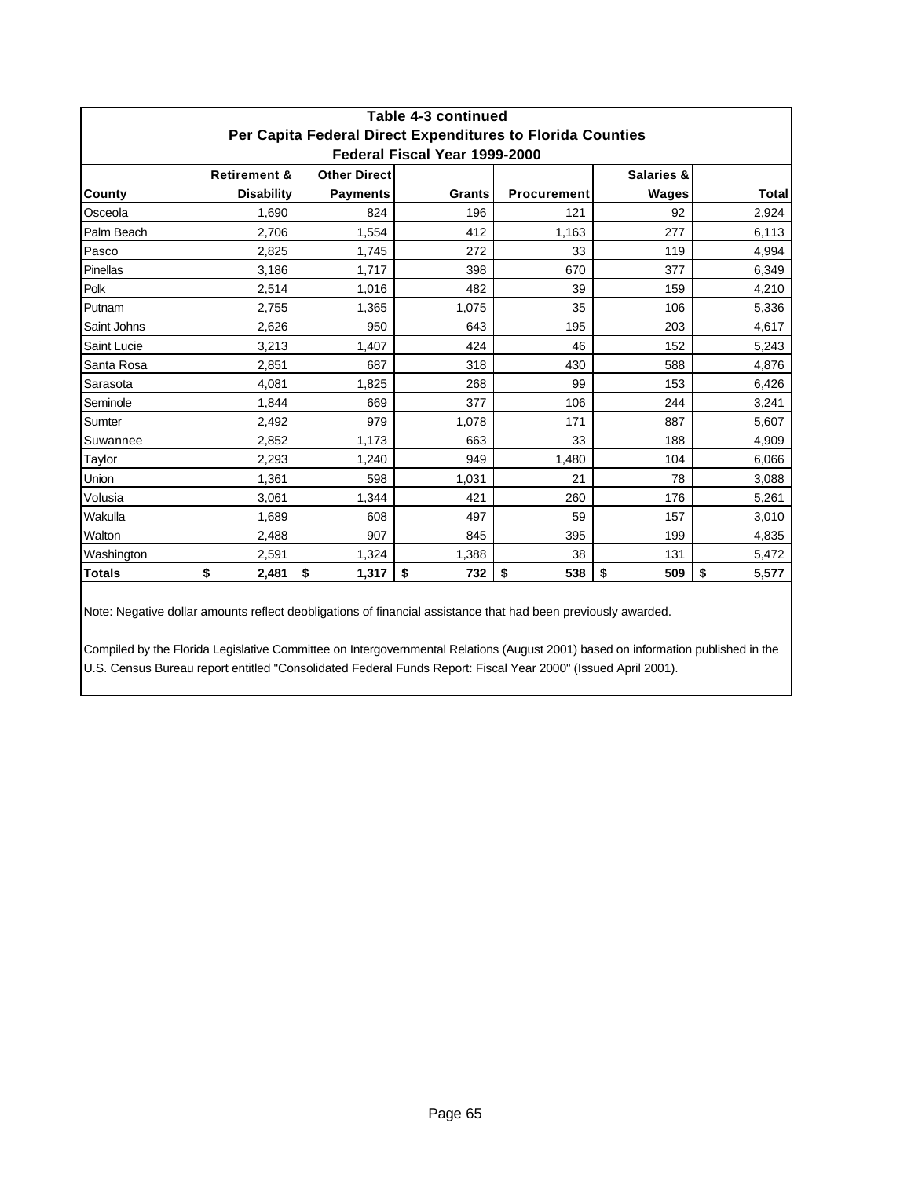**Table 4-3 continued**
**Per Capita Federal Direct Expenditures to Florida Counties**
**Federal Fiscal Year 1999-2000**

| County | Retirement & Disability | Other Direct Payments | Grants | Procurement | Salaries & Wages | Total |
|---|---|---|---|---|---|---|
| Osceola | 1,690 | 824 | 196 | 121 | 92 | 2,924 |
| Palm Beach | 2,706 | 1,554 | 412 | 1,163 | 277 | 6,113 |
| Pasco | 2,825 | 1,745 | 272 | 33 | 119 | 4,994 |
| Pinellas | 3,186 | 1,717 | 398 | 670 | 377 | 6,349 |
| Polk | 2,514 | 1,016 | 482 | 39 | 159 | 4,210 |
| Putnam | 2,755 | 1,365 | 1,075 | 35 | 106 | 5,336 |
| Saint Johns | 2,626 | 950 | 643 | 195 | 203 | 4,617 |
| Saint Lucie | 3,213 | 1,407 | 424 | 46 | 152 | 5,243 |
| Santa Rosa | 2,851 | 687 | 318 | 430 | 588 | 4,876 |
| Sarasota | 4,081 | 1,825 | 268 | 99 | 153 | 6,426 |
| Seminole | 1,844 | 669 | 377 | 106 | 244 | 3,241 |
| Sumter | 2,492 | 979 | 1,078 | 171 | 887 | 5,607 |
| Suwannee | 2,852 | 1,173 | 663 | 33 | 188 | 4,909 |
| Taylor | 2,293 | 1,240 | 949 | 1,480 | 104 | 6,066 |
| Union | 1,361 | 598 | 1,031 | 21 | 78 | 3,088 |
| Volusia | 3,061 | 1,344 | 421 | 260 | 176 | 5,261 |
| Wakulla | 1,689 | 608 | 497 | 59 | 157 | 3,010 |
| Walton | 2,488 | 907 | 845 | 395 | 199 | 4,835 |
| Washington | 2,591 | 1,324 | 1,388 | 38 | 131 | 5,472 |
| **Totals** | **$ 2,481** | **$ 1,317** | **$ 732** | **$ 538** | **$ 509** | **$ 5,577** |

Note: Negative dollar amounts reflect deobligations of financial assistance that had been previously awarded.

Compiled by the Florida Legislative Committee on Intergovernmental Relations (August 2001) based on information published in the U.S. Census Bureau report entitled "Consolidated Federal Funds Report: Fiscal Year 2000" (Issued April 2001).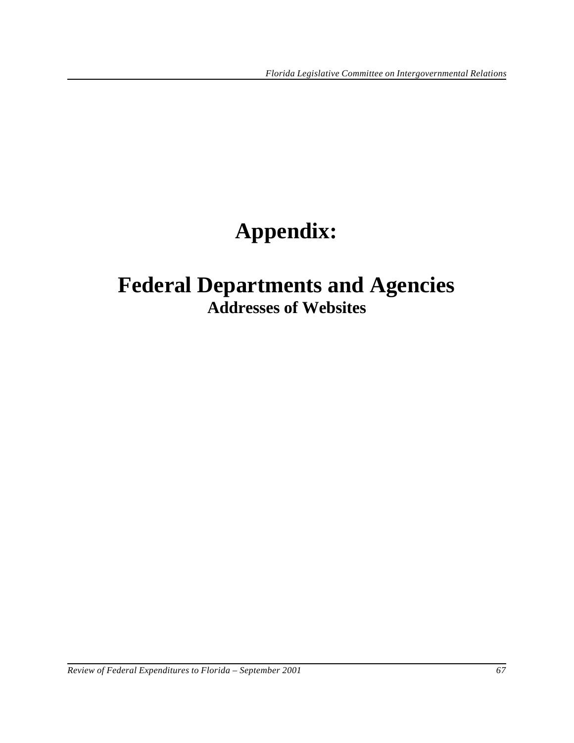# Appendix:

## Federal Departments and Agencies

### Addresses of Websites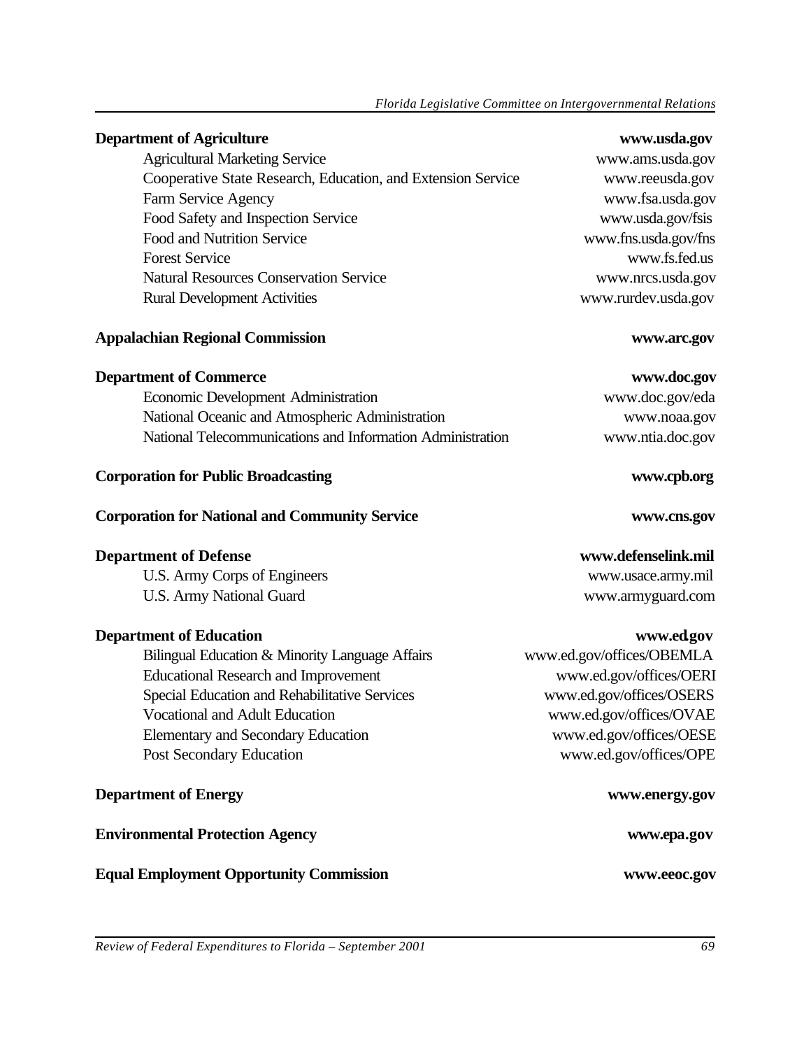**Department of Agriculture** **www.usda.gov**

- Agricultural Marketing Service www.ams.usda.gov
- Cooperative State Research, Education, and Extension Service www.reeusda.gov
- Farm Service Agency www.fsa.usda.gov
- Food Safety and Inspection Service www.usda.gov/fsis
- Food and Nutrition Service www.fns.usda.gov/fns
- Forest Service www.fs.fed.us
- Natural Resources Conservation Service www.nrcs.usda.gov
- Rural Development Activities www.rurdev.usda.gov

**Appalachian Regional Commission** **www.arc.gov**

**Department of Commerce** **www.doc.gov**

- Economic Development Administration www.doc.gov/eda
- National Oceanic and Atmospheric Administration www.noaa.gov
- National Telecommunications and Information Administration www.ntia.doc.gov

**Corporation for Public Broadcasting** **www.cpb.org**

**Corporation for National and Community Service** **www.cns.gov**

**Department of Defense** **www.defenselink.mil**

- U.S. Army Corps of Engineers www.usace.army.mil
- U.S. Army National Guard www.armyguard.com

**Department of Education** **www.ed.gov**

- Bilingual Education & Minority Language Affairs www.ed.gov/offices/OBEMLA
- Educational Research and Improvement www.ed.gov/offices/OERI
- Special Education and Rehabilitative Services www.ed.gov/offices/OSERS
- Vocational and Adult Education www.ed.gov/offices/OVAE
- Elementary and Secondary Education www.ed.gov/offices/OESE
- Post Secondary Education www.ed.gov/offices/OPE

**Department of Energy** **www.energy.gov**

**Environmental Protection Agency** **www.epa.gov**

**Equal Employment Opportunity Commission** **www.eeoc.gov**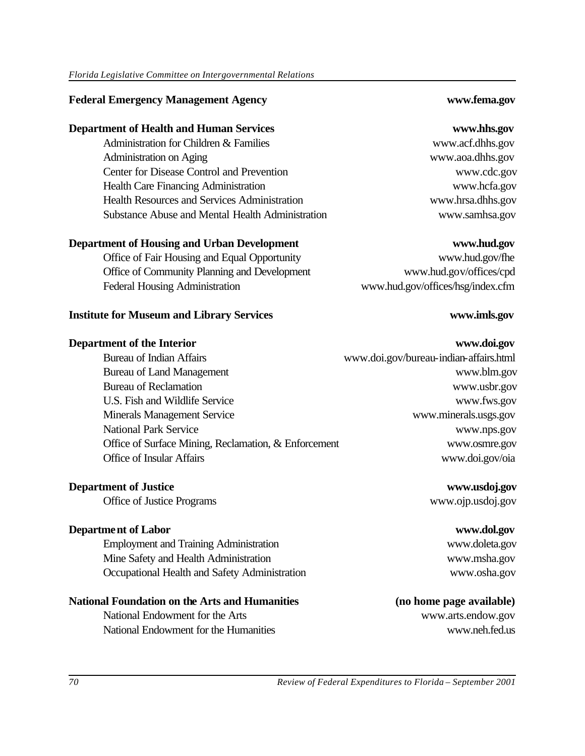| | |
|---|---|
| **Federal Emergency Management Agency** | **www.fema.gov** |
| **Department of Health and Human Services** | **www.hhs.gov** |
| Administration for Children & Families | www.acf.dhhs.gov |
| Administration on Aging | www.aoa.dhhs.gov |
| Center for Disease Control and Prevention | www.cdc.gov |
| Health Care Financing Administration | www.hcfa.gov |
| Health Resources and Services Administration | www.hrsa.dhhs.gov |
| Substance Abuse and Mental Health Administration | www.samhsa.gov |
| **Department of Housing and Urban Development** | **www.hud.gov** |
| Office of Fair Housing and Equal Opportunity | www.hud.gov/fhe |
| Office of Community Planning and Development | www.hud.gov/offices/cpd |
| Federal Housing Administration | www.hud.gov/offices/hsg/index.cfm |
| **Institute for Museum and Library Services** | **www.imls.gov** |
| **Department of the Interior** | **www.doi.gov** |
| Bureau of Indian Affairs | www.doi.gov/bureau-indian-affairs.html |
| Bureau of Land Management | www.blm.gov |
| Bureau of Reclamation | www.usbr.gov |
| U.S. Fish and Wildlife Service | www.fws.gov |
| Minerals Management Service | www.minerals.usgs.gov |
| National Park Service | www.nps.gov |
| Office of Surface Mining, Reclamation, & Enforcement | www.osmre.gov |
| Office of Insular Affairs | www.doi.gov/oia |
| **Department of Justice** | **www.usdoj.gov** |
| Office of Justice Programs | www.ojp.usdoj.gov |
| **Department of Labor** | **www.dol.gov** |
| Employment and Training Administration | www.doleta.gov |
| Mine Safety and Health Administration | www.msha.gov |
| Occupational Health and Safety Administration | www.osha.gov |
| **National Foundation on the Arts and Humanities** | **(no home page available)** |
| National Endowment for the Arts | www.arts.endow.gov |
| National Endowment for the Humanities | www.neh.fed.us |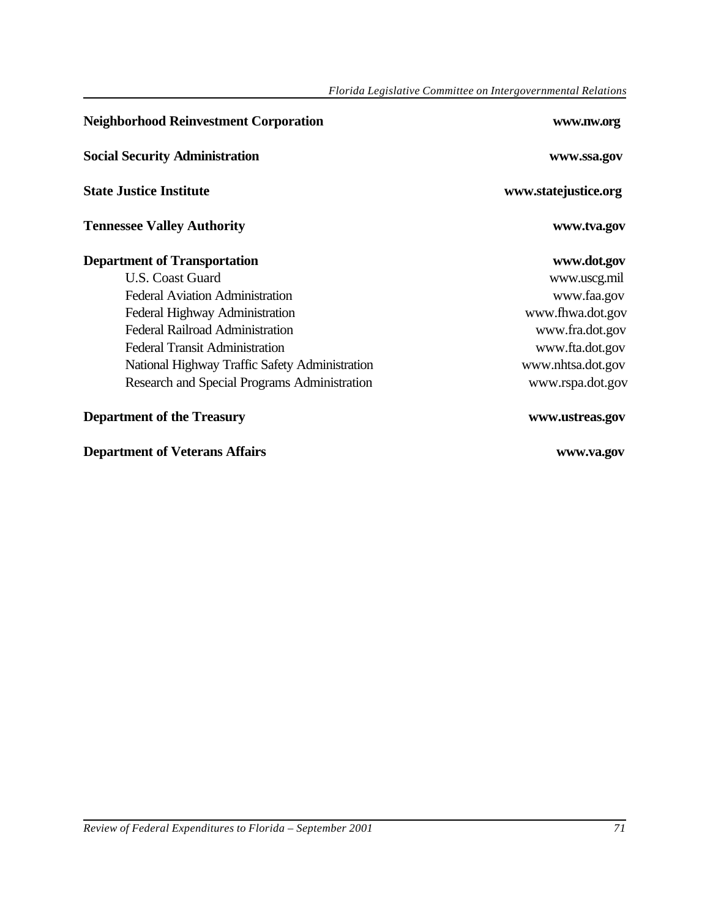**Neighborhood Reinvestment Corporation** **www.nw.org**

**Social Security Administration** **www.ssa.gov**

**State Justice Institute** **www.statejustice.org**

**Tennessee Valley Authority** **www.tva.gov**

**Department of Transportation** **www.dot.gov**

- U.S. Coast Guard www.uscg.mil
- Federal Aviation Administration www.faa.gov
- Federal Highway Administration www.fhwa.dot.gov
- Federal Railroad Administration www.fra.dot.gov
- Federal Transit Administration www.fta.dot.gov
- National Highway Traffic Safety Administration www.nhtsa.dot.gov
- Research and Special Programs Administration www.rspa.dot.gov

**Department of the Treasury** **www.ustreas.gov**

**Department of Veterans Affairs** **www.va.gov**